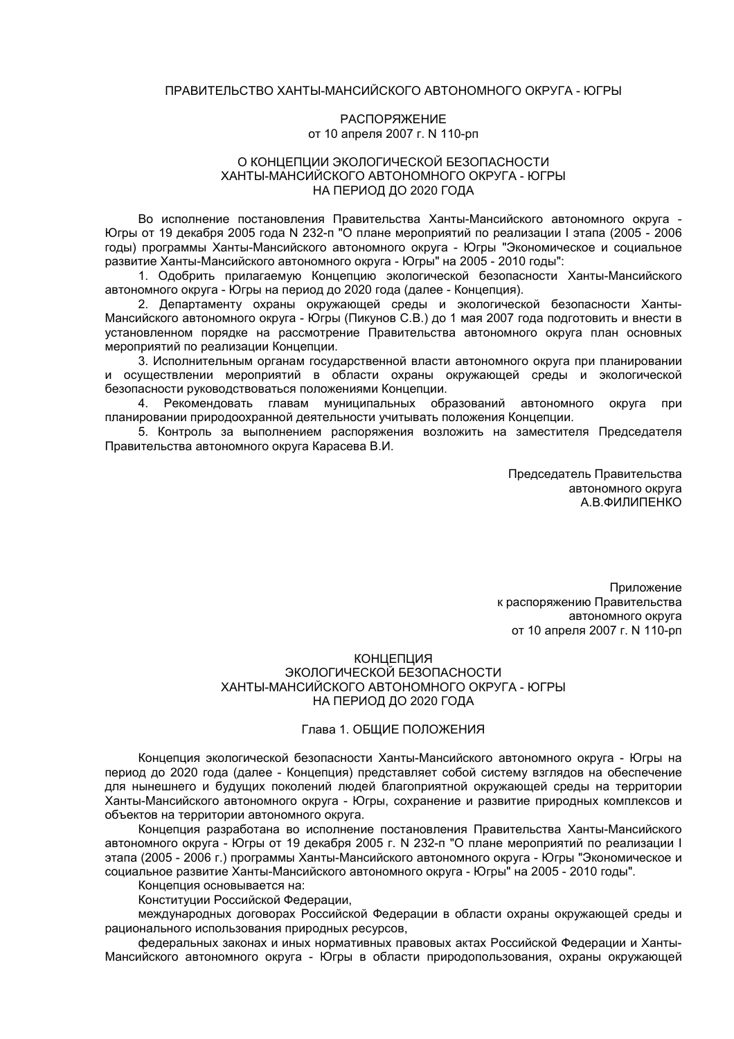ПРАВИТЕЛЬСТВО ХАНТЫ-МАНСИЙСКОГО АВТОНОМНОГО ОКРУГА - ЮГРЫ

РАСПОРЯЖЕНИЕ
от 10 апреля 2007 г. N 110-рп

# О КОНЦЕПЦИИ ЭКОЛОГИЧЕСКОЙ БЕЗОПАСНОСТИ ХАНТЫ-МАНСИЙСКОГО АВТОНОМНОГО ОКРУГА - ЮГРЫ НА ПЕРИОД ДО 2020 ГОДА

Во исполнение постановления Правительства Ханты-Мансийского автономного округа - Югры от 19 декабря 2005 года N 232-п "О плане мероприятий по реализации I этапа (2005 - 2006 годы) программы Ханты-Мансийского автономного округа - Югры "Экономическое и социальное развитие Ханты-Мансийского автономного округа - Югры" на 2005 - 2010 годы":

1. Одобрить прилагаемую Концепцию экологической безопасности Ханты-Мансийского автономного округа - Югры на период до 2020 года (далее - Концепция).

2. Департаменту охраны окружающей среды и экологической безопасности Ханты-Мансийского автономного округа - Югры (Пикунов С.В.) до 1 мая 2007 года подготовить и внести в установленном порядке на рассмотрение Правительства автономного округа план основных мероприятий по реализации Концепции.

3. Исполнительным органам государственной власти автономного округа при планировании и осуществлении мероприятий в области охраны окружающей среды и экологической безопасности руководствоваться положениями Концепции.

4. Рекомендовать главам муниципальных образований автономного округа при планировании природоохранной деятельности учитывать положения Концепции.

5. Контроль за выполнением распоряжения возложить на заместителя Председателя Правительства автономного округа Карасева В.И.

Председатель Правительства
автономного округа
А.В.ФИЛИПЕНКО

Приложение
к распоряжению Правительства
автономного округа
от 10 апреля 2007 г. N 110-рп

# КОНЦЕПЦИЯ ЭКОЛОГИЧЕСКОЙ БЕЗОПАСНОСТИ ХАНТЫ-МАНСИЙСКОГО АВТОНОМНОГО ОКРУГА - ЮГРЫ НА ПЕРИОД ДО 2020 ГОДА

## Глава 1. ОБЩИЕ ПОЛОЖЕНИЯ

Концепция экологической безопасности Ханты-Мансийского автономного округа - Югры на период до 2020 года (далее - Концепция) представляет собой систему взглядов на обеспечение для нынешнего и будущих поколений людей благоприятной окружающей среды на территории Ханты-Мансийского автономного округа - Югры, сохранение и развитие природных комплексов и объектов на территории автономного округа.

Концепция разработана во исполнение постановления Правительства Ханты-Мансийского автономного округа - Югры от 19 декабря 2005 г. N 232-п "О плане мероприятий по реализации I этапа (2005 - 2006 г.) программы Ханты-Мансийского автономного округа - Югры "Экономическое и социальное развитие Ханты-Мансийского автономного округа - Югры" на 2005 - 2010 годы".

Концепция основывается на:

Конституции Российской Федерации,

международных договорах Российской Федерации в области охраны окружающей среды и рационального использования природных ресурсов,

федеральных законах и иных нормативных правовых актах Российской Федерации и Ханты-Мансийского автономного округа - Югры в области природопользования, охраны окружающей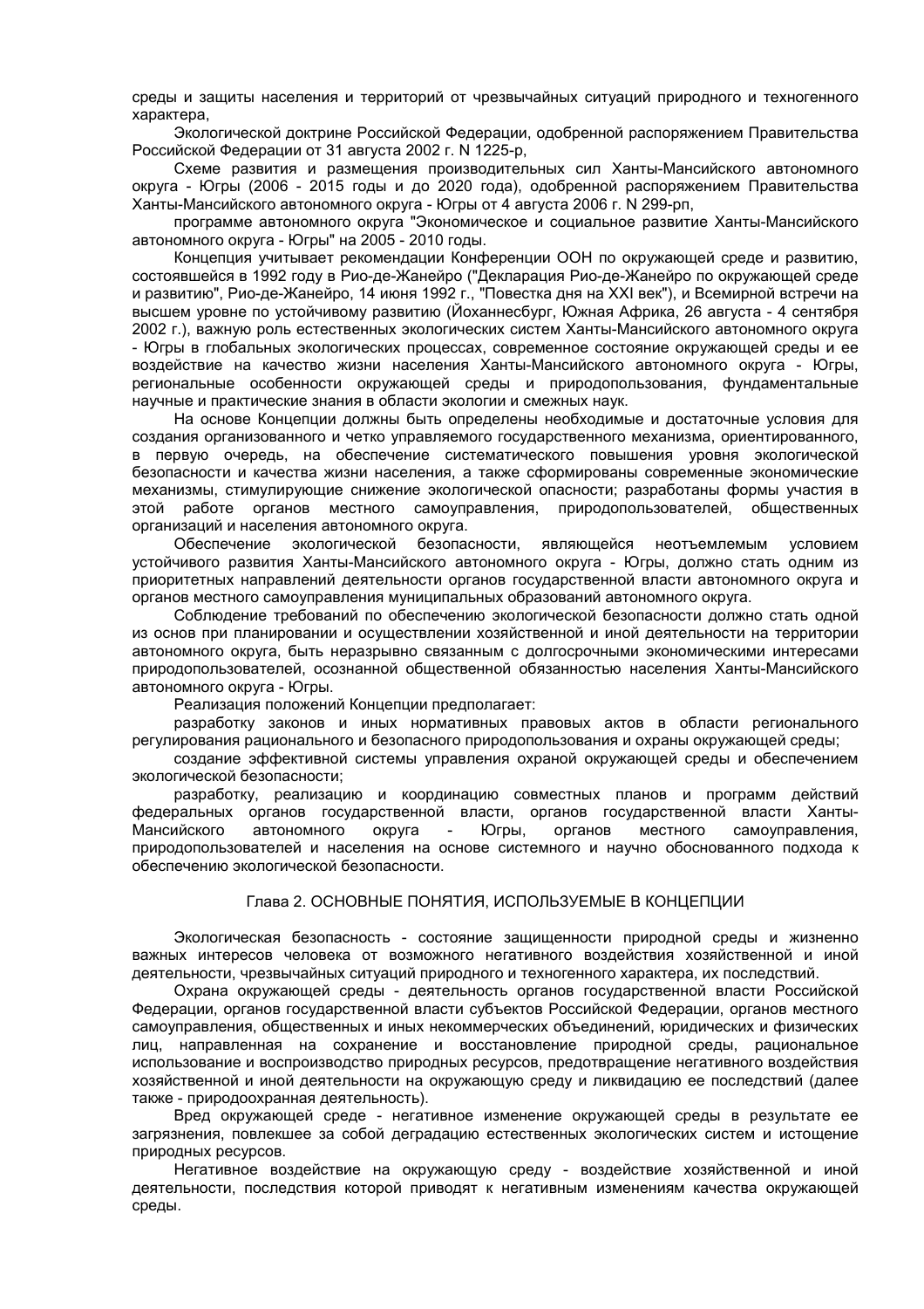среды и защиты населения и территорий от чрезвычайных ситуаций природного и техногенного характера,

Экологической доктрине Российской Федерации, одобренной распоряжением Правительства Российской Федерации от 31 августа 2002 г. N 1225-р,

Схеме развития и размещения производительных сил Ханты-Мансийского автономного округа - Югры (2006 - 2015 годы и до 2020 года), одобренной распоряжением Правительства Ханты-Мансийского автономного округа - Югры от 4 августа 2006 г. N 299-рп,

программе автономного округа "Экономическое и социальное развитие Ханты-Мансийского автономного округа - Югры" на 2005 - 2010 годы.

Концепция учитывает рекомендации Конференции ООН по окружающей среде и развитию, состоявшейся в 1992 году в Рио-де-Жанейро ("Декларация Рио-де-Жанейро по окружающей среде и развитию", Рио-де-Жанейро, 14 июня 1992 г., "Повестка дня на XXI век"), и Всемирной встречи на высшем уровне по устойчивому развитию (Йоханнесбург, Южная Африка, 26 августа - 4 сентября 2002 г.), важную роль естественных экологических систем Ханты-Мансийского автономного округа - Югры в глобальных экологических процессах, современное состояние окружающей среды и ее воздействие на качество жизни населения Ханты-Мансийского автономного округа - Югры, региональные особенности окружающей среды и природопользования, фундаментальные научные и практические знания в области экологии и смежных наук.

На основе Концепции должны быть определены необходимые и достаточные условия для создания организованного и четко управляемого государственного механизма, ориентированного, в первую очередь, на обеспечение систематического повышения уровня экологической безопасности и качества жизни населения, а также сформированы современные экономические механизмы, стимулирующие снижение экологической опасности; разработаны формы участия в этой работе органов местного самоуправления, природопользователей, общественных организаций и населения автономного округа.

Обеспечение экологической безопасности, являющейся неотъемлемым условием устойчивого развития Ханты-Мансийского автономного округа - Югры, должно стать одним из приоритетных направлений деятельности органов государственной власти автономного округа и органов местного самоуправления муниципальных образований автономного округа.

Соблюдение требований по обеспечению экологической безопасности должно стать одной из основ при планировании и осуществлении хозяйственной и иной деятельности на территории автономного округа, быть неразрывно связанным с долгосрочными экономическими интересами природопользователей, осознанной общественной обязанностью населения Ханты-Мансийского автономного округа - Югры.

Реализация положений Концепции предполагает:

разработку законов и иных нормативных правовых актов в области регионального регулирования рационального и безопасного природопользования и охраны окружающей среды;

создание эффективной системы управления охраной окружающей среды и обеспечением экологической безопасности;

разработку, реализацию и координацию совместных планов и программ действий федеральных органов государственной власти, органов государственной власти Ханты-Мансийского автономного округа - Югры, органов местного самоуправления, природопользователей и населения на основе системного и научно обоснованного подхода к обеспечению экологической безопасности.

## Глава 2. ОСНОВНЫЕ ПОНЯТИЯ, ИСПОЛЬЗУЕМЫЕ В КОНЦЕПЦИИ

Экологическая безопасность - состояние защищенности природной среды и жизненно важных интересов человека от возможного негативного воздействия хозяйственной и иной деятельности, чрезвычайных ситуаций природного и техногенного характера, их последствий.

Охрана окружающей среды - деятельность органов государственной власти Российской Федерации, органов государственной власти субъектов Российской Федерации, органов местного самоуправления, общественных и иных некоммерческих объединений, юридических и физических лиц, направленная на сохранение и восстановление природной среды, рациональное использование и воспроизводство природных ресурсов, предотвращение негативного воздействия хозяйственной и иной деятельности на окружающую среду и ликвидацию ее последствий (далее также - природоохранная деятельность).

Вред окружающей среде - негативное изменение окружающей среды в результате ее загрязнения, повлекшее за собой деградацию естественных экологических систем и истощение природных ресурсов.

Негативное воздействие на окружающую среду - воздействие хозяйственной и иной деятельности, последствия которой приводят к негативным изменениям качества окружающей среды.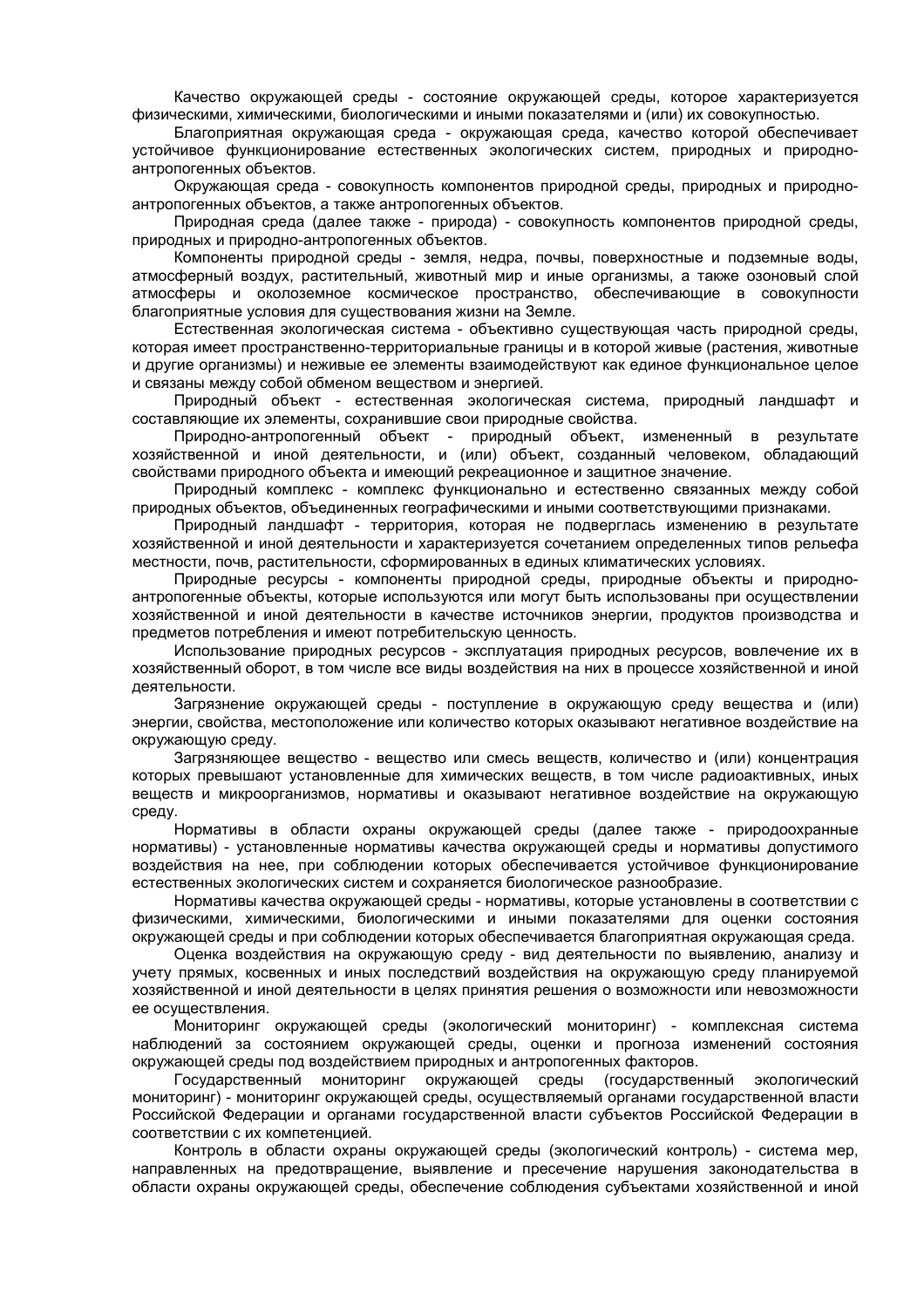Качество окружающей среды - состояние окружающей среды, которое характеризуется физическими, химическими, биологическими и иными показателями и (или) их совокупностью.

Благоприятная окружающая среда - окружающая среда, качество которой обеспечивает устойчивое функционирование естественных экологических систем, природных и природно-антропогенных объектов.

Окружающая среда - совокупность компонентов природной среды, природных и природно-антропогенных объектов, а также антропогенных объектов.

Природная среда (далее также - природа) - совокупность компонентов природной среды, природных и природно-антропогенных объектов.

Компоненты природной среды - земля, недра, почвы, поверхностные и подземные воды, атмосферный воздух, растительный, животный мир и иные организмы, а также озоновый слой атмосферы и околоземное космическое пространство, обеспечивающие в совокупности благоприятные условия для существования жизни на Земле.

Естественная экологическая система - объективно существующая часть природной среды, которая имеет пространственно-территориальные границы и в которой живые (растения, животные и другие организмы) и неживые ее элементы взаимодействуют как единое функциональное целое и связаны между собой обменом веществом и энергией.

Природный объект - естественная экологическая система, природный ландшафт и составляющие их элементы, сохранившие свои природные свойства.

Природно-антропогенный объект - природный объект, измененный в результате хозяйственной и иной деятельности, и (или) объект, созданный человеком, обладающий свойствами природного объекта и имеющий рекреационное и защитное значение.

Природный комплекс - комплекс функционально и естественно связанных между собой природных объектов, объединенных географическими и иными соответствующими признаками.

Природный ландшафт - территория, которая не подверглась изменению в результате хозяйственной и иной деятельности и характеризуется сочетанием определенных типов рельефа местности, почв, растительности, сформированных в единых климатических условиях.

Природные ресурсы - компоненты природной среды, природные объекты и природно-антропогенные объекты, которые используются или могут быть использованы при осуществлении хозяйственной и иной деятельности в качестве источников энергии, продуктов производства и предметов потребления и имеют потребительскую ценность.

Использование природных ресурсов - эксплуатация природных ресурсов, вовлечение их в хозяйственный оборот, в том числе все виды воздействия на них в процессе хозяйственной и иной деятельности.

Загрязнение окружающей среды - поступление в окружающую среду вещества и (или) энергии, свойства, местоположение или количество которых оказывают негативное воздействие на окружающую среду.

Загрязняющее вещество - вещество или смесь веществ, количество и (или) концентрация которых превышают установленные для химических веществ, в том числе радиоактивных, иных веществ и микроорганизмов, нормативы и оказывают негативное воздействие на окружающую среду.

Нормативы в области охраны окружающей среды (далее также - природоохранные нормативы) - установленные нормативы качества окружающей среды и нормативы допустимого воздействия на нее, при соблюдении которых обеспечивается устойчивое функционирование естественных экологических систем и сохраняется биологическое разнообразие.

Нормативы качества окружающей среды - нормативы, которые установлены в соответствии с физическими, химическими, биологическими и иными показателями для оценки состояния окружающей среды и при соблюдении которых обеспечивается благоприятная окружающая среда.

Оценка воздействия на окружающую среду - вид деятельности по выявлению, анализу и учету прямых, косвенных и иных последствий воздействия на окружающую среду планируемой хозяйственной и иной деятельности в целях принятия решения о возможности или невозможности ее осуществления.

Мониторинг окружающей среды (экологический мониторинг) - комплексная система наблюдений за состоянием окружающей среды, оценки и прогноза изменений состояния окружающей среды под воздействием природных и антропогенных факторов.

Государственный мониторинг окружающей среды (государственный экологический мониторинг) - мониторинг окружающей среды, осуществляемый органами государственной власти Российской Федерации и органами государственной власти субъектов Российской Федерации в соответствии с их компетенцией.

Контроль в области охраны окружающей среды (экологический контроль) - система мер, направленных на предотвращение, выявление и пресечение нарушения законодательства в области охраны окружающей среды, обеспечение соблюдения субъектами хозяйственной и иной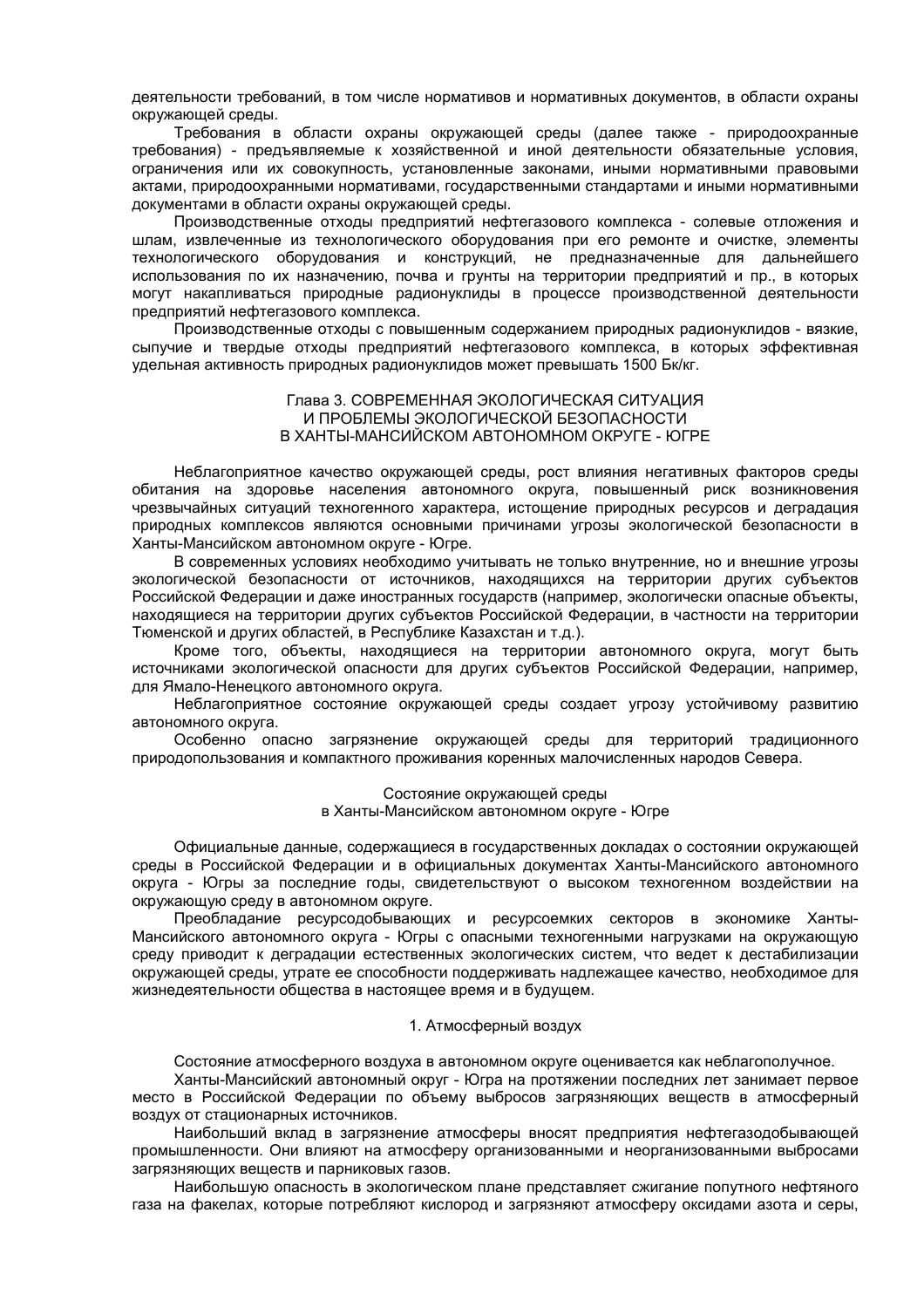деятельности требований, в том числе нормативов и нормативных документов, в области охраны окружающей среды.

Требования в области охраны окружающей среды (далее также - природоохранные требования) - предъявляемые к хозяйственной и иной деятельности обязательные условия, ограничения или их совокупность, установленные законами, иными нормативными правовыми актами, природоохранными нормативами, государственными стандартами и иными нормативными документами в области охраны окружающей среды.

Производственные отходы предприятий нефтегазового комплекса - солевые отложения и шлам, извлеченные из технологического оборудования при его ремонте и очистке, элементы технологического оборудования и конструкций, не предназначенные для дальнейшего использования по их назначению, почва и грунты на территории предприятий и пр., в которых могут накапливаться природные радионуклиды в процессе производственной деятельности предприятий нефтегазового комплекса.

Производственные отходы с повышенным содержанием природных радионуклидов - вязкие, сыпучие и твердые отходы предприятий нефтегазового комплекса, в которых эффективная удельная активность природных радионуклидов может превышать 1500 Бк/кг.

## Глава 3. СОВРЕМЕННАЯ ЭКОЛОГИЧЕСКАЯ СИТУАЦИЯ И ПРОБЛЕМЫ ЭКОЛОГИЧЕСКОЙ БЕЗОПАСНОСТИ В ХАНТЫ-МАНСИЙСКОМ АВТОНОМНОМ ОКРУГЕ - ЮГРЕ

Неблагоприятное качество окружающей среды, рост влияния негативных факторов среды обитания на здоровье населения автономного округа, повышенный риск возникновения чрезвычайных ситуаций техногенного характера, истощение природных ресурсов и деградация природных комплексов являются основными причинами угрозы экологической безопасности в Ханты-Мансийском автономном округе - Югре.

В современных условиях необходимо учитывать не только внутренние, но и внешние угрозы экологической безопасности от источников, находящихся на территории других субъектов Российской Федерации и даже иностранных государств (например, экологически опасные объекты, находящиеся на территории других субъектов Российской Федерации, в частности на территории Тюменской и других областей, в Республике Казахстан и т.д.).

Кроме того, объекты, находящиеся на территории автономного округа, могут быть источниками экологической опасности для других субъектов Российской Федерации, например, для Ямало-Ненецкого автономного округа.

Неблагоприятное состояние окружающей среды создает угрозу устойчивому развитию автономного округа.

Особенно опасно загрязнение окружающей среды для территорий традиционного природопользования и компактного проживания коренных малочисленных народов Севера.

### Состояние окружающей среды в Ханты-Мансийском автономном округе - Югре

Официальные данные, содержащиеся в государственных докладах о состоянии окружающей среды в Российской Федерации и в официальных документах Ханты-Мансийского автономного округа - Югры за последние годы, свидетельствуют о высоком техногенном воздействии на окружающую среду в автономном округе.

Преобладание ресурсодобывающих и ресурсоемких секторов в экономике Ханты-Мансийского автономного округа - Югры с опасными техногенными нагрузками на окружающую среду приводит к деградации естественных экологических систем, что ведет к дестабилизации окружающей среды, утрате ее способности поддерживать надлежащее качество, необходимое для жизнедеятельности общества в настоящее время и в будущем.

#### 1. Атмосферный воздух

Состояние атмосферного воздуха в автономном округе оценивается как неблагополучное.

Ханты-Мансийский автономный округ - Югра на протяжении последних лет занимает первое место в Российской Федерации по объему выбросов загрязняющих веществ в атмосферный воздух от стационарных источников.

Наибольший вклад в загрязнение атмосферы вносят предприятия нефтегазодобывающей промышленности. Они влияют на атмосферу организованными и неорганизованными выбросами загрязняющих веществ и парниковых газов.

Наибольшую опасность в экологическом плане представляет сжигание попутного нефтяного газа на факелах, которые потребляют кислород и загрязняют атмосферу оксидами азота и серы,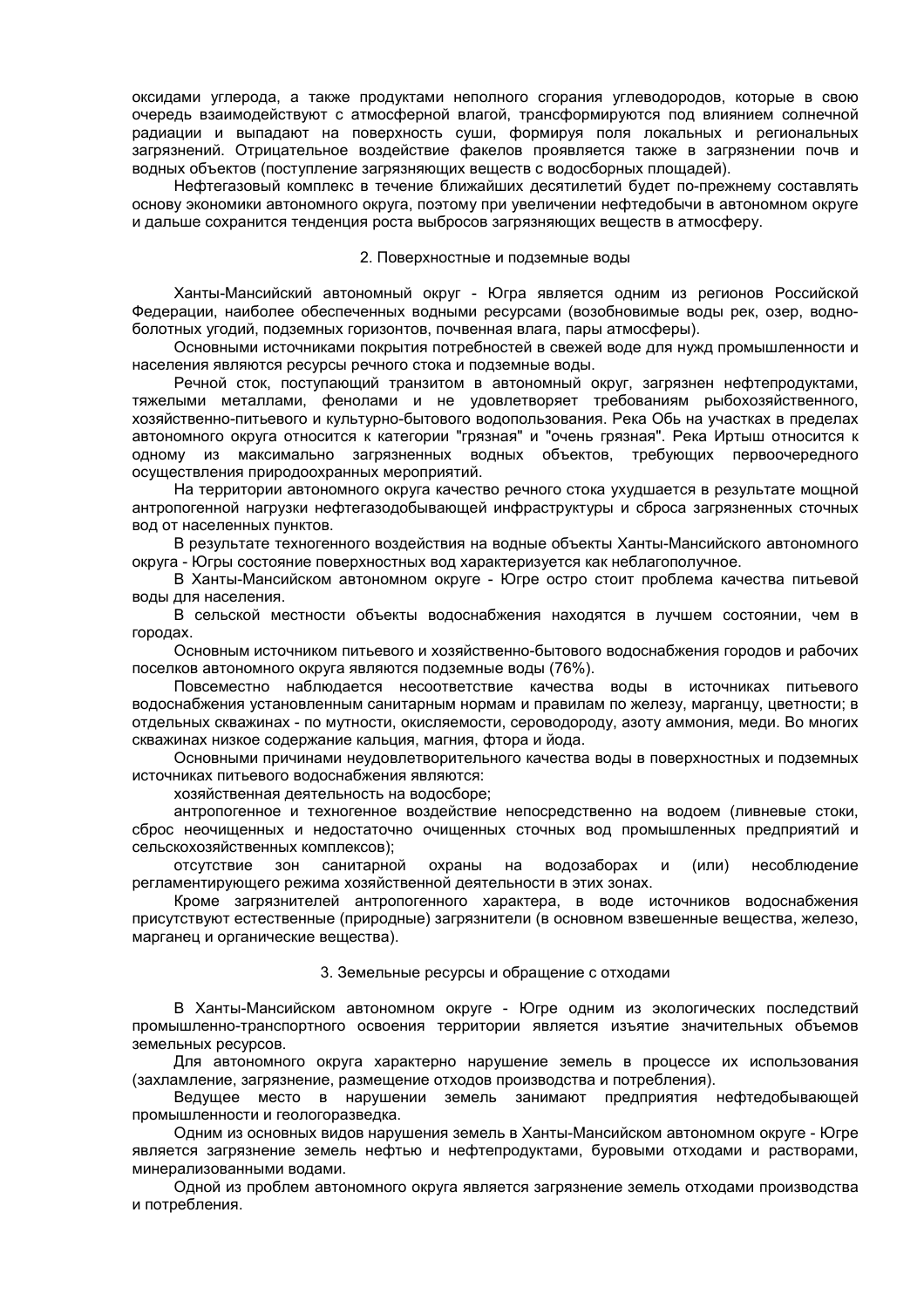оксидами углерода, а также продуктами неполного сгорания углеводородов, которые в свою очередь взаимодействуют с атмосферной влагой, трансформируются под влиянием солнечной радиации и выпадают на поверхность суши, формируя поля локальных и региональных загрязнений. Отрицательное воздействие факелов проявляется также в загрязнении почв и водных объектов (поступление загрязняющих веществ с водосборных площадей).

Нефтегазовый комплекс в течение ближайших десятилетий будет по-прежнему составлять основу экономики автономного округа, поэтому при увеличении нефтедобычи в автономном округе и дальше сохранится тенденция роста выбросов загрязняющих веществ в атмосферу.

## 2. Поверхностные и подземные воды

Ханты-Мансийский автономный округ - Югра является одним из регионов Российской Федерации, наиболее обеспеченных водными ресурсами (возобновимые воды рек, озер, водно-болотных угодий, подземных горизонтов, почвенная влага, пары атмосферы).

Основными источниками покрытия потребностей в свежей воде для нужд промышленности и населения являются ресурсы речного стока и подземные воды.

Речной сток, поступающий транзитом в автономный округ, загрязнен нефтепродуктами, тяжелыми металлами, фенолами и не удовлетворяет требованиям рыбохозяйственного, хозяйственно-питьевого и культурно-бытового водопользования. Река Обь на участках в пределах автономного округа относится к категории "грязная" и "очень грязная". Река Иртыш относится к одному из максимально загрязненных водных объектов, требующих первоочередного осуществления природоохранных мероприятий.

На территории автономного округа качество речного стока ухудшается в результате мощной антропогенной нагрузки нефтегазодобывающей инфраструктуры и сброса загрязненных сточных вод от населенных пунктов.

В результате техногенного воздействия на водные объекты Ханты-Мансийского автономного округа - Югры состояние поверхностных вод характеризуется как неблагополучное.

В Ханты-Мансийском автономном округе - Югре остро стоит проблема качества питьевой воды для населения.

В сельской местности объекты водоснабжения находятся в лучшем состоянии, чем в городах.

Основным источником питьевого и хозяйственно-бытового водоснабжения городов и рабочих поселков автономного округа являются подземные воды (76%).

Повсеместно наблюдается несоответствие качества воды в источниках питьевого водоснабжения установленным санитарным нормам и правилам по железу, марганцу, цветности; в отдельных скважинах - по мутности, окисляемости, сероводороду, азоту аммония, меди. Во многих скважинах низкое содержание кальция, магния, фтора и йода.

Основными причинами неудовлетворительного качества воды в поверхностных и подземных источниках питьевого водоснабжения являются:

хозяйственная деятельность на водосборе;

антропогенное и техногенное воздействие непосредственно на водоем (ливневые стоки, сброс неочищенных и недостаточно очищенных сточных вод промышленных предприятий и сельскохозяйственных комплексов);

отсутствие зон санитарной охраны на водозаборах и (или) несоблюдение регламентирующего режима хозяйственной деятельности в этих зонах.

Кроме загрязнителей антропогенного характера, в воде источников водоснабжения присутствуют естественные (природные) загрязнители (в основном взвешенные вещества, железо, марганец и органические вещества).

## 3. Земельные ресурсы и обращение с отходами

В Ханты-Мансийском автономном округе - Югре одним из экологических последствий промышленно-транспортного освоения территории является изъятие значительных объемов земельных ресурсов.

Для автономного округа характерно нарушение земель в процессе их использования (захламление, загрязнение, размещение отходов производства и потребления).

Ведущее место в нарушении земель занимают предприятия нефтедобывающей промышленности и геологоразведка.

Одним из основных видов нарушения земель в Ханты-Мансийском автономном округе - Югре является загрязнение земель нефтью и нефтепродуктами, буровыми отходами и растворами, минерализованными водами.

Одной из проблем автономного округа является загрязнение земель отходами производства и потребления.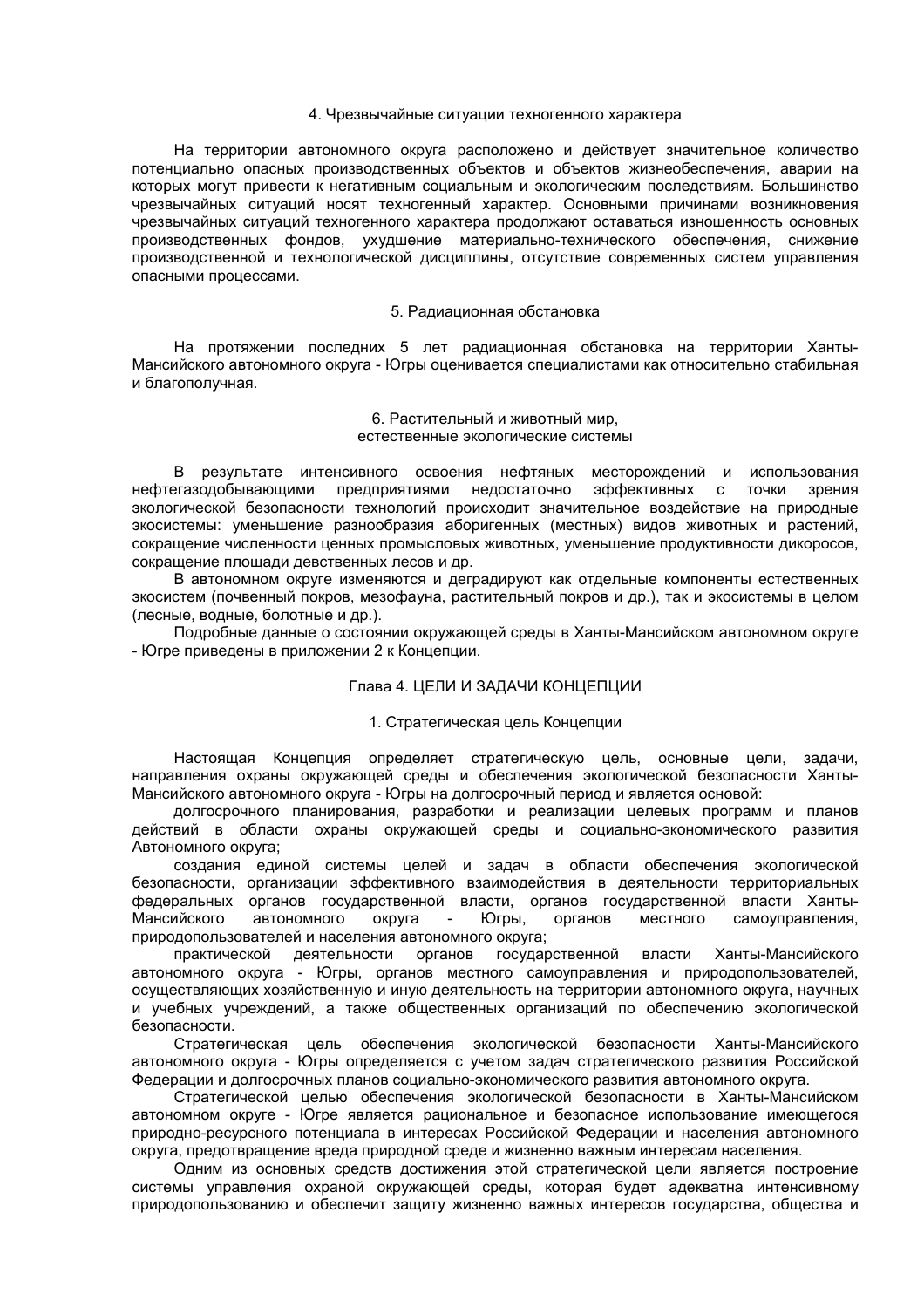### 4. Чрезвычайные ситуации техногенного характера

На территории автономного округа расположено и действует значительное количество потенциально опасных производственных объектов и объектов жизнеобеспечения, аварии на которых могут привести к негативным социальным и экологическим последствиям. Большинство чрезвычайных ситуаций носят техногенный характер. Основными причинами возникновения чрезвычайных ситуаций техногенного характера продолжают оставаться изношенность основных производственных фондов, ухудшение материально-технического обеспечения, снижение производственной и технологической дисциплины, отсутствие современных систем управления опасными процессами.

### 5. Радиационная обстановка

На протяжении последних 5 лет радиационная обстановка на территории Ханты-Мансийского автономного округа - Югры оценивается специалистами как относительно стабильная и благополучная.

### 6. Растительный и животный мир, естественные экологические системы

В результате интенсивного освоения нефтяных месторождений и использования нефтегазодобывающими предприятиями недостаточно эффективных с точки зрения экологической безопасности технологий происходит значительное воздействие на природные экосистемы: уменьшение разнообразия аборигенных (местных) видов животных и растений, сокращение численности ценных промысловых животных, уменьшение продуктивности дикоросов, сокращение площади девственных лесов и др.

В автономном округе изменяются и деградируют как отдельные компоненты естественных экосистем (почвенный покров, мезофауна, растительный покров и др.), так и экосистемы в целом (лесные, водные, болотные и др.).

Подробные данные о состоянии окружающей среды в Ханты-Мансийском автономном округе - Югре приведены в приложении 2 к Концепции.

## Глава 4. ЦЕЛИ И ЗАДАЧИ КОНЦЕПЦИИ

### 1. Стратегическая цель Концепции

Настоящая Концепция определяет стратегическую цель, основные цели, задачи, направления охраны окружающей среды и обеспечения экологической безопасности Ханты-Мансийского автономного округа - Югры на долгосрочный период и является основой:

долгосрочного планирования, разработки и реализации целевых программ и планов действий в области охраны окружающей среды и социально-экономического развития Автономного округа;

создания единой системы целей и задач в области обеспечения экологической безопасности, организации эффективного взаимодействия в деятельности территориальных федеральных органов государственной власти, органов государственной власти Ханты-Мансийского автономного округа - Югры, органов местного самоуправления, природопользователей и населения автономного округа;

практической деятельности органов государственной власти Ханты-Мансийского автономного округа - Югры, органов местного самоуправления и природопользователей, осуществляющих хозяйственную и иную деятельность на территории автономного округа, научных и учебных учреждений, а также общественных организаций по обеспечению экологической безопасности.

Стратегическая цель обеспечения экологической безопасности Ханты-Мансийского автономного округа - Югры определяется с учетом задач стратегического развития Российской Федерации и долгосрочных планов социально-экономического развития автономного округа.

Стратегической целью обеспечения экологической безопасности в Ханты-Мансийском автономном округе - Югре является рациональное и безопасное использование имеющегося природно-ресурсного потенциала в интересах Российской Федерации и населения автономного округа, предотвращение вреда природной среде и жизненно важным интересам населения.

Одним из основных средств достижения этой стратегической цели является построение системы управления охраной окружающей среды, которая будет адекватна интенсивному природопользованию и обеспечит защиту жизненно важных интересов государства, общества и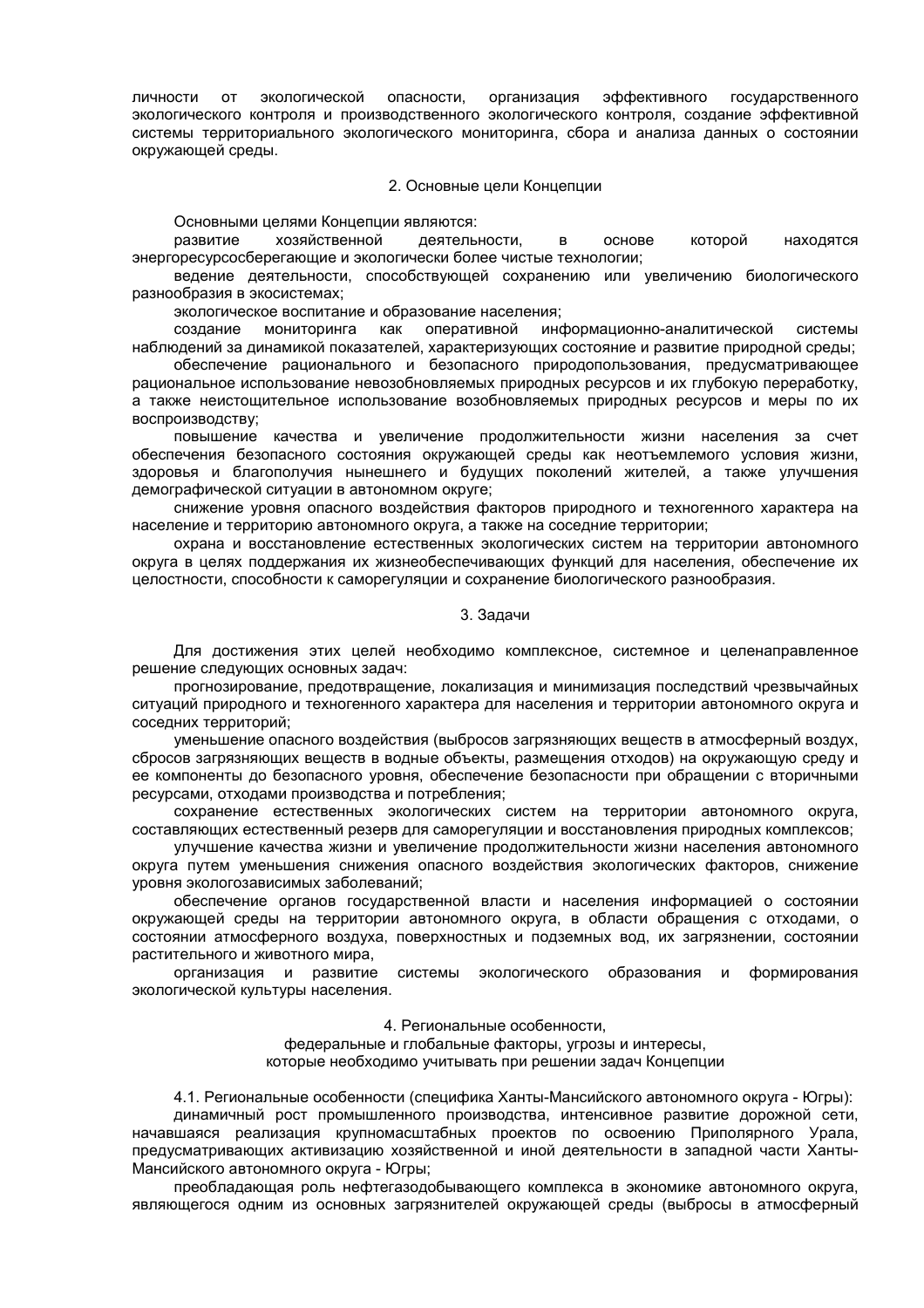личности от экологической опасности, организация эффективного государственного экологического контроля и производственного экологического контроля, создание эффективной системы территориального экологического мониторинга, сбора и анализа данных о состоянии окружающей среды.

## 2. Основные цели Концепции

Основными целями Концепции являются:

развитие хозяйственной деятельности, в основе которой находятся энергоресурсосберегающие и экологически более чистые технологии;

ведение деятельности, способствующей сохранению или увеличению биологического разнообразия в экосистемах;

экологическое воспитание и образование населения;

создание мониторинга как оперативной информационно-аналитической системы наблюдений за динамикой показателей, характеризующих состояние и развитие природной среды;

обеспечение рационального и безопасного природопользования, предусматривающее рациональное использование невозобновляемых природных ресурсов и их глубокую переработку, а также неистощительное использование возобновляемых природных ресурсов и меры по их воспроизводству;

повышение качества и увеличение продолжительности жизни населения за счет обеспечения безопасного состояния окружающей среды как неотъемлемого условия жизни, здоровья и благополучия нынешнего и будущих поколений жителей, а также улучшения демографической ситуации в автономном округе;

снижение уровня опасного воздействия факторов природного и техногенного характера на население и территорию автономного округа, а также на соседние территории;

охрана и восстановление естественных экологических систем на территории автономного округа в целях поддержания их жизнеобеспечивающих функций для населения, обеспечение их целостности, способности к саморегуляции и сохранение биологического разнообразия.

## 3. Задачи

Для достижения этих целей необходимо комплексное, системное и целенаправленное решение следующих основных задач:

прогнозирование, предотвращение, локализация и минимизация последствий чрезвычайных ситуаций природного и техногенного характера для населения и территории автономного округа и соседних территорий;

уменьшение опасного воздействия (выбросов загрязняющих веществ в атмосферный воздух, сбросов загрязняющих веществ в водные объекты, размещения отходов) на окружающую среду и ее компоненты до безопасного уровня, обеспечение безопасности при обращении с вторичными ресурсами, отходами производства и потребления;

сохранение естественных экологических систем на территории автономного округа, составляющих естественный резерв для саморегуляции и восстановления природных комплексов;

улучшение качества жизни и увеличение продолжительности жизни населения автономного округа путем уменьшения снижения опасного воздействия экологических факторов, снижение уровня экологозависимых заболеваний;

обеспечение органов государственной власти и населения информацией о состоянии окружающей среды на территории автономного округа, в области обращения с отходами, о состоянии атмосферного воздуха, поверхностных и подземных вод, их загрязнении, состоянии растительного и животного мира,

организация и развитие системы экологического образования и формирования экологической культуры населения.

## 4. Региональные особенности, федеральные и глобальные факторы, угрозы и интересы, которые необходимо учитывать при решении задач Концепции

4.1. Региональные особенности (специфика Ханты-Мансийского автономного округа - Югры):

динамичный рост промышленного производства, интенсивное развитие дорожной сети, начавшаяся реализация крупномасштабных проектов по освоению Приполярного Урала, предусматривающих активизацию хозяйственной и иной деятельности в западной части Ханты-Мансийского автономного округа - Югры;

преобладающая роль нефтегазодобывающего комплекса в экономике автономного округа, являющегося одним из основных загрязнителей окружающей среды (выбросы в атмосферный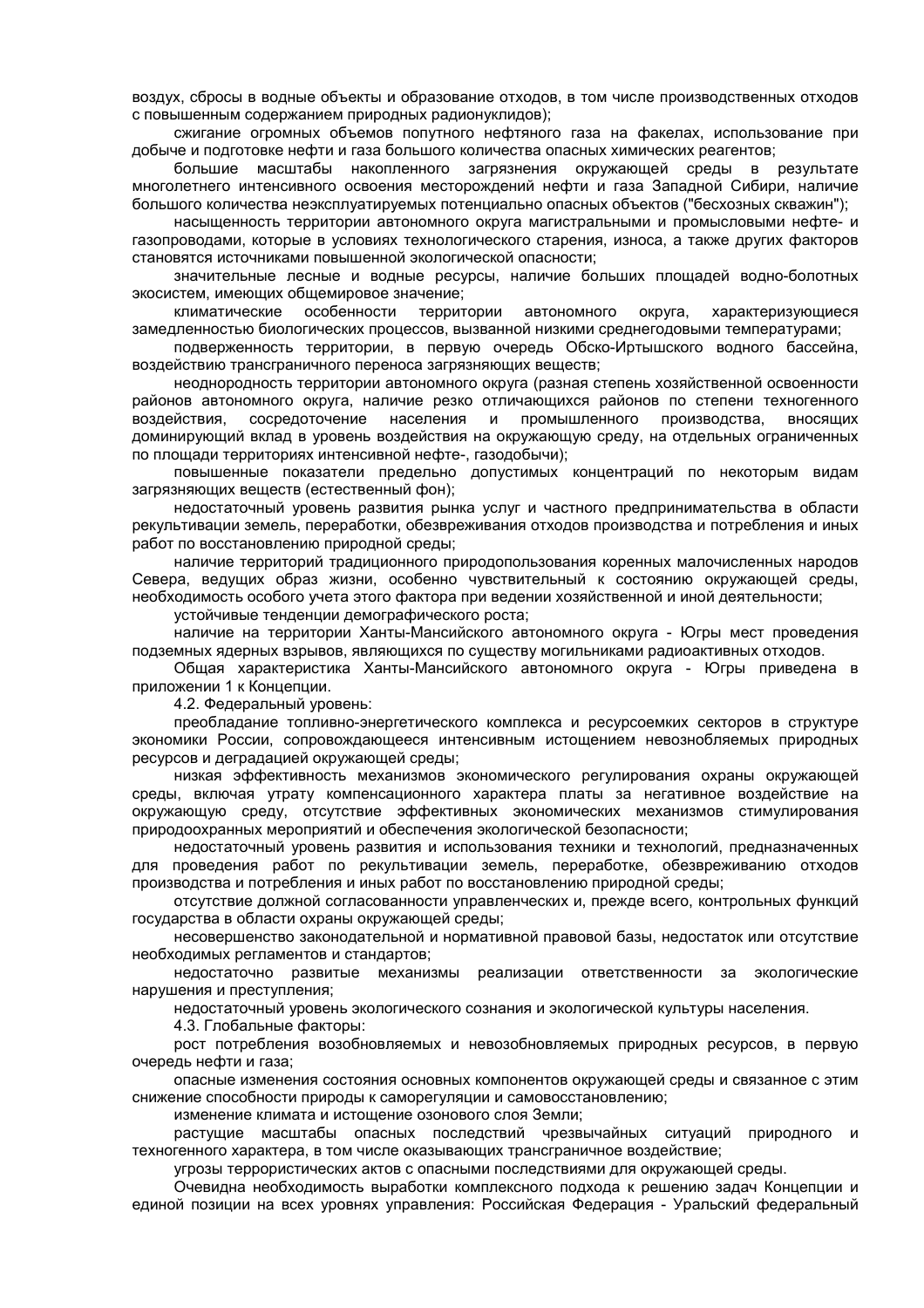воздух, сбросы в водные объекты и образование отходов, в том числе производственных отходов с повышенным содержанием природных радионуклидов);

сжигание огромных объемов попутного нефтяного газа на факелах, использование при добыче и подготовке нефти и газа большого количества опасных химических реагентов;

большие масштабы накопленного загрязнения окружающей среды в результате многолетнего интенсивного освоения месторождений нефти и газа Западной Сибири, наличие большого количества неэксплуатируемых потенциально опасных объектов ("бесхозных скважин");

насыщенность территории автономного округа магистральными и промысловыми нефте- и газопроводами, которые в условиях технологического старения, износа, а также других факторов становятся источниками повышенной экологической опасности;

значительные лесные и водные ресурсы, наличие больших площадей водно-болотных экосистем, имеющих общемировое значение;

климатические особенности территории автономного округа, характеризующиеся замедленностью биологических процессов, вызванной низкими среднегодовыми температурами;

подверженность территории, в первую очередь Обско-Иртышского водного бассейна, воздействию трансграничного переноса загрязняющих веществ;

неоднородность территории автономного округа (разная степень хозяйственной освоенности районов автономного округа, наличие резко отличающихся районов по степени техногенного воздействия, сосредоточение населения и промышленного производства, вносящих доминирующий вклад в уровень воздействия на окружающую среду, на отдельных ограниченных по площади территориях интенсивной нефте-, газодобычи);

повышенные показатели предельно допустимых концентраций по некоторым видам загрязняющих веществ (естественный фон);

недостаточный уровень развития рынка услуг и частного предпринимательства в области рекультивации земель, переработки, обезвреживания отходов производства и потребления и иных работ по восстановлению природной среды;

наличие территорий традиционного природопользования коренных малочисленных народов Севера, ведущих образ жизни, особенно чувствительный к состоянию окружающей среды, необходимость особого учета этого фактора при ведении хозяйственной и иной деятельности;

устойчивые тенденции демографического роста;

наличие на территории Ханты-Мансийского автономного округа - Югры мест проведения подземных ядерных взрывов, являющихся по существу могильниками радиоактивных отходов.

Общая характеристика Ханты-Мансийского автономного округа - Югры приведена в приложении 1 к Концепции.

4.2. Федеральный уровень:

преобладание топливно-энергетического комплекса и ресурсоемких секторов в структуре экономики России, сопровождающееся интенсивным истощением невознобляемых природных ресурсов и деградацией окружающей среды;

низкая эффективность механизмов экономического регулирования охраны окружающей среды, включая утрату компенсационного характера платы за негативное воздействие на окружающую среду, отсутствие эффективных экономических механизмов стимулирования природоохранных мероприятий и обеспечения экологической безопасности;

недостаточный уровень развития и использования техники и технологий, предназначенных для проведения работ по рекультивации земель, переработке, обезвреживанию отходов производства и потребления и иных работ по восстановлению природной среды;

отсутствие должной согласованности управленческих и, прежде всего, контрольных функций государства в области охраны окружающей среды;

несовершенство законодательной и нормативной правовой базы, недостаток или отсутствие необходимых регламентов и стандартов;

недостаточно развитые механизмы реализации ответственности за экологические нарушения и преступления;

недостаточный уровень экологического сознания и экологической культуры населения.

4.3. Глобальные факторы:

рост потребления возобновляемых и невозобновляемых природных ресурсов, в первую очередь нефти и газа;

опасные изменения состояния основных компонентов окружающей среды и связанное с этим снижение способности природы к саморегуляции и самовосстановлению;

изменение климата и истощение озонового слоя Земли;

растущие масштабы опасных последствий чрезвычайных ситуаций природного и техногенного характера, в том числе оказывающих трансграничное воздействие;

угрозы террористических актов с опасными последствиями для окружающей среды.

Очевидна необходимость выработки комплексного подхода к решению задач Концепции и единой позиции на всех уровнях управления: Российская Федерация - Уральский федеральный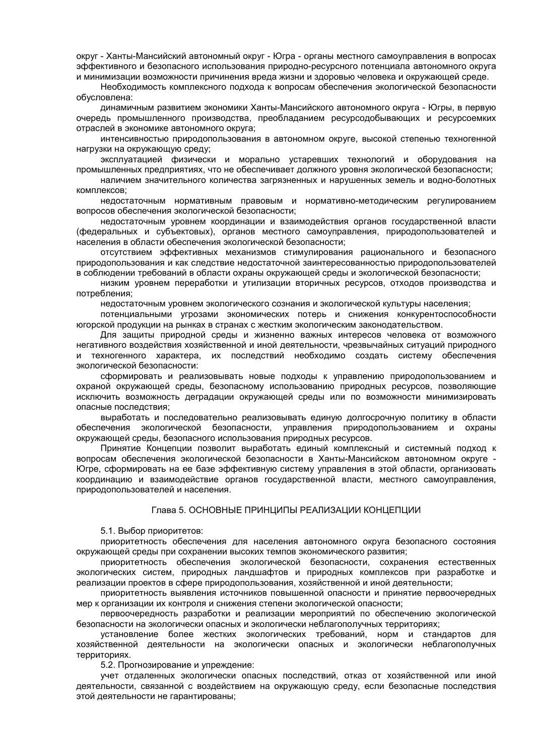округ - Ханты-Мансийский автономный округ - Югра - органы местного самоуправления в вопросах эффективного и безопасного использования природно-ресурсного потенциала автономного округа и минимизации возможности причинения вреда жизни и здоровью человека и окружающей среде.

Необходимость комплексного подхода к вопросам обеспечения экологической безопасности обусловлена:

динамичным развитием экономики Ханты-Мансийского автономного округа - Югры, в первую очередь промышленного производства, преобладанием ресурсодобывающих и ресурсоемких отраслей в экономике автономного округа;

интенсивностью природопользования в автономном округе, высокой степенью техногенной нагрузки на окружающую среду;

эксплуатацией физически и морально устаревших технологий и оборудования на промышленных предприятиях, что не обеспечивает должного уровня экологической безопасности;

наличием значительного количества загрязненных и нарушенных земель и водно-болотных комплексов;

недостаточным нормативным правовым и нормативно-методическим регулированием вопросов обеспечения экологической безопасности;

недостаточным уровнем координации и взаимодействия органов государственной власти (федеральных и субъектовых), органов местного самоуправления, природопользователей и населения в области обеспечения экологической безопасности;

отсутствием эффективных механизмов стимулирования рационального и безопасного природопользования и как следствие недостаточной заинтересованностью природопользователей в соблюдении требований в области охраны окружающей среды и экологической безопасности;

низким уровнем переработки и утилизации вторичных ресурсов, отходов производства и потребления;

недостаточным уровнем экологического сознания и экологической культуры населения;

потенциальными угрозами экономических потерь и снижения конкурентоспособности югорской продукции на рынках в странах с жестким экологическим законодательством.

Для защиты природной среды и жизненно важных интересов человека от возможного негативного воздействия хозяйственной и иной деятельности, чрезвычайных ситуаций природного и техногенного характера, их последствий необходимо создать систему обеспечения экологической безопасности:

сформировать и реализовывать новые подходы к управлению природопользованием и охраной окружающей среды, безопасному использованию природных ресурсов, позволяющие исключить возможность деградации окружающей среды или по возможности минимизировать опасные последствия;

выработать и последовательно реализовывать единую долгосрочную политику в области обеспечения экологической безопасности, управления природопользованием и охраны окружающей среды, безопасного использования природных ресурсов.

Принятие Концепции позволит выработать единый комплексный и системный подход к вопросам обеспечения экологической безопасности в Ханты-Мансийском автономном округе - Югре, сформировать на ее базе эффективную систему управления в этой области, организовать координацию и взаимодействие органов государственной власти, местного самоуправления, природопользователей и населения.

## Глава 5. ОСНОВНЫЕ ПРИНЦИПЫ РЕАЛИЗАЦИИ КОНЦЕПЦИИ

5.1. Выбор приоритетов:

приоритетность обеспечения для населения автономного округа безопасного состояния окружающей среды при сохранении высоких темпов экономического развития;

приоритетность обеспечения экологической безопасности, сохранения естественных экологических систем, природных ландшафтов и природных комплексов при разработке и реализации проектов в сфере природопользования, хозяйственной и иной деятельности;

приоритетность выявления источников повышенной опасности и принятие первоочередных мер к организации их контроля и снижения степени экологической опасности;

первоочередность разработки и реализации мероприятий по обеспечению экологической безопасности на экологически опасных и экологически неблагополучных территориях;

установление более жестких экологических требований, норм и стандартов для хозяйственной деятельности на экологически опасных и экологически неблагополучных территориях.

5.2. Прогнозирование и упреждение:

учет отдаленных экологически опасных последствий, отказ от хозяйственной или иной деятельности, связанной с воздействием на окружающую среду, если безопасные последствия этой деятельности не гарантированы;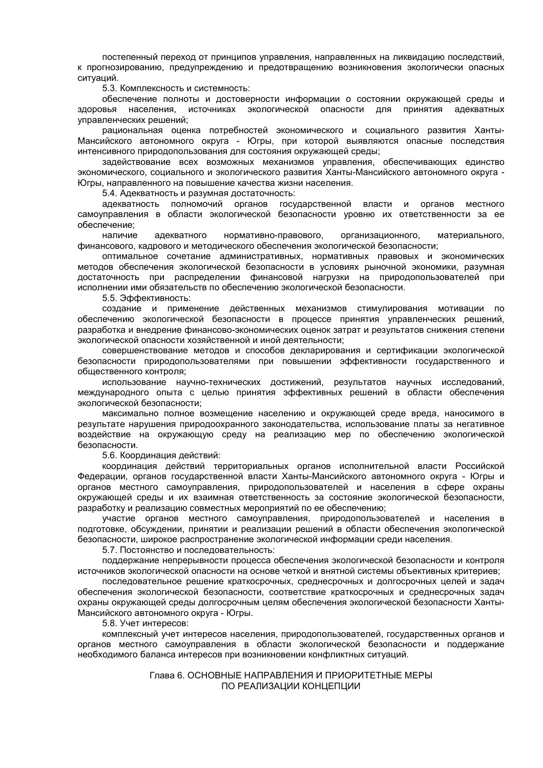постепенный переход от принципов управления, направленных на ликвидацию последствий, к прогнозированию, предупреждению и предотвращению возникновения экологически опасных ситуаций.

5.3. Комплексность и системность:

обеспечение полноты и достоверности информации о состоянии окружающей среды и здоровья населения, источниках экологической опасности для принятия адекватных управленческих решений;

рациональная оценка потребностей экономического и социального развития Ханты-Мансийского автономного округа - Югры, при которой выявляются опасные последствия интенсивного природопользования для состояния окружающей среды;

задействование всех возможных механизмов управления, обеспечивающих единство экономического, социального и экологического развития Ханты-Мансийского автономного округа - Югры, направленного на повышение качества жизни населения.

5.4. Адекватность и разумная достаточность:

адекватность полномочий органов государственной власти и органов местного самоуправления в области экологической безопасности уровню их ответственности за ее обеспечение;

наличие адекватного нормативно-правового, организационного, материального, финансового, кадрового и методического обеспечения экологической безопасности;

оптимальное сочетание административных, нормативных правовых и экономических методов обеспечения экологической безопасности в условиях рыночной экономики, разумная достаточность при распределении финансовой нагрузки на природопользователей при исполнении ими обязательств по обеспечению экологической безопасности.

5.5. Эффективность:

создание и применение действенных механизмов стимулирования мотивации по обеспечению экологической безопасности в процессе принятия управленческих решений, разработка и внедрение финансово-экономических оценок затрат и результатов снижения степени экологической опасности хозяйственной и иной деятельности;

совершенствование методов и способов декларирования и сертификации экологической безопасности природопользователями при повышении эффективности государственного и общественного контроля;

использование научно-технических достижений, результатов научных исследований, международного опыта с целью принятия эффективных решений в области обеспечения экологической безопасности;

максимально полное возмещение населению и окружающей среде вреда, наносимого в результате нарушения природоохранного законодательства, использование платы за негативное воздействие на окружающую среду на реализацию мер по обеспечению экологической безопасности.

5.6. Координация действий:

координация действий территориальных органов исполнительной власти Российской Федерации, органов государственной власти Ханты-Мансийского автономного округа - Югры и органов местного самоуправления, природопользователей и населения в сфере охраны окружающей среды и их взаимная ответственность за состояние экологической безопасности, разработку и реализацию совместных мероприятий по ее обеспечению;

участие органов местного самоуправления, природопользователей и населения в подготовке, обсуждении, принятии и реализации решений в области обеспечения экологической безопасности, широкое распространение экологической информации среди населения.

5.7. Постоянство и последовательность:

поддержание непрерывности процесса обеспечения экологической безопасности и контроля источников экологической опасности на основе четкой и внятной системы объективных критериев;

последовательное решение краткосрочных, среднесрочных и долгосрочных целей и задач обеспечения экологической безопасности, соответствие краткосрочных и среднесрочных задач охраны окружающей среды долгосрочным целям обеспечения экологической безопасности Ханты-Мансийского автономного округа - Югры.

5.8. Учет интересов:

комплексный учет интересов населения, природопользователей, государственных органов и органов местного самоуправления в области экологической безопасности и поддержание необходимого баланса интересов при возникновении конфликтных ситуаций.

## Глава 6. ОСНОВНЫЕ НАПРАВЛЕНИЯ И ПРИОРИТЕТНЫЕ МЕРЫ ПО РЕАЛИЗАЦИИ КОНЦЕПЦИИ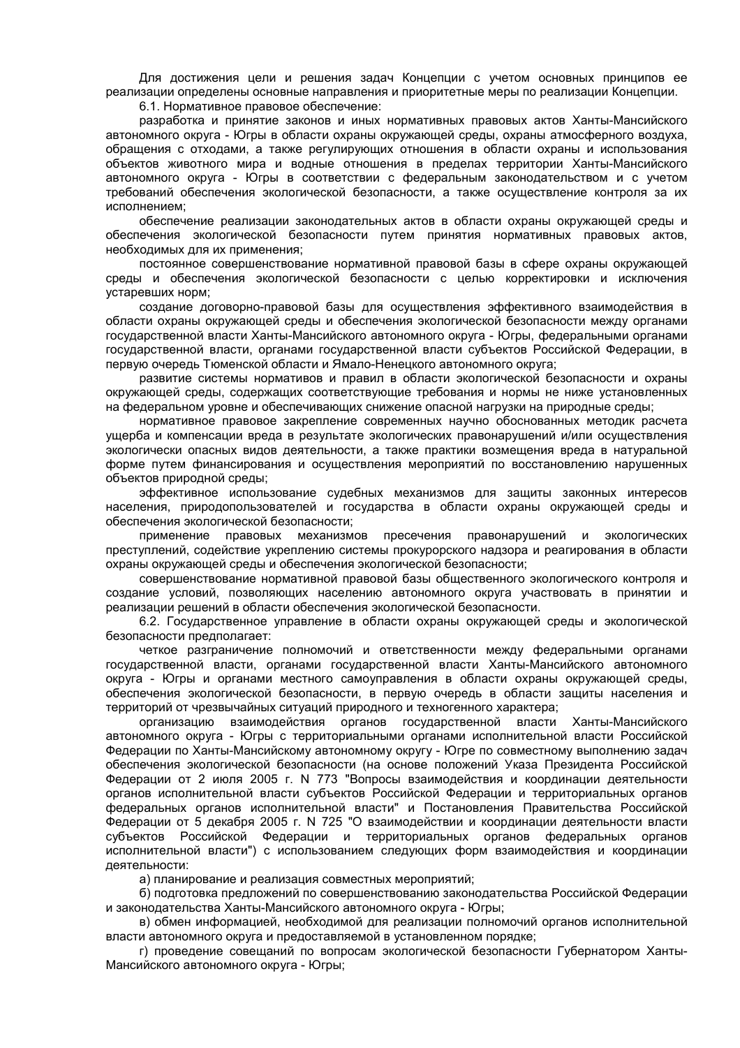Для достижения цели и решения задач Концепции с учетом основных принципов ее реализации определены основные направления и приоритетные меры по реализации Концепции.

6.1. Нормативное правовое обеспечение:

разработка и принятие законов и иных нормативных правовых актов Ханты-Мансийского автономного округа - Югры в области охраны окружающей среды, охраны атмосферного воздуха, обращения с отходами, а также регулирующих отношения в области охраны и использования объектов животного мира и водные отношения в пределах территории Ханты-Мансийского автономного округа - Югры в соответствии с федеральным законодательством и с учетом требований обеспечения экологической безопасности, а также осуществление контроля за их исполнением;

обеспечение реализации законодательных актов в области охраны окружающей среды и обеспечения экологической безопасности путем принятия нормативных правовых актов, необходимых для их применения;

постоянное совершенствование нормативной правовой базы в сфере охраны окружающей среды и обеспечения экологической безопасности с целью корректировки и исключения устаревших норм;

создание договорно-правовой базы для осуществления эффективного взаимодействия в области охраны окружающей среды и обеспечения экологической безопасности между органами государственной власти Ханты-Мансийского автономного округа - Югры, федеральными органами государственной власти, органами государственной власти субъектов Российской Федерации, в первую очередь Тюменской области и Ямало-Ненецкого автономного округа;

развитие системы нормативов и правил в области экологической безопасности и охраны окружающей среды, содержащих соответствующие требования и нормы не ниже установленных на федеральном уровне и обеспечивающих снижение опасной нагрузки на природные среды;

нормативное правовое закрепление современных научно обоснованных методик расчета ущерба и компенсации вреда в результате экологических правонарушений и/или осуществления экологически опасных видов деятельности, а также практики возмещения вреда в натуральной форме путем финансирования и осуществления мероприятий по восстановлению нарушенных объектов природной среды;

эффективное использование судебных механизмов для защиты законных интересов населения, природопользователей и государства в области охраны окружающей среды и обеспечения экологической безопасности;

применение правовых механизмов пресечения правонарушений и экологических преступлений, содействие укреплению системы прокурорского надзора и реагирования в области охраны окружающей среды и обеспечения экологической безопасности;

совершенствование нормативной правовой базы общественного экологического контроля и создание условий, позволяющих населению автономного округа участвовать в принятии и реализации решений в области обеспечения экологической безопасности.

6.2. Государственное управление в области охраны окружающей среды и экологической безопасности предполагает:

четкое разграничение полномочий и ответственности между федеральными органами государственной власти, органами государственной власти Ханты-Мансийского автономного округа - Югры и органами местного самоуправления в области охраны окружающей среды, обеспечения экологической безопасности, в первую очередь в области защиты населения и территорий от чрезвычайных ситуаций природного и техногенного характера;

организацию взаимодействия органов государственной власти Ханты-Мансийского автономного округа - Югры с территориальными органами исполнительной власти Российской Федерации по Ханты-Мансийскому автономному округу - Югре по совместному выполнению задач обеспечения экологической безопасности (на основе положений Указа Президента Российской Федерации от 2 июля 2005 г. N 773 "Вопросы взаимодействия и координации деятельности органов исполнительной власти субъектов Российской Федерации и территориальных органов федеральных органов исполнительной власти" и Постановления Правительства Российской Федерации от 5 декабря 2005 г. N 725 "О взаимодействии и координации деятельности власти субъектов Российской Федерации и территориальных органов федеральных органов исполнительной власти") с использованием следующих форм взаимодействия и координации деятельности:

а) планирование и реализация совместных мероприятий;

б) подготовка предложений по совершенствованию законодательства Российской Федерации и законодательства Ханты-Мансийского автономного округа - Югры;

в) обмен информацией, необходимой для реализации полномочий органов исполнительной власти автономного округа и предоставляемой в установленном порядке;

г) проведение совещаний по вопросам экологической безопасности Губернатором Ханты-Мансийского автономного округа - Югры;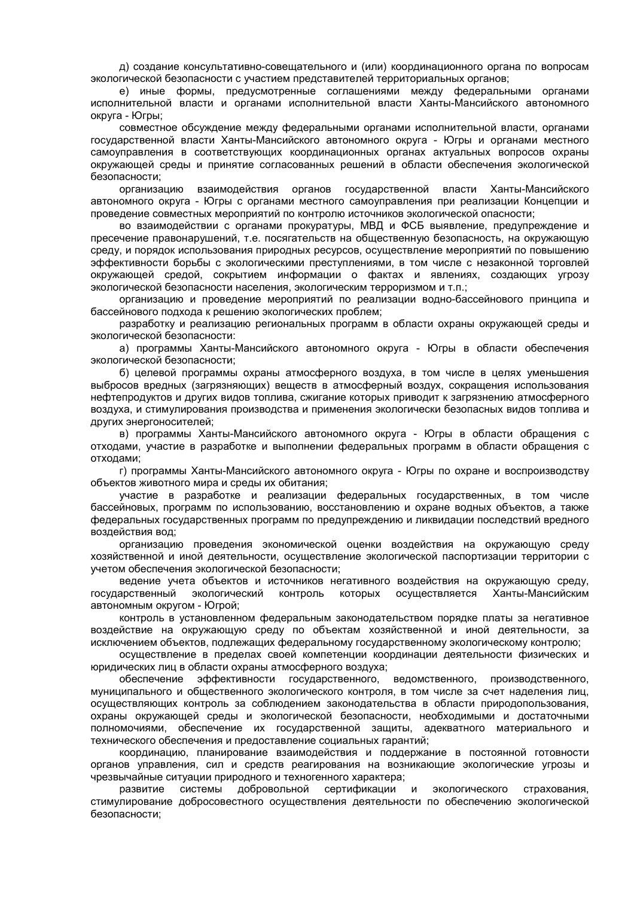д) создание консультативно-совещательного и (или) координационного органа по вопросам экологической безопасности с участием представителей территориальных органов;

е) иные формы, предусмотренные соглашениями между федеральными органами исполнительной власти и органами исполнительной власти Ханты-Мансийского автономного округа - Югры;

совместное обсуждение между федеральными органами исполнительной власти, органами государственной власти Ханты-Мансийского автономного округа - Югры и органами местного самоуправления в соответствующих координационных органах актуальных вопросов охраны окружающей среды и принятие согласованных решений в области обеспечения экологической безопасности;

организацию взаимодействия органов государственной власти Ханты-Мансийского автономного округа - Югры с органами местного самоуправления при реализации Концепции и проведение совместных мероприятий по контролю источников экологической опасности;

во взаимодействии с органами прокуратуры, МВД и ФСБ выявление, предупреждение и пресечение правонарушений, т.е. посягательств на общественную безопасность, на окружающую среду, и порядок использования природных ресурсов, осуществление мероприятий по повышению эффективности борьбы с экологическими преступлениями, в том числе с незаконной торговлей окружающей средой, сокрытием информации о фактах и явлениях, создающих угрозу экологической безопасности населения, экологическим терроризмом и т.п.;

организацию и проведение мероприятий по реализации водно-бассейнового принципа и бассейнового подхода к решению экологических проблем;

разработку и реализацию региональных программ в области охраны окружающей среды и экологической безопасности:

а) программы Ханты-Мансийского автономного округа - Югры в области обеспечения экологической безопасности;

б) целевой программы охраны атмосферного воздуха, в том числе в целях уменьшения выбросов вредных (загрязняющих) веществ в атмосферный воздух, сокращения использования нефтепродуктов и других видов топлива, сжигание которых приводит к загрязнению атмосферного воздуха, и стимулирования производства и применения экологически безопасных видов топлива и других энергоносителей;

в) программы Ханты-Мансийского автономного округа - Югры в области обращения с отходами, участие в разработке и выполнении федеральных программ в области обращения с отходами;

г) программы Ханты-Мансийского автономного округа - Югры по охране и воспроизводству объектов животного мира и среды их обитания;

участие в разработке и реализации федеральных государственных, в том числе бассейновых, программ по использованию, восстановлению и охране водных объектов, а также федеральных государственных программ по предупреждению и ликвидации последствий вредного воздействия вод;

организацию проведения экономической оценки воздействия на окружающую среду хозяйственной и иной деятельности, осуществление экологической паспортизации территории с учетом обеспечения экологической безопасности;

ведение учета объектов и источников негативного воздействия на окружающую среду, государственный экологический контроль которых осуществляется Ханты-Мансийским автономным округом - Югрой;

контроль в установленном федеральным законодательством порядке платы за негативное воздействие на окружающую среду по объектам хозяйственной и иной деятельности, за исключением объектов, подлежащих федеральному государственному экологическому контролю;

осуществление в пределах своей компетенции координации деятельности физических и юридических лиц в области охраны атмосферного воздуха;

обеспечение эффективности государственного, ведомственного, производственного, муниципального и общественного экологического контроля, в том числе за счет наделения лиц, осуществляющих контроль за соблюдением законодательства в области природопользования, охраны окружающей среды и экологической безопасности, необходимыми и достаточными полномочиями, обеспечение их государственной защиты, адекватного материального и технического обеспечения и предоставление социальных гарантий;

координацию, планирование взаимодействия и поддержание в постоянной готовности органов управления, сил и средств реагирования на возникающие экологические угрозы и чрезвычайные ситуации природного и техногенного характера;

развитие системы добровольной сертификации и экологического страхования, стимулирование добросовестного осуществления деятельности по обеспечению экологической безопасности;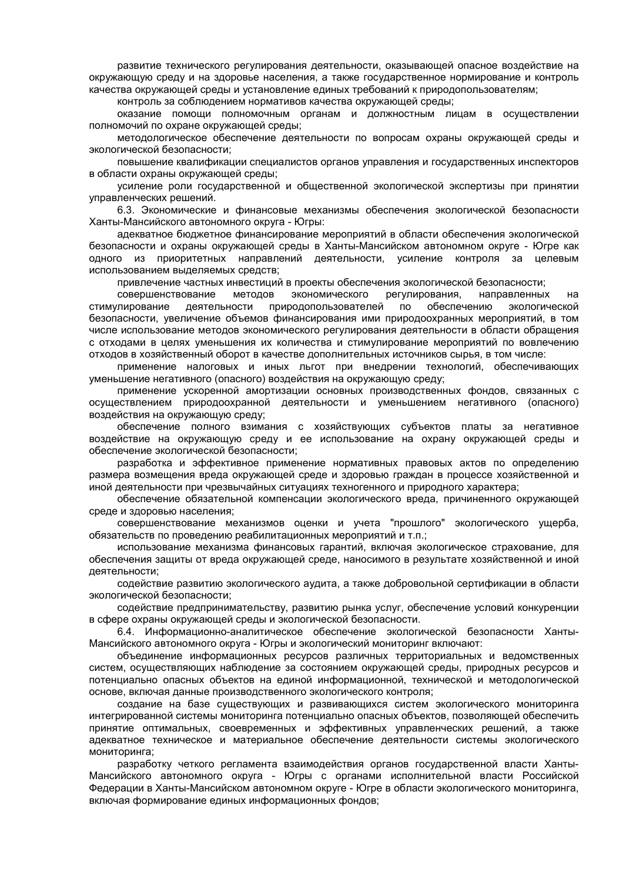развитие технического регулирования деятельности, оказывающей опасное воздействие на окружающую среду и на здоровье населения, а также государственное нормирование и контроль качества окружающей среды и установление единых требований к природопользователям;

контроль за соблюдением нормативов качества окружающей среды;

оказание помощи полномочным органам и должностным лицам в осуществлении полномочий по охране окружающей среды;

методологическое обеспечение деятельности по вопросам охраны окружающей среды и экологической безопасности;

повышение квалификации специалистов органов управления и государственных инспекторов в области охраны окружающей среды;

усиление роли государственной и общественной экологической экспертизы при принятии управленческих решений.

6.3. Экономические и финансовые механизмы обеспечения экологической безопасности Ханты-Мансийского автономного округа - Югры:

адекватное бюджетное финансирование мероприятий в области обеспечения экологической безопасности и охраны окружающей среды в Ханты-Мансийском автономном округе - Югре как одного из приоритетных направлений деятельности, усиление контроля за целевым использованием выделяемых средств;

привлечение частных инвестиций в проекты обеспечения экологической безопасности;

совершенствование методов экономического регулирования, направленных на стимулирование деятельности природопользователей по обеспечению экологической безопасности, увеличение объемов финансирования ими природоохранных мероприятий, в том числе использование методов экономического регулирования деятельности в области обращения с отходами в целях уменьшения их количества и стимулирование мероприятий по вовлечению отходов в хозяйственный оборот в качестве дополнительных источников сырья, в том числе:

применение налоговых и иных льгот при внедрении технологий, обеспечивающих уменьшение негативного (опасного) воздействия на окружающую среду;

применение ускоренной амортизации основных производственных фондов, связанных с осуществлением природоохранной деятельности и уменьшением негативного (опасного) воздействия на окружающую среду;

обеспечение полного взимания с хозяйствующих субъектов платы за негативное воздействие на окружающую среду и ее использование на охрану окружающей среды и обеспечение экологической безопасности;

разработка и эффективное применение нормативных правовых актов по определению размера возмещения вреда окружающей среде и здоровью граждан в процессе хозяйственной и иной деятельности при чрезвычайных ситуациях техногенного и природного характера;

обеспечение обязательной компенсации экологического вреда, причиненного окружающей среде и здоровью населения;

совершенствование механизмов оценки и учета "прошлого" экологического ущерба, обязательств по проведению реабилитационных мероприятий и т.п.;

использование механизма финансовых гарантий, включая экологическое страхование, для обеспечения защиты от вреда окружающей среде, наносимого в результате хозяйственной и иной деятельности;

содействие развитию экологического аудита, а также добровольной сертификации в области экологической безопасности;

содействие предпринимательству, развитию рынка услуг, обеспечение условий конкуренции в сфере охраны окружающей среды и экологической безопасности.

6.4. Информационно-аналитическое обеспечение экологической безопасности Ханты-Мансийского автономного округа - Югры и экологический мониторинг включают:

объединение информационных ресурсов различных территориальных и ведомственных систем, осуществляющих наблюдение за состоянием окружающей среды, природных ресурсов и потенциально опасных объектов на единой информационной, технической и методологической основе, включая данные производственного экологического контроля;

создание на базе существующих и развивающихся систем экологического мониторинга интегрированной системы мониторинга потенциально опасных объектов, позволяющей обеспечить принятие оптимальных, своевременных и эффективных управленческих решений, а также адекватное техническое и материальное обеспечение деятельности системы экологического мониторинга;

разработку четкого регламента взаимодействия органов государственной власти Ханты-Мансийского автономного округа - Югры с органами исполнительной власти Российской Федерации в Ханты-Мансийском автономном округе - Югре в области экологического мониторинга, включая формирование единых информационных фондов;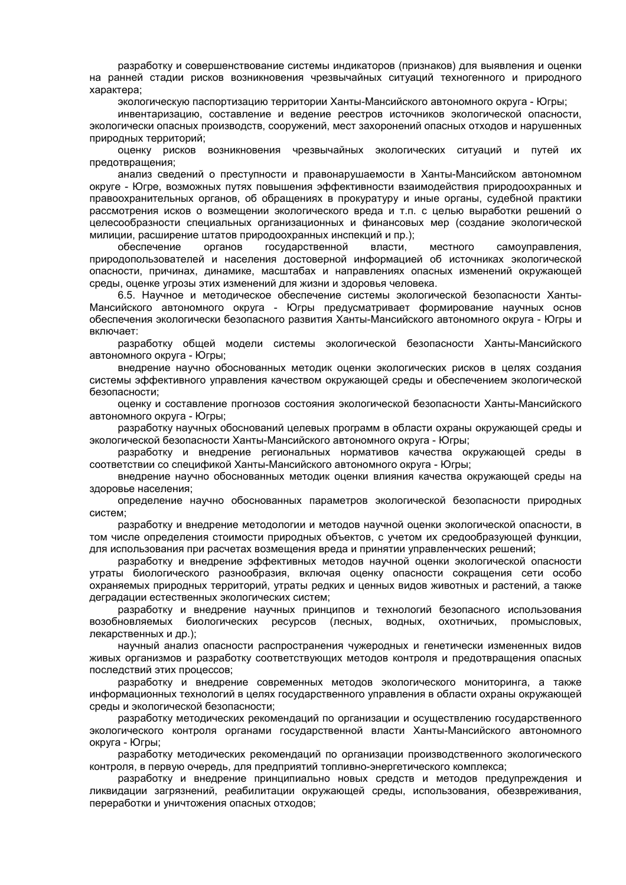разработку и совершенствование системы индикаторов (признаков) для выявления и оценки на ранней стадии рисков возникновения чрезвычайных ситуаций техногенного и природного характера;

экологическую паспортизацию территории Ханты-Мансийского автономного округа - Югры;

инвентаризацию, составление и ведение реестров источников экологической опасности, экологически опасных производств, сооружений, мест захоронений опасных отходов и нарушенных природных территорий;

оценку рисков возникновения чрезвычайных экологических ситуаций и путей их предотвращения;

анализ сведений о преступности и правонарушаемости в Ханты-Мансийском автономном округе - Югре, возможных путях повышения эффективности взаимодействия природоохранных и правоохранительных органов, об обращениях в прокуратуру и иные органы, судебной практики рассмотрения исков о возмещении экологического вреда и т.п. с целью выработки решений о целесообразности специальных организационных и финансовых мер (создание экологической милиции, расширение штатов природоохранных инспекций и пр.);

обеспечение органов государственной власти, местного самоуправления, природопользователей и населения достоверной информацией об источниках экологической опасности, причинах, динамике, масштабах и направлениях опасных изменений окружающей среды, оценке угрозы этих изменений для жизни и здоровья человека.

6.5. Научное и методическое обеспечение системы экологической безопасности Ханты-Мансийского автономного округа - Югры предусматривает формирование научных основ обеспечения экологически безопасного развития Ханты-Мансийского автономного округа - Югры и включает:

разработку общей модели системы экологической безопасности Ханты-Мансийского автономного округа - Югры;

внедрение научно обоснованных методик оценки экологических рисков в целях создания системы эффективного управления качеством окружающей среды и обеспечением экологической безопасности;

оценку и составление прогнозов состояния экологической безопасности Ханты-Мансийского автономного округа - Югры;

разработку научных обоснований целевых программ в области охраны окружающей среды и экологической безопасности Ханты-Мансийского автономного округа - Югры;

разработку и внедрение региональных нормативов качества окружающей среды в соответствии со спецификой Ханты-Мансийского автономного округа - Югры;

внедрение научно обоснованных методик оценки влияния качества окружающей среды на здоровье населения;

определение научно обоснованных параметров экологической безопасности природных систем;

разработку и внедрение методологии и методов научной оценки экологической опасности, в том числе определения стоимости природных объектов, с учетом их средообразующей функции, для использования при расчетах возмещения вреда и принятии управленческих решений;

разработку и внедрение эффективных методов научной оценки экологической опасности утраты биологического разнообразия, включая оценку опасности сокращения сети особо охраняемых природных территорий, утраты редких и ценных видов животных и растений, а также деградации естественных экологических систем;

разработку и внедрение научных принципов и технологий безопасного использования возобновляемых биологических ресурсов (лесных, водных, охотничьих, промысловых, лекарственных и др.);

научный анализ опасности распространения чужеродных и генетически измененных видов живых организмов и разработку соответствующих методов контроля и предотвращения опасных последствий этих процессов;

разработку и внедрение современных методов экологического мониторинга, а также информационных технологий в целях государственного управления в области охраны окружающей среды и экологической безопасности;

разработку методических рекомендаций по организации и осуществлению государственного экологического контроля органами государственной власти Ханты-Мансийского автономного округа - Югры;

разработку методических рекомендаций по организации производственного экологического контроля, в первую очередь, для предприятий топливно-энергетического комплекса;

разработку и внедрение принципиально новых средств и методов предупреждения и ликвидации загрязнений, реабилитации окружающей среды, использования, обезвреживания, переработки и уничтожения опасных отходов;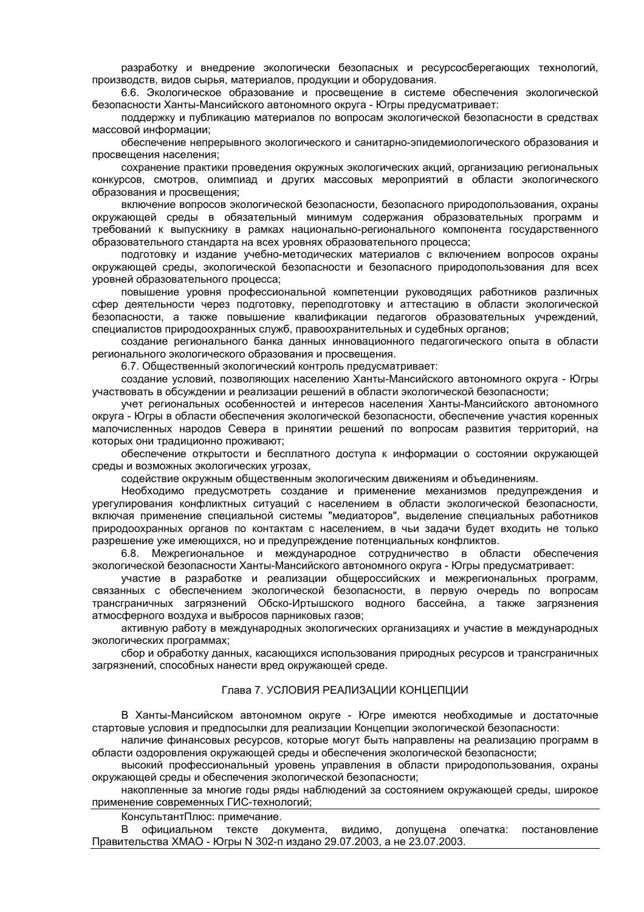разработку и внедрение экологически безопасных и ресурсосберегающих технологий, производств, видов сырья, материалов, продукции и оборудования.

6.6. Экологическое образование и просвещение в системе обеспечения экологической безопасности Ханты-Мансийского автономного округа - Югры предусматривает:

поддержку и публикацию материалов по вопросам экологической безопасности в средствах массовой информации;

обеспечение непрерывного экологического и санитарно-эпидемиологического образования и просвещения населения;

сохранение практики проведения окружных экологических акций, организацию региональных конкурсов, смотров, олимпиад и других массовых мероприятий в области экологического образования и просвещения;

включение вопросов экологической безопасности, безопасного природопользования, охраны окружающей среды в обязательный минимум содержания образовательных программ и требований к выпускнику в рамках национально-регионального компонента государственного образовательного стандарта на всех уровнях образовательного процесса;

подготовку и издание учебно-методических материалов с включением вопросов охраны окружающей среды, экологической безопасности и безопасного природопользования для всех уровней образовательного процесса;

повышение уровня профессиональной компетенции руководящих работников различных сфер деятельности через подготовку, переподготовку и аттестацию в области экологической безопасности, а также повышение квалификации педагогов образовательных учреждений, специалистов природоохранных служб, правоохранительных и судебных органов;

создание регионального банка данных инновационного педагогического опыта в области регионального экологического образования и просвещения.

6.7. Общественный экологический контроль предусматривает:

создание условий, позволяющих населению Ханты-Мансийского автономного округа - Югры участвовать в обсуждении и реализации решений в области экологической безопасности;

учет региональных особенностей и интересов населения Ханты-Мансийского автономного округа - Югры в области обеспечения экологической безопасности, обеспечение участия коренных малочисленных народов Севера в принятии решений по вопросам развития территорий, на которых они традиционно проживают;

обеспечение открытости и бесплатного доступа к информации о состоянии окружающей среды и возможных экологических угрозах,

содействие окружным общественным экологическим движениям и объединениям.

Необходимо предусмотреть создание и применение механизмов предупреждения и урегулирования конфликтных ситуаций с населением в области экологической безопасности, включая применение специальной системы "медиаторов", выделение специальных работников природоохранных органов по контактам с населением, в чьи задачи будет входить не только разрешение уже имеющихся, но и предупреждение потенциальных конфликтов.

6.8. Межрегиональное и международное сотрудничество в области обеспечения экологической безопасности Ханты-Мансийского автономного округа - Югры предусматривает:

участие в разработке и реализации общероссийских и межрегиональных программ, связанных с обеспечением экологической безопасности, в первую очередь по вопросам трансграничных загрязнений Обско-Иртышского водного бассейна, а также загрязнения атмосферного воздуха и выбросов парниковых газов;

активную работу в международных экологических организациях и участие в международных экологических программах;

сбор и обработку данных, касающихся использования природных ресурсов и трансграничных загрязнений, способных нанести вред окружающей среде.

## Глава 7. УСЛОВИЯ РЕАЛИЗАЦИИ КОНЦЕПЦИИ

В Ханты-Мансийском автономном округе - Югре имеются необходимые и достаточные стартовые условия и предпосылки для реализации Концепции экологической безопасности:

наличие финансовых ресурсов, которые могут быть направлены на реализацию программ в области оздоровления окружающей среды и обеспечения экологической безопасности;

высокий профессиональный уровень управления в области природопользования, охраны окружающей среды и обеспечения экологической безопасности;

накопленные за многие годы ряды наблюдений за состоянием окружающей среды, широкое применение современных ГИС-технологий;

---

КонсультантПлюс: примечание.

В официальном тексте документа, видимо, допущена опечатка: постановление Правительства ХМАО - Югры N 302-п издано 29.07.2003, а не 23.07.2003.

---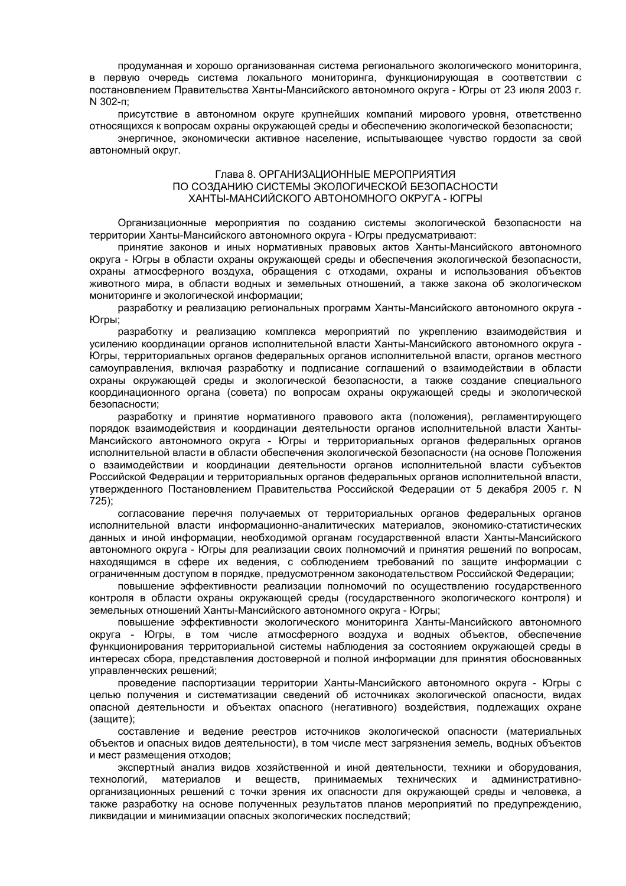продуманная и хорошо организованная система регионального экологического мониторинга, в первую очередь система локального мониторинга, функционирующая в соответствии с постановлением Правительства Ханты-Мансийского автономного округа - Югры от 23 июля 2003 г. N 302-п;

присутствие в автономном округе крупнейших компаний мирового уровня, ответственно относящихся к вопросам охраны окружающей среды и обеспечению экологической безопасности;

энергичное, экономически активное население, испытывающее чувство гордости за свой автономный округ.

## Глава 8. ОРГАНИЗАЦИОННЫЕ МЕРОПРИЯТИЯ ПО СОЗДАНИЮ СИСТЕМЫ ЭКОЛОГИЧЕСКОЙ БЕЗОПАСНОСТИ ХАНТЫ-МАНСИЙСКОГО АВТОНОМНОГО ОКРУГА - ЮГРЫ

Организационные мероприятия по созданию системы экологической безопасности на территории Ханты-Мансийского автономного округа - Югры предусматривают:

принятие законов и иных нормативных правовых актов Ханты-Мансийского автономного округа - Югры в области охраны окружающей среды и обеспечения экологической безопасности, охраны атмосферного воздуха, обращения с отходами, охраны и использования объектов животного мира, в области водных и земельных отношений, а также закона об экологическом мониторинге и экологической информации;

разработку и реализацию региональных программ Ханты-Мансийского автономного округа - Югры;

разработку и реализацию комплекса мероприятий по укреплению взаимодействия и усилению координации органов исполнительной власти Ханты-Мансийского автономного округа - Югры, территориальных органов федеральных органов исполнительной власти, органов местного самоуправления, включая разработку и подписание соглашений о взаимодействии в области охраны окружающей среды и экологической безопасности, а также создание специального координационного органа (совета) по вопросам охраны окружающей среды и экологической безопасности;

разработку и принятие нормативного правового акта (положения), регламентирующего порядок взаимодействия и координации деятельности органов исполнительной власти Ханты-Мансийского автономного округа - Югры и территориальных органов федеральных органов исполнительной власти в области обеспечения экологической безопасности (на основе Положения о взаимодействии и координации деятельности органов исполнительной власти субъектов Российской Федерации и территориальных органов федеральных органов исполнительной власти, утвержденного Постановлением Правительства Российской Федерации от 5 декабря 2005 г. N 725);

согласование перечня получаемых от территориальных органов федеральных органов исполнительной власти информационно-аналитических материалов, экономико-статистических данных и иной информации, необходимой органам государственной власти Ханты-Мансийского автономного округа - Югры для реализации своих полномочий и принятия решений по вопросам, находящимся в сфере их ведения, с соблюдением требований по защите информации с ограниченным доступом в порядке, предусмотренном законодательством Российской Федерации;

повышение эффективности реализации полномочий по осуществлению государственного контроля в области охраны окружающей среды (государственного экологического контроля) и земельных отношений Ханты-Мансийского автономного округа - Югры;

повышение эффективности экологического мониторинга Ханты-Мансийского автономного округа - Югры, в том числе атмосферного воздуха и водных объектов, обеспечение функционирования территориальной системы наблюдения за состоянием окружающей среды в интересах сбора, представления достоверной и полной информации для принятия обоснованных управленческих решений;

проведение паспортизации территории Ханты-Мансийского автономного округа - Югры с целью получения и систематизации сведений об источниках экологической опасности, видах опасной деятельности и объектах опасного (негативного) воздействия, подлежащих охране (защите);

составление и ведение реестров источников экологической опасности (материальных объектов и опасных видов деятельности), в том числе мест загрязнения земель, водных объектов и мест размещения отходов;

экспертный анализ видов хозяйственной и иной деятельности, техники и оборудования, технологий, материалов и веществ, принимаемых технических и административно-организационных решений с точки зрения их опасности для окружающей среды и человека, а также разработку на основе полученных результатов планов мероприятий по предупреждению, ликвидации и минимизации опасных экологических последствий;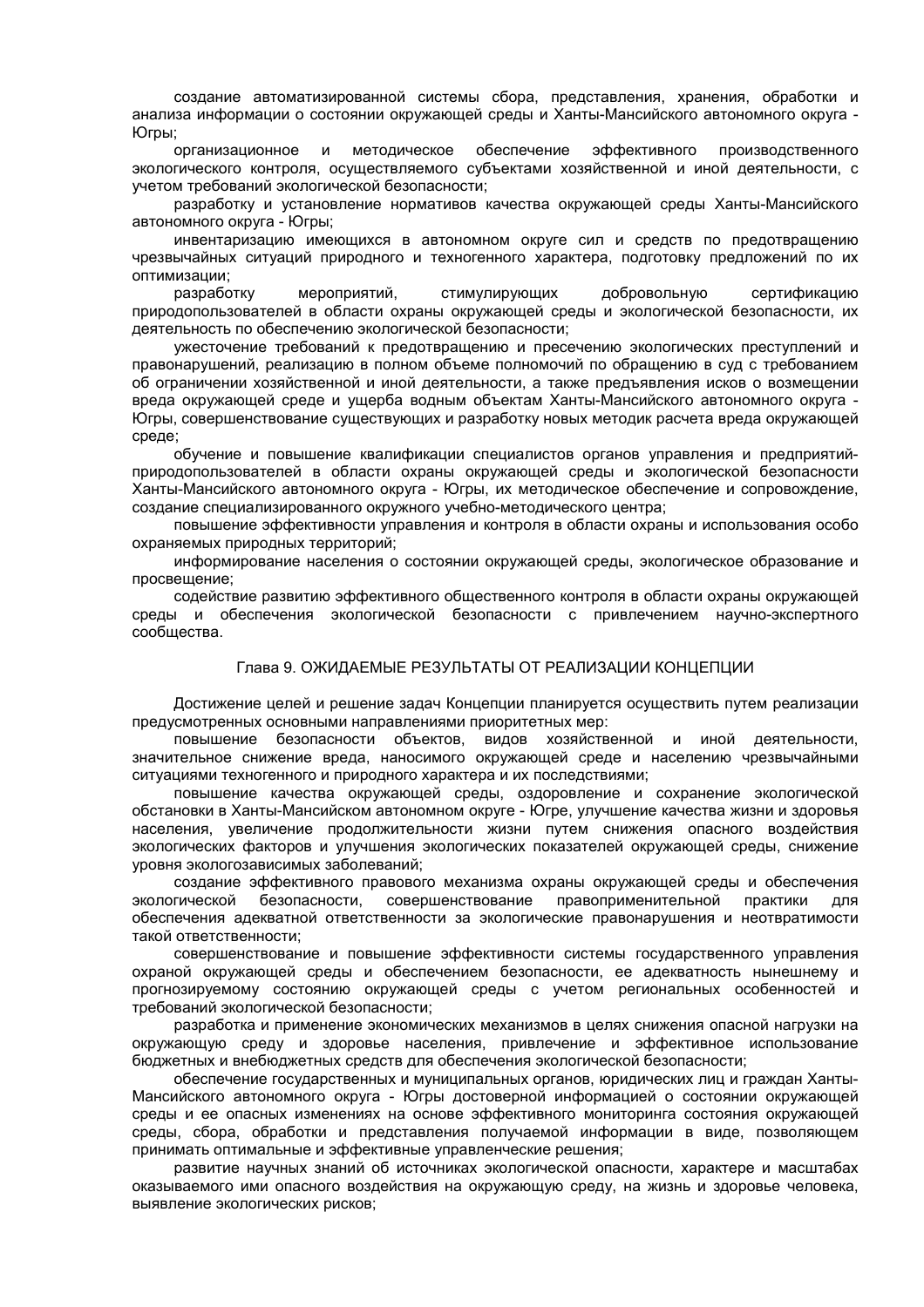создание автоматизированной системы сбора, представления, хранения, обработки и анализа информации о состоянии окружающей среды и Ханты-Мансийского автономного округа - Югры;

организационное и методическое обеспечение эффективного производственного экологического контроля, осуществляемого субъектами хозяйственной и иной деятельности, с учетом требований экологической безопасности;

разработку и установление нормативов качества окружающей среды Ханты-Мансийского автономного округа - Югры;

инвентаризацию имеющихся в автономном округе сил и средств по предотвращению чрезвычайных ситуаций природного и техногенного характера, подготовку предложений по их оптимизации;

разработку мероприятий, стимулирующих добровольную сертификацию природопользователей в области охраны окружающей среды и экологической безопасности, их деятельность по обеспечению экологической безопасности;

ужесточение требований к предотвращению и пресечению экологических преступлений и правонарушений, реализацию в полном объеме полномочий по обращению в суд с требованием об ограничении хозяйственной и иной деятельности, а также предъявления исков о возмещении вреда окружающей среде и ущерба водным объектам Ханты-Мансийского автономного округа - Югры, совершенствование существующих и разработку новых методик расчета вреда окружающей среде;

обучение и повышение квалификации специалистов органов управления и предприятий-природопользователей в области охраны окружающей среды и экологической безопасности Ханты-Мансийского автономного округа - Югры, их методическое обеспечение и сопровождение, создание специализированного окружного учебно-методического центра;

повышение эффективности управления и контроля в области охраны и использования особо охраняемых природных территорий;

информирование населения о состоянии окружающей среды, экологическое образование и просвещение;

содействие развитию эффективного общественного контроля в области охраны окружающей среды и обеспечения экологической безопасности с привлечением научно-экспертного сообщества.

## Глава 9. ОЖИДАЕМЫЕ РЕЗУЛЬТАТЫ ОТ РЕАЛИЗАЦИИ КОНЦЕПЦИИ

Достижение целей и решение задач Концепции планируется осуществить путем реализации предусмотренных основными направлениями приоритетных мер:

повышение безопасности объектов, видов хозяйственной и иной деятельности, значительное снижение вреда, наносимого окружающей среде и населению чрезвычайными ситуациями техногенного и природного характера и их последствиями;

повышение качества окружающей среды, оздоровление и сохранение экологической обстановки в Ханты-Мансийском автономном округе - Югре, улучшение качества жизни и здоровья населения, увеличение продолжительности жизни путем снижения опасного воздействия экологических факторов и улучшения экологических показателей окружающей среды, снижение уровня экологозависимых заболеваний;

создание эффективного правового механизма охраны окружающей среды и обеспечения экологической безопасности, совершенствование правоприменительной практики для обеспечения адекватной ответственности за экологические правонарушения и неотвратимости такой ответственности;

совершенствование и повышение эффективности системы государственного управления охраной окружающей среды и обеспечением безопасности, ее адекватность нынешнему и прогнозируемому состоянию окружающей среды с учетом региональных особенностей и требований экологической безопасности;

разработка и применение экономических механизмов в целях снижения опасной нагрузки на окружающую среду и здоровье населения, привлечение и эффективное использование бюджетных и внебюджетных средств для обеспечения экологической безопасности;

обеспечение государственных и муниципальных органов, юридических лиц и граждан Ханты-Мансийского автономного округа - Югры достоверной информацией о состоянии окружающей среды и ее опасных изменениях на основе эффективного мониторинга состояния окружающей среды, сбора, обработки и представления получаемой информации в виде, позволяющем принимать оптимальные и эффективные управленческие решения;

развитие научных знаний об источниках экологической опасности, характере и масштабах оказываемого ими опасного воздействия на окружающую среду, на жизнь и здоровье человека, выявление экологических рисков;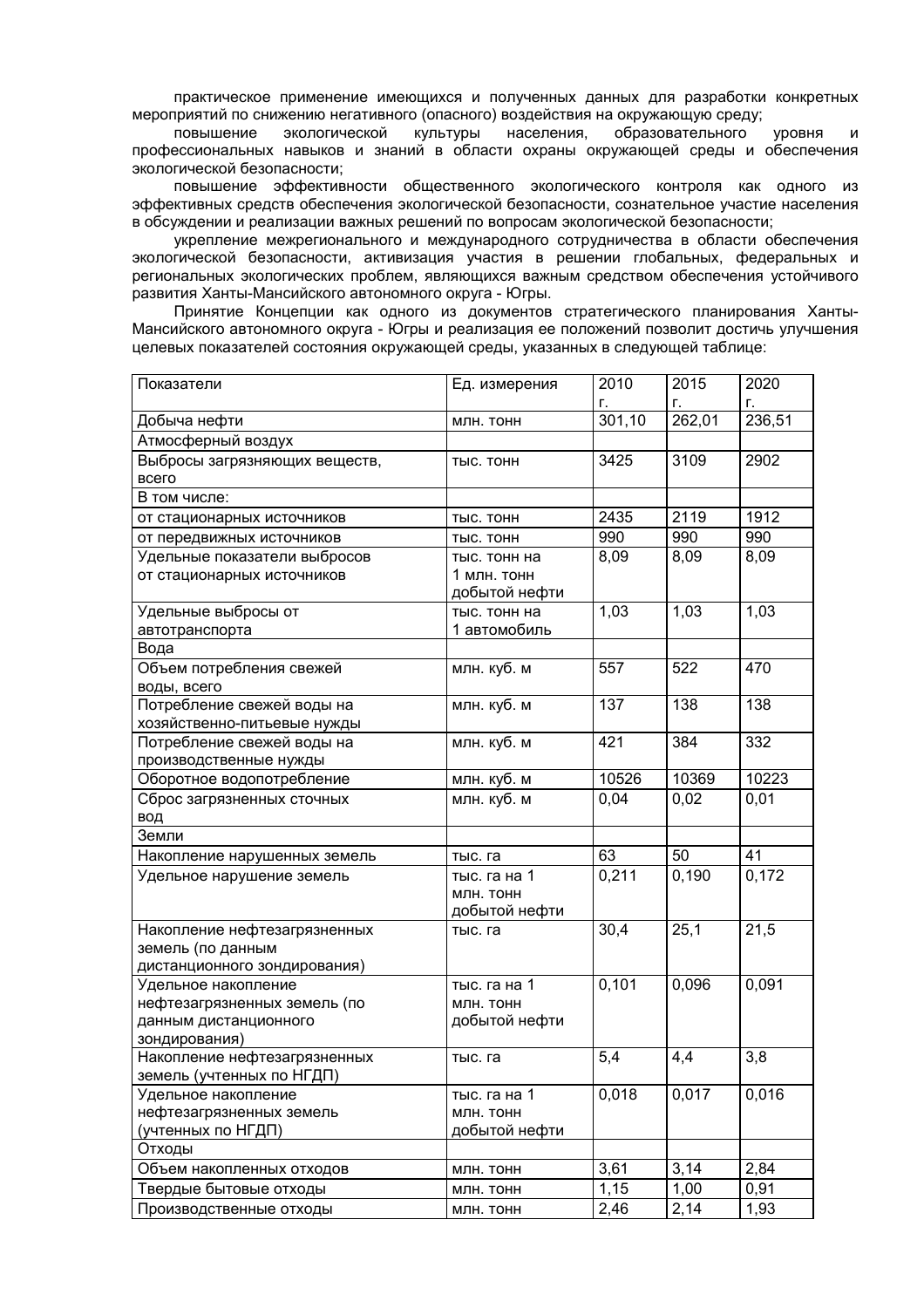практическое применение имеющихся и полученных данных для разработки конкретных мероприятий по снижению негативного (опасного) воздействия на окружающую среду;

повышение экологической культуры населения, образовательного уровня и профессиональных навыков и знаний в области охраны окружающей среды и обеспечения экологической безопасности;

повышение эффективности общественного экологического контроля как одного из эффективных средств обеспечения экологической безопасности, сознательное участие населения в обсуждении и реализации важных решений по вопросам экологической безопасности;

укрепление межрегионального и международного сотрудничества в области обеспечения экологической безопасности, активизация участия в решении глобальных, федеральных и региональных экологических проблем, являющихся важным средством обеспечения устойчивого развития Ханты-Мансийского автономного округа - Югры.

Принятие Концепции как одного из документов стратегического планирования Ханты-Мансийского автономного округа - Югры и реализация ее положений позволит достичь улучшения целевых показателей состояния окружающей среды, указанных в следующей таблице:

| Показатели | Ед. измерения | 2010 г. | 2015 г. | 2020 г. |
|---|---|---|---|---|
| Добыча нефти | млн. тонн | 301,10 | 262,01 | 236,51 |
| Атмосферный воздух | | | | |
| Выбросы загрязняющих веществ, всего | тыс. тонн | 3425 | 3109 | 2902 |
| В том числе: | | | | |
| от стационарных источников | тыс. тонн | 2435 | 2119 | 1912 |
| от передвижных источников | тыс. тонн | 990 | 990 | 990 |
| Удельные показатели выбросов от стационарных источников | тыс. тонн на 1 млн. тонн добытой нефти | 8,09 | 8,09 | 8,09 |
| Удельные выбросы от автотранспорта | тыс. тонн на 1 автомобиль | 1,03 | 1,03 | 1,03 |
| Вода | | | | |
| Объем потребления свежей воды, всего | млн. куб. м | 557 | 522 | 470 |
| Потребление свежей воды на хозяйственно-питьевые нужды | млн. куб. м | 137 | 138 | 138 |
| Потребление свежей воды на производственные нужды | млн. куб. м | 421 | 384 | 332 |
| Оборотное водопотребление | млн. куб. м | 10526 | 10369 | 10223 |
| Сброс загрязненных сточных вод | млн. куб. м | 0,04 | 0,02 | 0,01 |
| Земли | | | | |
| Накопление нарушенных земель | тыс. га | 63 | 50 | 41 |
| Удельное нарушение земель | тыс. га на 1 млн. тонн добытой нефти | 0,211 | 0,190 | 0,172 |
| Накопление нефтезагрязненных земель (по данным дистанционного зондирования) | тыс. га | 30,4 | 25,1 | 21,5 |
| Удельное накопление нефтезагрязненных земель (по данным дистанционного зондирования) | тыс. га на 1 млн. тонн добытой нефти | 0,101 | 0,096 | 0,091 |
| Накопление нефтезагрязненных земель (учтенных по НГДП) | тыс. га | 5,4 | 4,4 | 3,8 |
| Удельное накопление нефтезагрязненных земель (учтенных по НГДП) | тыс. га на 1 млн. тонн добытой нефти | 0,018 | 0,017 | 0,016 |
| Отходы | | | | |
| Объем накопленных отходов | млн. тонн | 3,61 | 3,14 | 2,84 |
| Твердые бытовые отходы | млн. тонн | 1,15 | 1,00 | 0,91 |
| Производственные отходы | млн. тонн | 2,46 | 2,14 | 1,93 |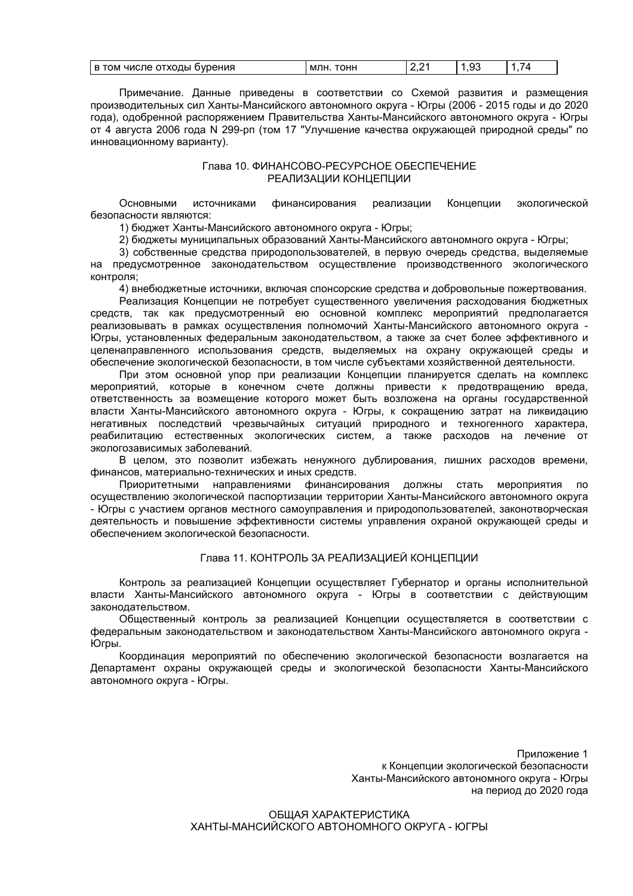| в том числе отходы бурения | млн. тонн | 2,21 | 1,93 | 1,74 |
|---|---|---|---|---|

Примечание. Данные приведены в соответствии со Схемой развития и размещения производительных сил Ханты-Мансийского автономного округа - Югры (2006 - 2015 годы и до 2020 года), одобренной распоряжением Правительства Ханты-Мансийского автономного округа - Югры от 4 августа 2006 года N 299-рп (том 17 "Улучшение качества окружающей природной среды" по инновационному варианту).

## Глава 10. ФИНАНСОВО-РЕСУРСНОЕ ОБЕСПЕЧЕНИЕ РЕАЛИЗАЦИИ КОНЦЕПЦИИ

Основными источниками финансирования реализации Концепции экологической безопасности являются:

1) бюджет Ханты-Мансийского автономного округа - Югры;

2) бюджеты муниципальных образований Ханты-Мансийского автономного округа - Югры;

3) собственные средства природопользователей, в первую очередь средства, выделяемые на предусмотренное законодательством осуществление производственного экологического контроля;

4) внебюджетные источники, включая спонсорские средства и добровольные пожертвования.

Реализация Концепции не потребует существенного увеличения расходования бюджетных средств, так как предусмотренный ею основной комплекс мероприятий предполагается реализовывать в рамках осуществления полномочий Ханты-Мансийского автономного округа - Югры, установленных федеральным законодательством, а также за счет более эффективного и целенаправленного использования средств, выделяемых на охрану окружающей среды и обеспечение экологической безопасности, в том числе субъектами хозяйственной деятельности.

При этом основной упор при реализации Концепции планируется сделать на комплекс мероприятий, которые в конечном счете должны привести к предотвращению вреда, ответственность за возмещение которого может быть возложена на органы государственной власти Ханты-Мансийского автономного округа - Югры, к сокращению затрат на ликвидацию негативных последствий чрезвычайных ситуаций природного и техногенного характера, реабилитацию естественных экологических систем, а также расходов на лечение от экологозависимых заболеваний.

В целом, это позволит избежать ненужного дублирования, лишних расходов времени, финансов, материально-технических и иных средств.

Приоритетными направлениями финансирования должны стать мероприятия по осуществлению экологической паспортизации территории Ханты-Мансийского автономного округа - Югры с участием органов местного самоуправления и природопользователей, законотворческая деятельность и повышение эффективности системы управления охраной окружающей среды и обеспечением экологической безопасности.

## Глава 11. КОНТРОЛЬ ЗА РЕАЛИЗАЦИЕЙ КОНЦЕПЦИИ

Контроль за реализацией Концепции осуществляет Губернатор и органы исполнительной власти Ханты-Мансийского автономного округа - Югры в соответствии с действующим законодательством.

Общественный контроль за реализацией Концепции осуществляется в соответствии с федеральным законодательством и законодательством Ханты-Мансийского автономного округа - Югры.

Координация мероприятий по обеспечению экологической безопасности возлагается на Департамент охраны окружающей среды и экологической безопасности Ханты-Мансийского автономного округа - Югры.

Приложение 1
к Концепции экологической безопасности
Ханты-Мансийского автономного округа - Югры
на период до 2020 года

## ОБЩАЯ ХАРАКТЕРИСТИКА ХАНТЫ-МАНСИЙСКОГО АВТОНОМНОГО ОКРУГА - ЮГРЫ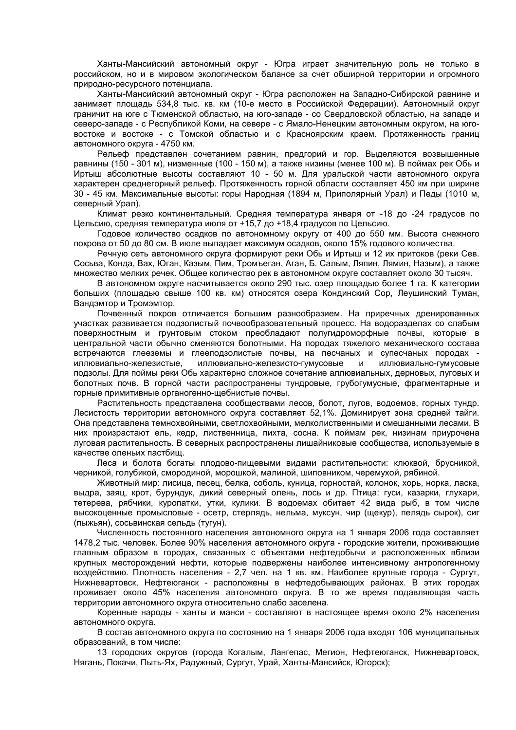Ханты-Мансийский автономный округ - Югра играет значительную роль не только в российском, но и в мировом экологическом балансе за счет обширной территории и огромного природно-ресурсного потенциала.

Ханты-Мансийский автономный округ - Югра расположен на Западно-Сибирской равнине и занимает площадь 534,8 тыс. кв. км (10-е место в Российской Федерации). Автономный округ граничит на юге с Тюменской областью, на юго-западе - со Свердловской областью, на западе и северо-западе - с Республикой Коми, на севере - с Ямало-Ненецким автономным округом, на юго-востоке и востоке - с Томской областью и с Красноярским краем. Протяженность границ автономного округа - 4750 км.

Рельеф представлен сочетанием равнин, предгорий и гор. Выделяются возвышенные равнины (150 - 301 м), низменные (100 - 150 м), а также низины (менее 100 м). В поймах рек Обь и Иртыш абсолютные высоты составляют 10 - 50 м. Для уральской части автономного округа характерен среднегорный рельеф. Протяженность горной области составляет 450 км при ширине 30 - 45 км. Максимальные высоты: горы Народная (1894 м, Приполярный Урал) и Педы (1010 м, северный Урал).

Климат резко континентальный. Средняя температура января от -18 до -24 градусов по Цельсию, средняя температура июля от +15,7 до +18,4 градусов по Цельсию.

Годовое количество осадков по автономному округу от 400 до 550 мм. Высота снежного покрова от 50 до 80 см. В июле выпадает максимум осадков, около 15% годового количества.

Речную сеть автономного округа формируют реки Обь и Иртыш и 12 их притоков (реки Сев. Сосьва, Конда, Вах, Юган, Казым, Пим, Тромъеган, Аган, Б. Салым, Ляпин, Лямин, Назым), а также множество мелких речек. Общее количество рек в автономном округе составляет около 30 тысяч.

В автономном округе насчитывается около 290 тыс. озер площадью более 1 га. К категории больших (площадью свыше 100 кв. км) относятся озера Кондинский Сор, Леушинский Туман, Вандэмтор и Тромэмтор.

Почвенный покров отличается большим разнообразием. На приречных дренированных участках развивается подзолистый почвообразовательный процесс. На водоразделах со слабым поверхностным и грунтовым стоком преобладают полугидроморфные почвы, которые в центральной части обычно сменяются болотными. На породах тяжелого механического состава встречаются глееземы и глееподзолистые почвы, на песчаных и супесчаных породах - иллювиально-железистые, иллювиально-железисто-гумусовые и иллювиально-гумусовые подзолы. Для поймы реки Обь характерно сложное сочетание аллювиальных, дерновых, луговых и болотных почв. В горной части распространены тундровые, грубогумусные, фрагментарные и горные примитивные органогенно-щебнистые почвы.

Растительность представлена сообществами лесов, болот, лугов, водоемов, горных тундр. Лесистость территории автономного округа составляет 52,1%. Доминирует зона средней тайги. Она представлена темнохвойными, светлохвойными, мелколиственными и смешанными лесами. В них произрастают ель, кедр, лиственница, пихта, сосна. К поймам рек, низинам приурочена луговая растительность. В северных распространены лишайниковые сообщества, используемые в качестве оленьих пастбищ.

Леса и болота богаты плодово-пищевыми видами растительности: клюквой, брусникой, черникой, голубикой, смородиной, морошкой, малиной, шиповником, черемухой, рябиной.

Животный мир: лисица, песец, белка, соболь, куница, горностай, колонок, хорь, норка, ласка, выдра, заяц, крот, бурундук, дикий северный олень, лось и др. Птица: гуси, казарки, глухари, тетерева, рябчики, куропатки, утки, кулики. В водоемах обитает 42 вида рыб, в том числе высокоценные промысловые - осетр, стерлядь, нельма, муксун, чир (щекур), пелядь сырок), сиг (пыжьян), сосьвинская сельдь (тугун).

Численность постоянного населения автономного округа на 1 января 2006 года составляет 1478,2 тыс. человек. Более 90% населения автономного округа - городские жители, проживающие главным образом в городах, связанных с объектами нефтедобычи и расположенных вблизи крупных месторождений нефти, которые подвержены наиболее интенсивному антропогенному воздействию. Плотность населения - 2,7 чел. на 1 кв. км. Наиболее крупные города - Сургут, Нижневартовск, Нефтеюганск - расположены в нефтедобывающих районах. В этих городах проживает около 45% населения автономного округа. В то же время подавляющая часть территории автономного округа относительно слабо заселена.

Коренные народы - ханты и манси - составляют в настоящее время около 2% населения автономного округа.

В состав автономного округа по состоянию на 1 января 2006 года входят 106 муниципальных образований, в том числе:

13 городских округов (города Когалым, Лангепас, Мегион, Нефтеюганск, Нижневартовск, Нягань, Покачи, Пыть-Ях, Радужный, Сургут, Урай, Ханты-Мансийск, Югорск);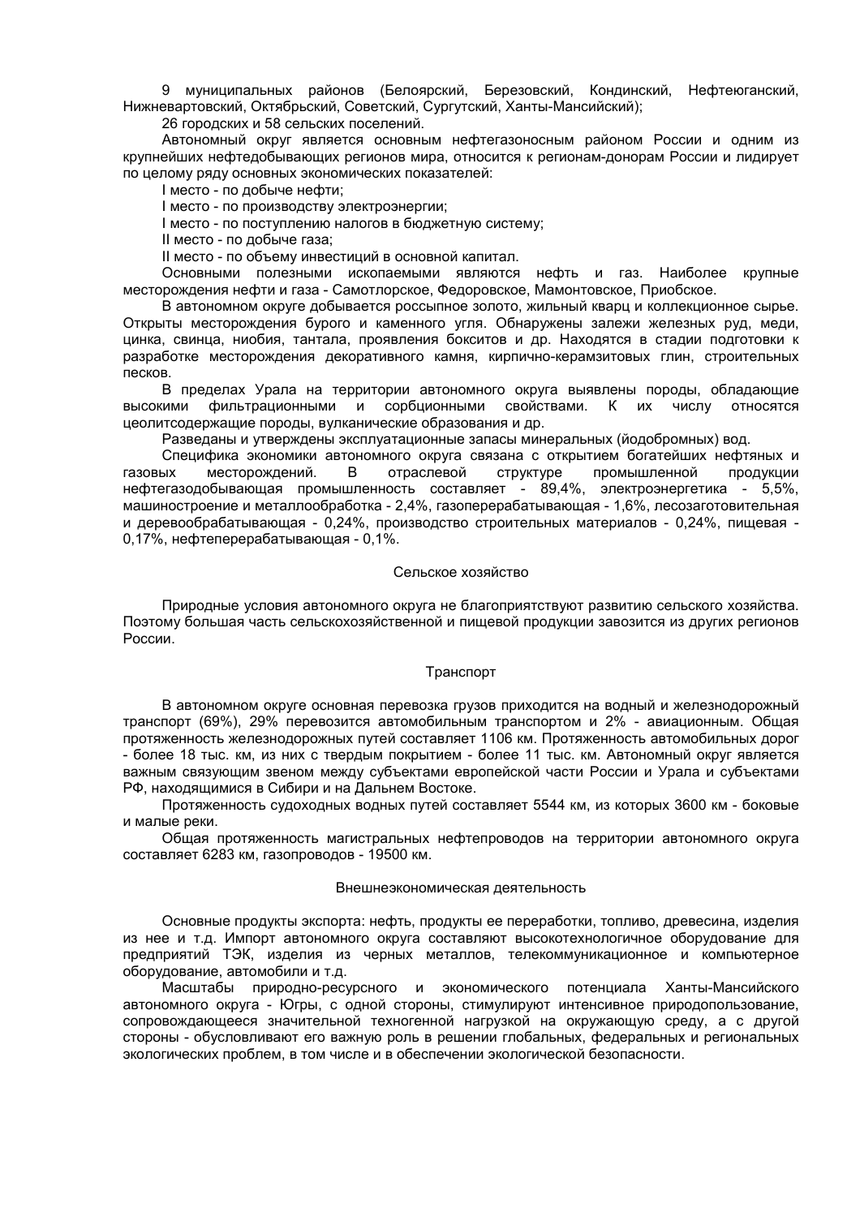9 муниципальных районов (Белоярский, Березовский, Кондинский, Нефтеюганский, Нижневартовский, Октябрьский, Советский, Сургутский, Ханты-Мансийский);

26 городских и 58 сельских поселений.

Автономный округ является основным нефтегазоносным районом России и одним из крупнейших нефтедобывающих регионов мира, относится к регионам-донорам России и лидирует по целому ряду основных экономических показателей:

I место - по добыче нефти;

I место - по производству электроэнергии;

I место - по поступлению налогов в бюджетную систему;

II место - по добыче газа;

II место - по объему инвестиций в основной капитал.

Основными полезными ископаемыми являются нефть и газ. Наиболее крупные месторождения нефти и газа - Самотлорское, Федоровское, Мамонтовское, Приобское.

В автономном округе добывается россыпное золото, жильный кварц и коллекционное сырье. Открыты месторождения бурого и каменного угля. Обнаружены залежи железных руд, меди, цинка, свинца, ниобия, тантала, проявления бокситов и др. Находятся в стадии подготовки к разработке месторождения декоративного камня, кирпично-керамзитовых глин, строительных песков.

В пределах Урала на территории автономного округа выявлены породы, обладающие высокими фильтрационными и сорбционными свойствами. К их числу относятся цеолитсодержащие породы, вулканические образования и др.

Разведаны и утверждены эксплуатационные запасы минеральных (йодобромных) вод.

Специфика экономики автономного округа связана с открытием богатейших нефтяных и газовых месторождений. В отраслевой структуре промышленной продукции нефтегазодобывающая промышленность составляет - 89,4%, электроэнергетика - 5,5%, машиностроение и металлообработка - 2,4%, газоперерабатывающая - 1,6%, лесозаготовительная и деревообрабатывающая - 0,24%, производство строительных материалов - 0,24%, пищевая - 0,17%, нефтеперерабатывающая - 0,1%.

## Сельское хозяйство

Природные условия автономного округа не благоприятствуют развитию сельского хозяйства. Поэтому большая часть сельскохозяйственной и пищевой продукции завозится из других регионов России.

## Транспорт

В автономном округе основная перевозка грузов приходится на водный и железнодорожный транспорт (69%), 29% перевозится автомобильным транспортом и 2% - авиационным. Общая протяженность железнодорожных путей составляет 1106 км. Протяженность автомобильных дорог - более 18 тыс. км, из них с твердым покрытием - более 11 тыс. км. Автономный округ является важным связующим звеном между субъектами европейской части России и Урала и субъектами РФ, находящимися в Сибири и на Дальнем Востоке.

Протяженность судоходных водных путей составляет 5544 км, из которых 3600 км - боковые и малые реки.

Общая протяженность магистральных нефтепроводов на территории автономного округа составляет 6283 км, газопроводов - 19500 км.

## Внешнеэкономическая деятельность

Основные продукты экспорта: нефть, продукты ее переработки, топливо, древесина, изделия из нее и т.д. Импорт автономного округа составляют высокотехнологичное оборудование для предприятий ТЭК, изделия из черных металлов, телекоммуникационное и компьютерное оборудование, автомобили и т.д.

Масштабы природно-ресурсного и экономического потенциала Ханты-Мансийского автономного округа - Югры, с одной стороны, стимулируют интенсивное природопользование, сопровождающееся значительной техногенной нагрузкой на окружающую среду, а с другой стороны - обусловливают его важную роль в решении глобальных, федеральных и региональных экологических проблем, в том числе и в обеспечении экологической безопасности.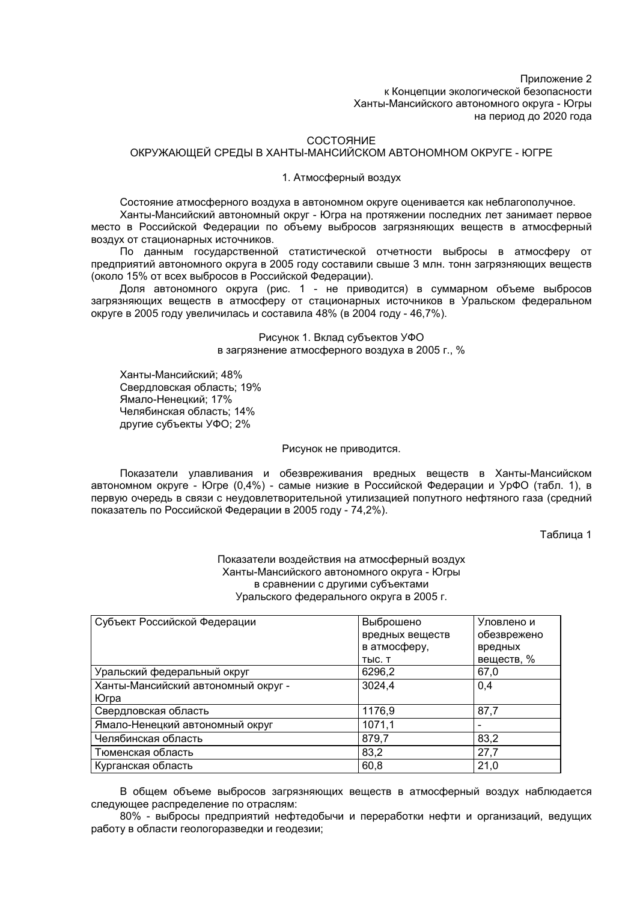Приложение 2
к Концепции экологической безопасности
Ханты-Мансийского автономного округа - Югры
на период до 2020 года

## СОСТОЯНИЕ ОКРУЖАЮЩЕЙ СРЕДЫ В ХАНТЫ-МАНСИЙСКОМ АВТОНОМНОМ ОКРУГЕ - ЮГРЕ

### 1. Атмосферный воздух

Состояние атмосферного воздуха в автономном округе оценивается как неблагополучное.

Ханты-Мансийский автономный округ - Югра на протяжении последних лет занимает первое место в Российской Федерации по объему выбросов загрязняющих веществ в атмосферный воздух от стационарных источников.

По данным государственной статистической отчетности выбросы в атмосферу от предприятий автономного округа в 2005 году составили свыше 3 млн. тонн загрязняющих веществ (около 15% от всех выбросов в Российской Федерации).

Доля автономного округа (рис. 1 - не приводится) в суммарном объеме выбросов загрязняющих веществ в атмосферу от стационарных источников в Уральском федеральном округе в 2005 году увеличилась и составила 48% (в 2004 году - 46,7%).

Рисунок 1. Вклад субъектов УФО
в загрязнение атмосферного воздуха в 2005 г., %

Ханты-Мансийский; 48%
Свердловская область; 19%
Ямало-Ненецкий; 17%
Челябинская область; 14%
другие субъекты УФО; 2%

Рисунок не приводится.

Показатели улавливания и обезвреживания вредных веществ в Ханты-Мансийском автономном округе - Югре (0,4%) - самые низкие в Российской Федерации и УрФО (табл. 1), в первую очередь в связи с неудовлетворительной утилизацией попутного нефтяного газа (средний показатель по Российской Федерации в 2005 году - 74,2%).

Таблица 1

Показатели воздействия на атмосферный воздух
Ханты-Мансийского автономного округа - Югры
в сравнении с другими субъектами
Уральского федерального округа в 2005 г.

| Субъект Российской Федерации | Выброшено вредных веществ в атмосферу, тыс. т | Уловлено и обезврежено вредных веществ, % |
|---|---|---|
| Уральский федеральный округ | 6296,2 | 67,0 |
| Ханты-Мансийский автономный округ - Югра | 3024,4 | 0,4 |
| Свердловская область | 1176,9 | 87,7 |
| Ямало-Ненецкий автономный округ | 1071,1 | - |
| Челябинская область | 879,7 | 83,2 |
| Тюменская область | 83,2 | 27,7 |
| Курганская область | 60,8 | 21,0 |

В общем объеме выбросов загрязняющих веществ в атмосферный воздух наблюдается следующее распределение по отраслям:

80% - выбросы предприятий нефтедобычи и переработки нефти и организаций, ведущих работу в области геологоразведки и геодезии;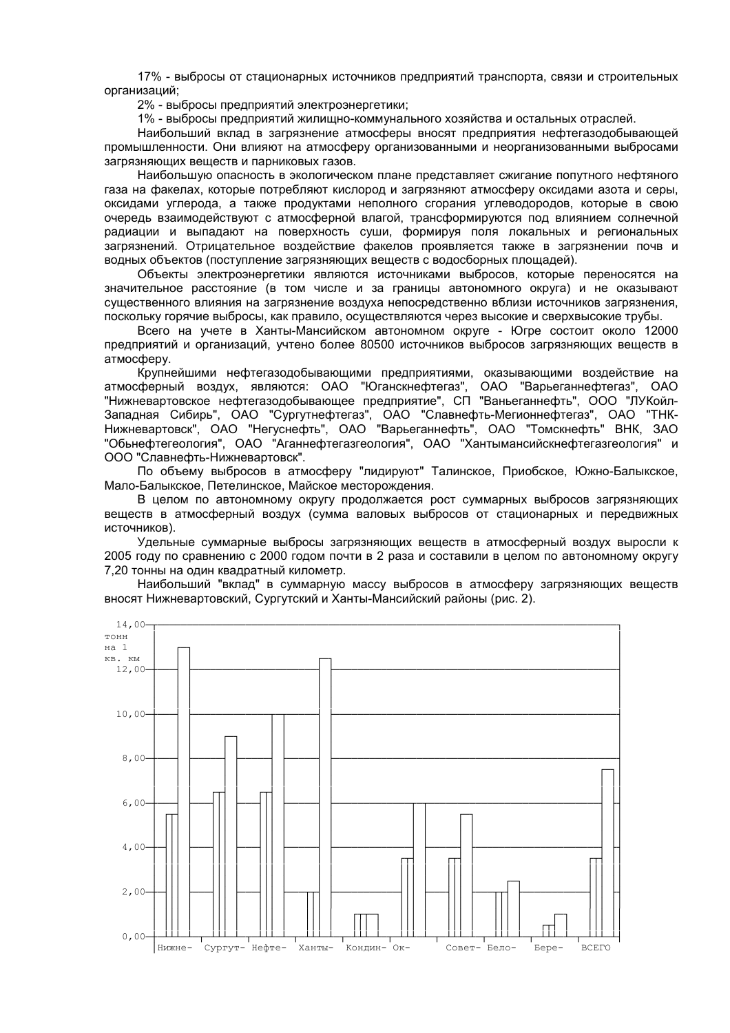17% - выбросы от стационарных источников предприятий транспорта, связи и строительных организаций;

2% - выбросы предприятий электроэнергетики;

1% - выбросы предприятий жилищно-коммунального хозяйства и остальных отраслей.

Наибольший вклад в загрязнение атмосферы вносят предприятия нефтегазодобывающей промышленности. Они влияют на атмосферу организованными и неорганизованными выбросами загрязняющих веществ и парниковых газов.

Наибольшую опасность в экологическом плане представляет сжигание попутного нефтяного газа на факелах, которые потребляют кислород и загрязняют атмосферу оксидами азота и серы, оксидами углерода, а также продуктами неполного сгорания углеводородов, которые в свою очередь взаимодействуют с атмосферной влагой, трансформируются под влиянием солнечной радиации и выпадают на поверхность суши, формируя поля локальных и региональных загрязнений. Отрицательное воздействие факелов проявляется также в загрязнении почв и водных объектов (поступление загрязняющих веществ с водосборных площадей).

Объекты электроэнергетики являются источниками выбросов, которые переносятся на значительное расстояние (в том числе и за границы автономного округа) и не оказывают существенного влияния на загрязнение воздуха непосредственно вблизи источников загрязнения, поскольку горячие выбросы, как правило, осуществляются через высокие и сверхвысокие трубы.

Всего на учете в Ханты-Мансийском автономном округе - Югре состоит около 12000 предприятий и организаций, учтено более 80500 источников выбросов загрязняющих веществ в атмосферу.

Крупнейшими нефтегазодобывающими предприятиями, оказывающими воздействие на атмосферный воздух, являются: ОАО "Юганскнефтегаз", ОАО "Варьеганнефтегаз", ОАО "Нижневартовское нефтегазодобывающее предприятие", СП "Ваньеганнефть", ООО "ЛУКойл-Западная Сибирь", ОАО "Сургутнефтегаз", ОАО "Славнефть-Мегионнефтегаз", ОАО "ТНК-Нижневартовск", ОАО "Негуснефть", ОАО "Варьеганнефть", ОАО "Томскнефть" ВНК, ЗАО "Обьнефтегеология", ОАО "Аганнефтегазгеология", ОАО "Хантымансийскнефтегазгеология" и ООО "Славнефть-Нижневартовск".

По объему выбросов в атмосферу "лидируют" Талинское, Приобское, Южно-Балыкское, Мало-Балыкское, Петелинское, Майское месторождения.

В целом по автономному округу продолжается рост суммарных выбросов загрязняющих веществ в атмосферный воздух (сумма валовых выбросов от стационарных и передвижных источников).

Удельные суммарные выбросы загрязняющих веществ в атмосферный воздух выросли к 2005 году по сравнению с 2000 годом почти в 2 раза и составили в целом по автономному округу 7,20 тонны на один квадратный километр.

Наибольший "вклад" в суммарную массу выбросов в атмосферу загрязняющих веществ вносят Нижневартовский, Сургутский и Ханты-Мансийский районы (рис. 2).

тонн на 1 кв. км

| | Нижне- | Сургут- | Нефте- | Ханты- | Кондин- | Ок- | Совет- | Бело- | Бере- | ВСЕГО |
|---|---|---|---|---|---|---|---|---|---|---|
| 1-й столбец | 5,5 | 6,5 | 6,5 | 2,0 | 1,0 | 3,5 | 3,5 | 2,0 | 0,5 | 3,5 |
| 2-й столбец | 13,0 | 9,0 | 10,0 | 12,5 | 1,0 | 6,0 | 5,5 | 2,5 | 1,0 | 7,5 |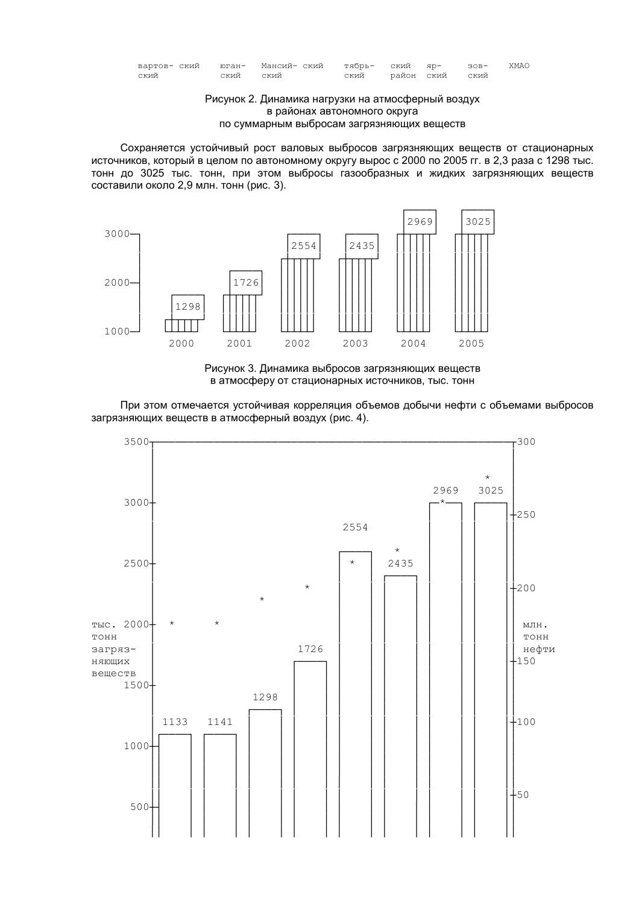вартов- ский | юган- ский | Мансий- ский | тябрь- ский | ский район | яр- ский | зов- ский | ХМАО

Рисунок 2. Динамика нагрузки на атмосферный воздух
в районах автономного округа
по суммарным выбросам загрязняющих веществ

Сохраняется устойчивый рост валовых выбросов загрязняющих веществ от стационарных источников, который в целом по автономному округу вырос с 2000 по 2005 гг. в 2,3 раза с 1298 тыс. тонн до 3025 тыс. тонн, при этом выбросы газообразных и жидких загрязняющих веществ составили около 2,9 млн. тонн (рис. 3).

| Год | 2000 | 2001 | 2002 | 2003 | 2004 | 2005 |
|---|---|---|---|---|---|---|
| тыс. тонн | 1298 | 1726 | 2554 | 2435 | 2969 | 3025 |

Рисунок 3. Динамика выбросов загрязняющих веществ
в атмосферу от стационарных источников, тыс. тонн

При этом отмечается устойчивая корреляция объемов добычи нефти с объемами выбросов загрязняющих веществ в атмосферный воздух (рис. 4).

Ось слева: тыс. тонн загрязняющих веществ (500–3500); ось справа: млн. тонн нефти (50–300).

| Выбросы, тыс. тонн | 1133 | 1141 | 1298 | 1726 | 2554 | 2435 | 2969 | 3025 |
|---|---|---|---|---|---|---|---|---|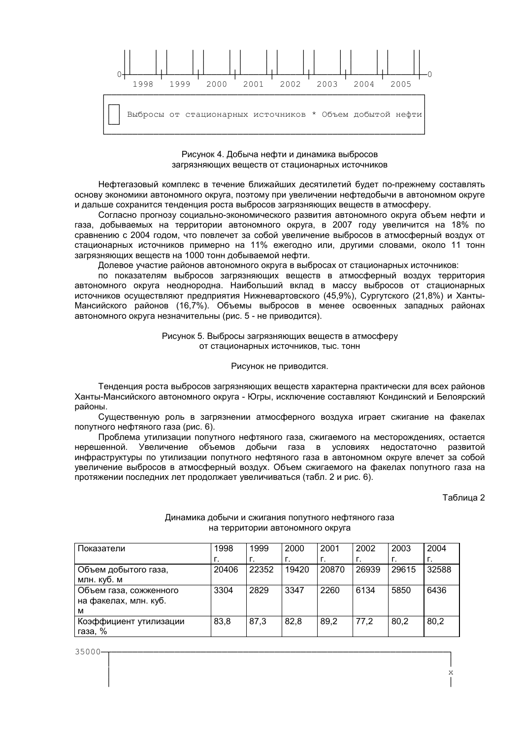```
0─┼┼──────┼┼──────┼┼──────┼┼──────┼┼──────┼┼──────┼┼──────┼┼─0
     1998    1999    2000    2001    2002    2003    2004    2005
┌──────────────────────────────────────────────────────────────────┐
│ ┌┐                                                               │
│ └┘ Выбросы от стационарных источников * Объем добытой нефти      │
└──────────────────────────────────────────────────────────────────┘
```

Рисунок 4. Добыча нефти и динамика выбросов загрязняющих веществ от стационарных источников

Нефтегазовый комплекс в течение ближайших десятилетий будет по-прежнему составлять основу экономики автономного округа, поэтому при увеличении нефтедобычи в автономном округе и дальше сохранится тенденция роста выбросов загрязняющих веществ в атмосферу.

Согласно прогнозу социально-экономического развития автономного округа объем нефти и газа, добываемых на территории автономного округа, в 2007 году увеличится на 18% по сравнению с 2004 годом, что повлечет за собой увеличение выбросов в атмосферный воздух от стационарных источников примерно на 11% ежегодно или, другими словами, около 11 тонн загрязняющих веществ на 1000 тонн добываемой нефти.

Долевое участие районов автономного округа в выбросах от стационарных источников:

по показателям выбросов загрязняющих веществ в атмосферный воздух территория автономного округа неоднородна. Наибольший вклад в массу выбросов от стационарных источников осуществляют предприятия Нижневартовского (45,9%), Сургутского (21,8%) и Ханты-Мансийского районов (16,7%). Объемы выбросов в менее освоенных западных районах автономного округа незначительны (рис. 5 - не приводится).

Рисунок 5. Выбросы загрязняющих веществ в атмосферу от стационарных источников, тыс. тонн

Рисунок не приводится.

Тенденция роста выбросов загрязняющих веществ характерна практически для всех районов Ханты-Мансийского автономного округа - Югры, исключение составляют Кондинский и Белоярский районы.

Существенную роль в загрязнении атмосферного воздуха играет сжигание на факелах попутного нефтяного газа (рис. 6).

Проблема утилизации попутного нефтяного газа, сжигаемого на месторождениях, остается нерешенной. Увеличение объемов добычи газа в условиях недостаточно развитой инфраструктуры по утилизации попутного нефтяного газа в автономном округе влечет за собой увеличение выбросов в атмосферный воздух. Объем сжигаемого на факелах попутного газа на протяжении последних лет продолжает увеличиваться (табл. 2 и рис. 6).

Таблица 2

Динамика добычи и сжигания попутного нефтяного газа на территории автономного округа

| Показатели | 1998 г. | 1999 г. | 2000 г. | 2001 г. | 2002 г. | 2003 г. | 2004 г. |
|---|---|---|---|---|---|---|---|
| Объем добытого газа, млн. куб. м | 20406 | 22352 | 19420 | 20870 | 26939 | 29615 | 32588 |
| Объем газа, сожженного на факелах, млн. куб. м | 3304 | 2829 | 3347 | 2260 | 6134 | 5850 | 6436 |
| Коэффициент утилизации газа, % | 83,8 | 87,3 | 82,8 | 89,2 | 77,2 | 80,2 | 80,2 |

```
35000─┬──────────────────────────────────────────────────────────────┐
      │                                                              │
      │                                                             x│
      │                                                              │
```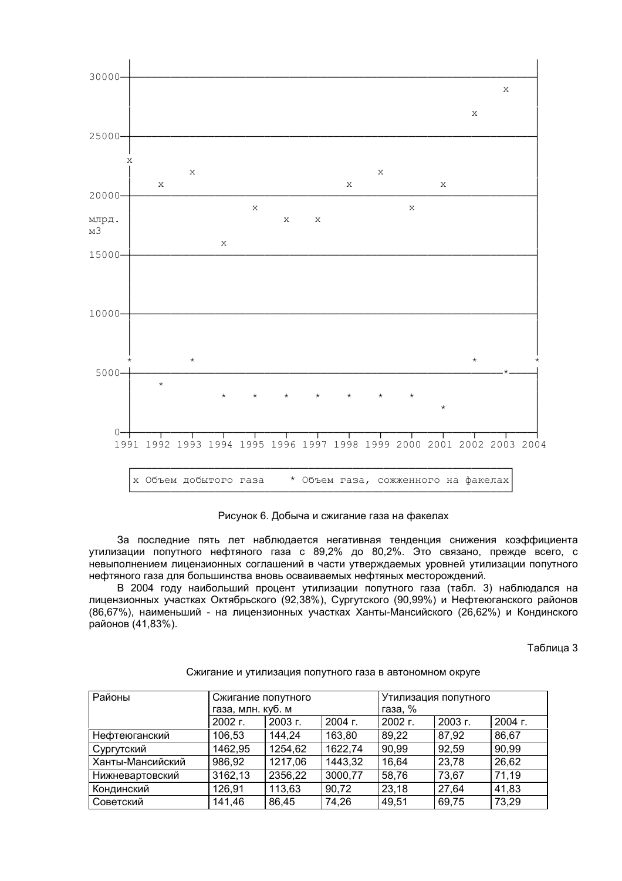```
30000─┬────────────────────────────────────────────────────────────────┐
      │                                                           x    │
      │                                                      x         │
25000─┼────────────────────────────────────────────────────────────────┤
      x                                                                │
      │         x                        x                             │
      │    x                        x                   x              │
20000─┼────────────────────────────────────────────────────────────────┤
млрд. │                   x                        x                   │
м3    │                        x    x                                  │
      │              x                                                 │
15000─┼────────────────────────────────────────────────────────────────┤
      │                                                                │
10000─┼────────────────────────────────────────────────────────────────┤
      │                                                                │
      *         *                                            *         *
 5000─┼─────────────────────────────────────────────────────────────*──┤
      │    *                                                           │
      │              *    *    *    *    *    *    *                   │
      │                                                 *              │
    0─┴────────────────────────────────────────────────────────────────┘
    1991 1992 1993 1994 1995 1996 1997 1998 1999 2000 2001 2002 2003 2004

 x Объем добытого газа     * Объем газа, сожженного на факелах
```

Рисунок 6. Добыча и сжигание газа на факелах

За последние пять лет наблюдается негативная тенденция снижения коэффициента утилизации попутного нефтяного газа с 89,2% до 80,2%. Это связано, прежде всего, с невыполнением лицензионных соглашений в части утверждаемых уровней утилизации попутного нефтяного газа для большинства вновь осваиваемых нефтяных месторождений.

В 2004 году наибольший процент утилизации попутного газа (табл. 3) наблюдался на лицензионных участках Октябрьского (92,38%), Сургутского (90,99%) и Нефтеюганского районов (86,67%), наименьший - на лицензионных участках Ханты-Мансийского (26,62%) и Кондинского районов (41,83%).

Таблица 3

Сжигание и утилизация попутного газа в автономном округе

| Районы | Сжигание попутного газа, млн. куб. м | | | Утилизация попутного газа, % | | |
|---|---|---|---|---|---|---|
| | 2002 г. | 2003 г. | 2004 г. | 2002 г. | 2003 г. | 2004 г. |
| Нефтеюганский | 106,53 | 144,24 | 163,80 | 89,22 | 87,92 | 86,67 |
| Сургутский | 1462,95 | 1254,62 | 1622,74 | 90,99 | 92,59 | 90,99 |
| Ханты-Мансийский | 986,92 | 1217,06 | 1443,32 | 16,64 | 23,78 | 26,62 |
| Нижневартовский | 3162,13 | 2356,22 | 3000,77 | 58,76 | 73,67 | 71,19 |
| Кондинский | 126,91 | 113,63 | 90,72 | 23,18 | 27,64 | 41,83 |
| Советский | 141,46 | 86,45 | 74,26 | 49,51 | 69,75 | 73,29 |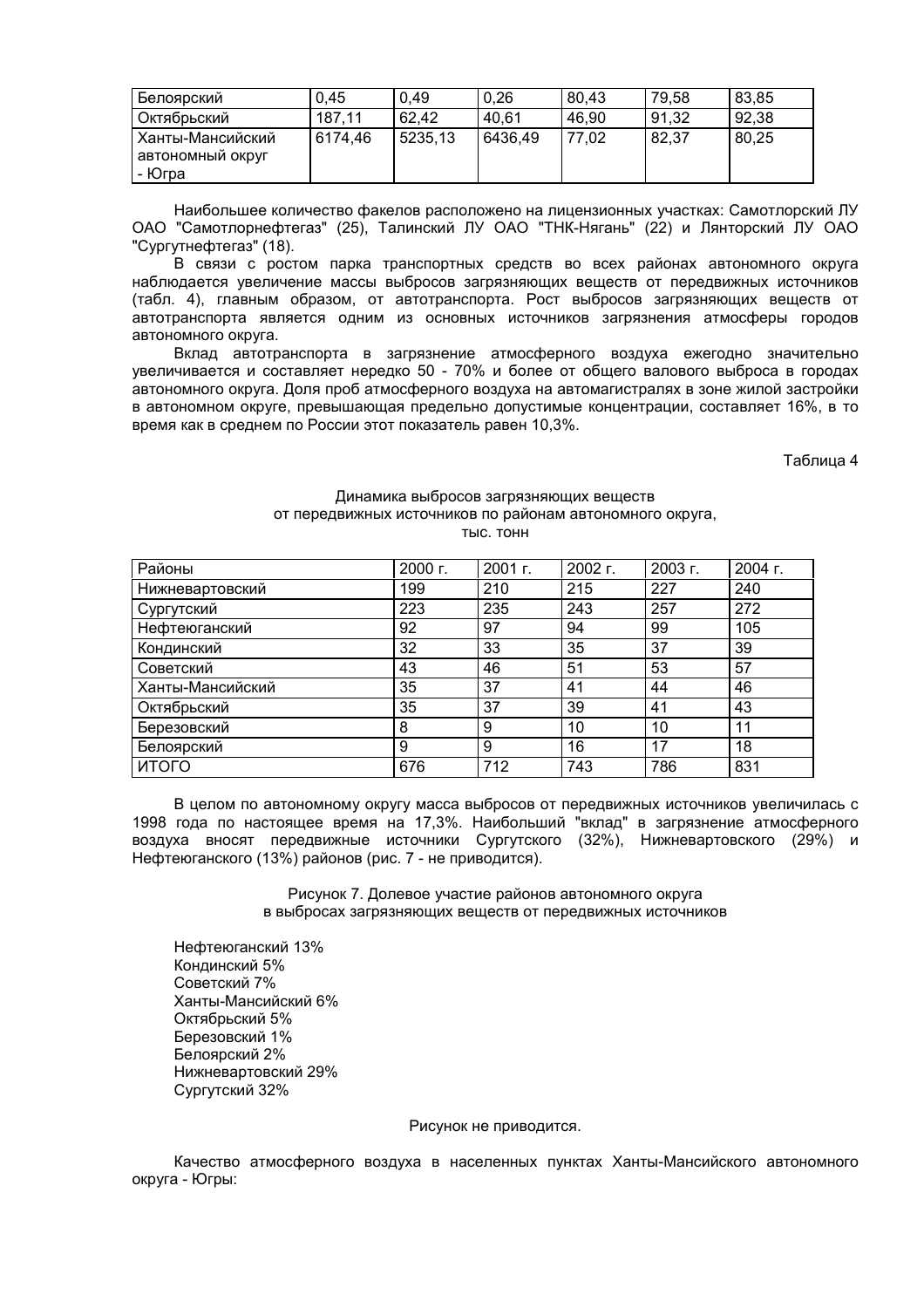| Белоярский | 0,45 | 0,49 | 0,26 | 80,43 | 79,58 | 83,85 |
|---|---|---|---|---|---|---|
| Октябрьский | 187,11 | 62,42 | 40,61 | 46,90 | 91,32 | 92,38 |
| Ханты-Мансийский автономный округ - Югра | 6174,46 | 5235,13 | 6436,49 | 77,02 | 82,37 | 80,25 |

Наибольшее количество факелов расположено на лицензионных участках: Самотлорский ЛУ ОАО "Самотлорнефтегаз" (25), Талинский ЛУ ОАО "ТНК-Нягань" (22) и Лянторский ЛУ ОАО "Сургутнефтегаз" (18).

В связи с ростом парка транспортных средств во всех районах автономного округа наблюдается увеличение массы выбросов загрязняющих веществ от передвижных источников (табл. 4), главным образом, от автотранспорта. Рост выбросов загрязняющих веществ от автотранспорта является одним из основных источников загрязнения атмосферы городов автономного округа.

Вклад автотранспорта в загрязнение атмосферного воздуха ежегодно значительно увеличивается и составляет нередко 50 - 70% и более от общего валового выброса в городах автономного округа. Доля проб атмосферного воздуха на автомагистралях в зоне жилой застройки в автономном округе, превышающая предельно допустимые концентрации, составляет 16%, в то время как в среднем по России этот показатель равен 10,3%.

Таблица 4

Динамика выбросов загрязняющих веществ от передвижных источников по районам автономного округа, тыс. тонн

| Районы | 2000 г. | 2001 г. | 2002 г. | 2003 г. | 2004 г. |
|---|---|---|---|---|---|
| Нижневартовский | 199 | 210 | 215 | 227 | 240 |
| Сургутский | 223 | 235 | 243 | 257 | 272 |
| Нефтеюганский | 92 | 97 | 94 | 99 | 105 |
| Кондинский | 32 | 33 | 35 | 37 | 39 |
| Советский | 43 | 46 | 51 | 53 | 57 |
| Ханты-Мансийский | 35 | 37 | 41 | 44 | 46 |
| Октябрьский | 35 | 37 | 39 | 41 | 43 |
| Березовский | 8 | 9 | 10 | 10 | 11 |
| Белоярский | 9 | 9 | 16 | 17 | 18 |
| ИТОГО | 676 | 712 | 743 | 786 | 831 |

В целом по автономному округу масса выбросов от передвижных источников увеличилась с 1998 года по настоящее время на 17,3%. Наибольший "вклад" в загрязнение атмосферного воздуха вносят передвижные источники Сургутского (32%), Нижневартовского (29%) и Нефтеюганского (13%) районов (рис. 7 - не приводится).

Рисунок 7. Долевое участие районов автономного округа в выбросах загрязняющих веществ от передвижных источников

Нефтеюганский 13%
Кондинский 5%
Советский 7%
Ханты-Мансийский 6%
Октябрьский 5%
Березовский 1%
Белоярский 2%
Нижневартовский 29%
Сургутский 32%

Рисунок не приводится.

Качество атмосферного воздуха в населенных пунктах Ханты-Мансийского автономного округа - Югры: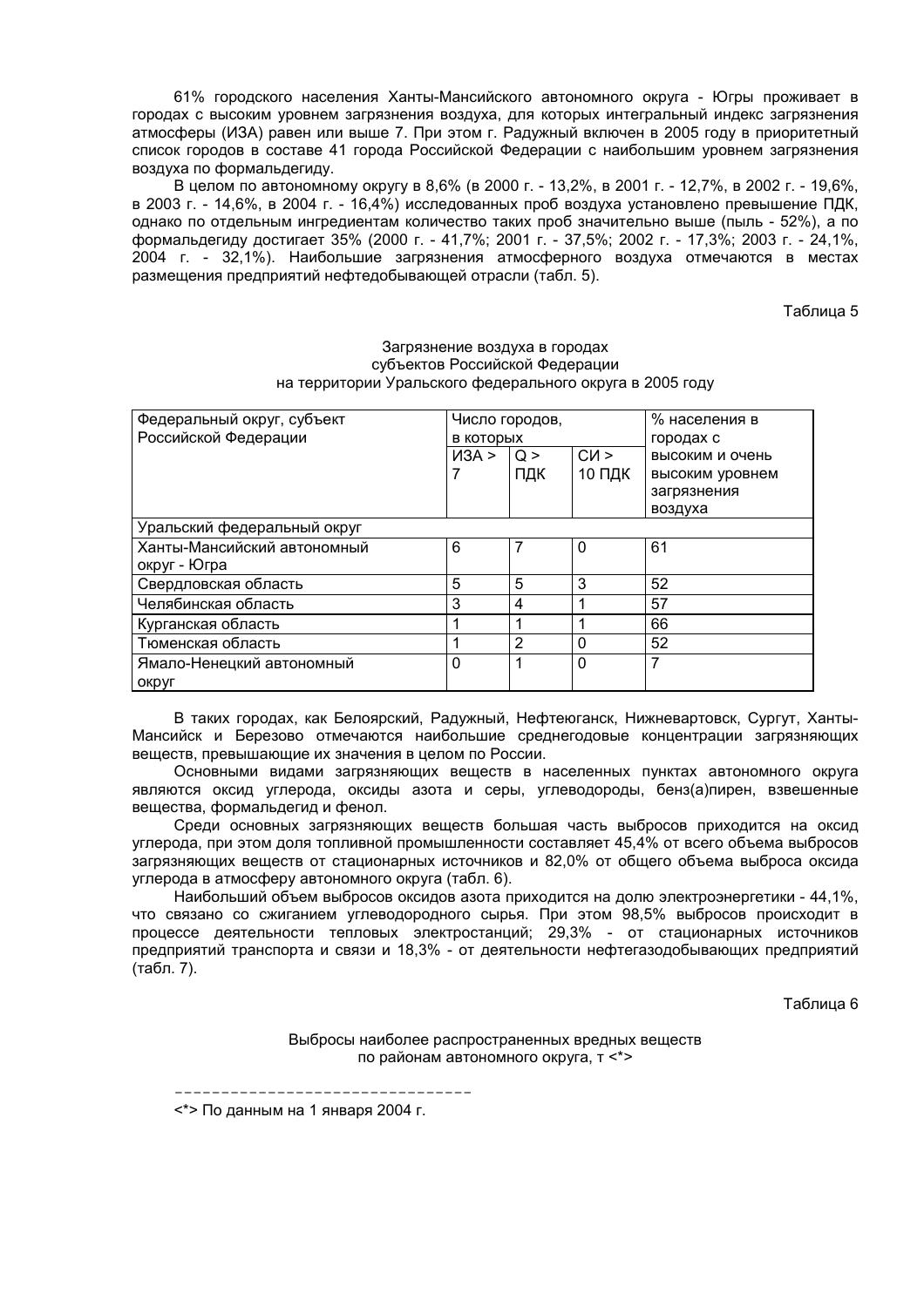61% городского населения Ханты-Мансийского автономного округа - Югры проживает в городах с высоким уровнем загрязнения воздуха, для которых интегральный индекс загрязнения атмосферы (ИЗА) равен или выше 7. При этом г. Радужный включен в 2005 году в приоритетный список городов в составе 41 города Российской Федерации с наибольшим уровнем загрязнения воздуха по формальдегиду.

В целом по автономному округу в 8,6% (в 2000 г. - 13,2%, в 2001 г. - 12,7%, в 2002 г. - 19,6%, в 2003 г. - 14,6%, в 2004 г. - 16,4%) исследованных проб воздуха установлено превышение ПДК, однако по отдельным ингредиентам количество таких проб значительно выше (пыль - 52%), а по формальдегиду достигает 35% (2000 г. - 41,7%; 2001 г. - 37,5%; 2002 г. - 17,3%; 2003 г. - 24,1%, 2004 г. - 32,1%). Наибольшие загрязнения атмосферного воздуха отмечаются в местах размещения предприятий нефтедобывающей отрасли (табл. 5).

Таблица 5

Загрязнение воздуха в городах
субъектов Российской Федерации
на территории Уральского федерального округа в 2005 году

| Федеральный округ, субъект Российской Федерации | Число городов, в которых | | | % населения в городах с высоким и очень высоким уровнем загрязнения воздуха |
|---|---|---|---|---|
| | ИЗА > 7 | Q > ПДК | СИ > 10 ПДК | |
| Уральский федеральный округ | | | | |
| Ханты-Мансийский автономный округ - Югра | 6 | 7 | 0 | 61 |
| Свердловская область | 5 | 5 | 3 | 52 |
| Челябинская область | 3 | 4 | 1 | 57 |
| Курганская область | 1 | 1 | 1 | 66 |
| Тюменская область | 1 | 2 | 0 | 52 |
| Ямало-Ненецкий автономный округ | 0 | 1 | 0 | 7 |

В таких городах, как Белоярский, Радужный, Нефтеюганск, Нижневартовск, Сургут, Ханты-Мансийск и Березово отмечаются наибольшие среднегодовые концентрации загрязняющих веществ, превышающие их значения в целом по России.

Основными видами загрязняющих веществ в населенных пунктах автономного округа являются оксид углерода, оксиды азота и серы, углеводороды, бенз(а)пирен, взвешенные вещества, формальдегид и фенол.

Среди основных загрязняющих веществ большая часть выбросов приходится на оксид углерода, при этом доля топливной промышленности составляет 45,4% от всего объема выбросов загрязняющих веществ от стационарных источников и 82,0% от общего объема выброса оксида углерода в атмосферу автономного округа (табл. 6).

Наибольший объем выбросов оксидов азота приходится на долю электроэнергетики - 44,1%, что связано со сжиганием углеводородного сырья. При этом 98,5% выбросов происходит в процессе деятельности тепловых электростанций; 29,3% - от стационарных источников предприятий транспорта и связи и 18,3% - от деятельности нефтегазодобывающих предприятий (табл. 7).

Таблица 6

Выбросы наиболее распространенных вредных веществ
по районам автономного округа, т <*>

--------------------------------

<*> По данным на 1 января 2004 г.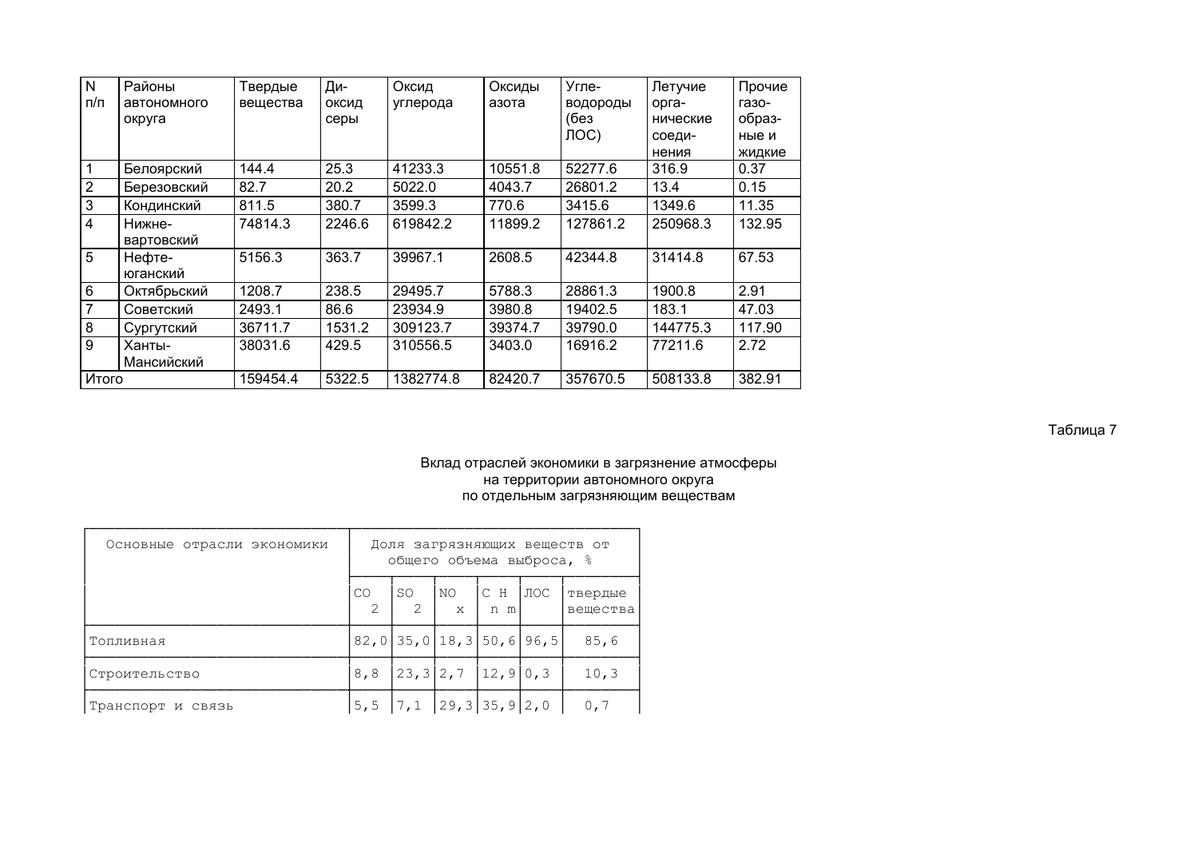| N п/п | Районы автономного округа | Твердые вещества | Диоксид серы | Оксид углерода | Оксиды азота | Углеводороды (без ЛОС) | Летучие органические соединения | Прочие газообразные и жидкие |
|---|---|---|---|---|---|---|---|---|
| 1 | Белоярский | 144.4 | 25.3 | 41233.3 | 10551.8 | 52277.6 | 316.9 | 0.37 |
| 2 | Березовский | 82.7 | 20.2 | 5022.0 | 4043.7 | 26801.2 | 13.4 | 0.15 |
| 3 | Кондинский | 811.5 | 380.7 | 3599.3 | 770.6 | 3415.6 | 1349.6 | 11.35 |
| 4 | Нижневартовский | 74814.3 | 2246.6 | 619842.2 | 11899.2 | 127861.2 | 250968.3 | 132.95 |
| 5 | Нефтеюганский | 5156.3 | 363.7 | 39967.1 | 2608.5 | 42344.8 | 31414.8 | 67.53 |
| 6 | Октябрьский | 1208.7 | 238.5 | 29495.7 | 5788.3 | 28861.3 | 1900.8 | 2.91 |
| 7 | Советский | 2493.1 | 86.6 | 23934.9 | 3980.8 | 19402.5 | 183.1 | 47.03 |
| 8 | Сургутский | 36711.7 | 1531.2 | 309123.7 | 39374.7 | 39790.0 | 144775.3 | 117.90 |
| 9 | Ханты-Мансийский | 38031.6 | 429.5 | 310556.5 | 3403.0 | 16916.2 | 77211.6 | 2.72 |
| Итого | | 159454.4 | 5322.5 | 1382774.8 | 82420.7 | 357670.5 | 508133.8 | 382.91 |

Таблица 7

Вклад отраслей экономики в загрязнение атмосферы на территории автономного округа по отдельным загрязняющим веществам

| Основные отрасли экономики | Доля загрязняющих веществ от общего объема выброса, % | | | | | |
|---|---|---|---|---|---|---|
| | $CO_2$ | $SO_2$ | $NO_x$ | $C_nH_m$ | ЛОС | твердые вещества |
| Топливная | 82,0 | 35,0 | 18,3 | 50,6 | 96,5 | 85,6 |
| Строительство | 8,8 | 23,3 | 2,7 | 12,9 | 0,3 | 10,3 |
| Транспорт и связь | 5,5 | 7,1 | 29,3 | 35,9 | 2,0 | 0,7 |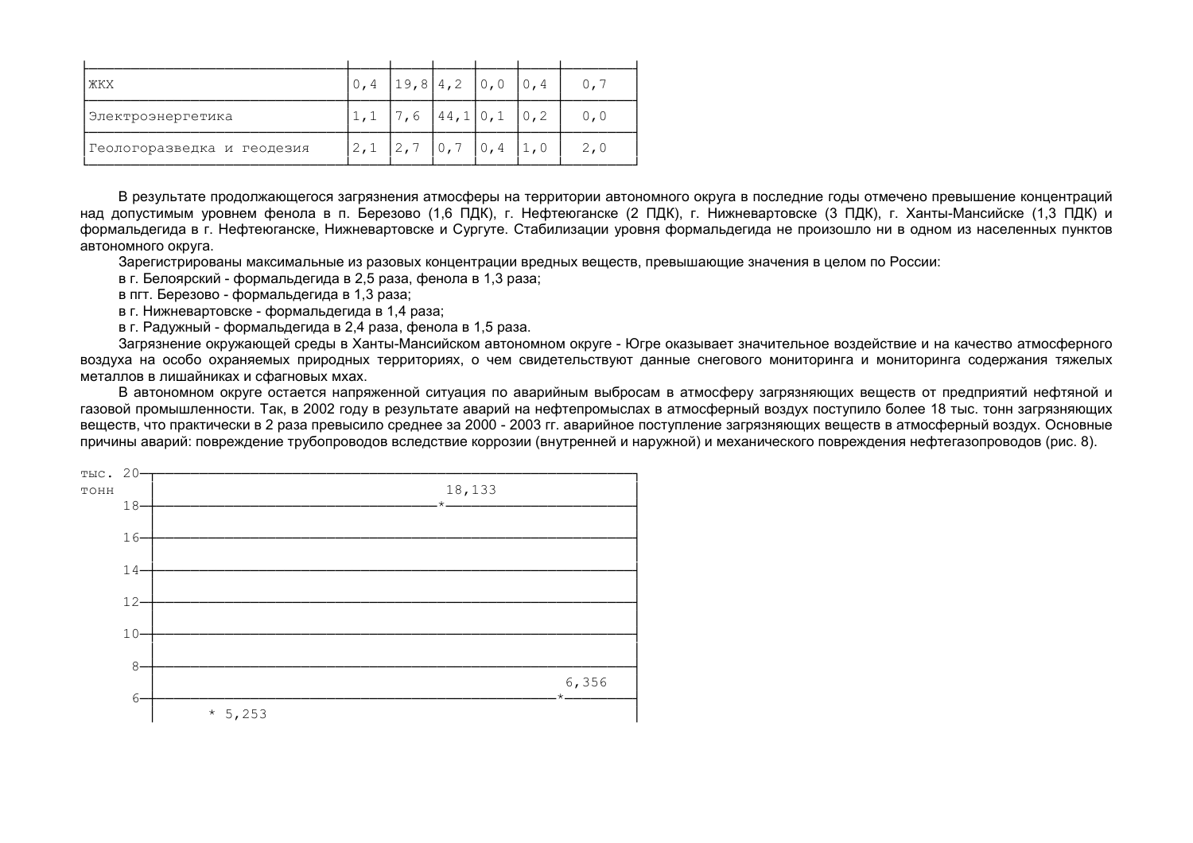| | | | | | | |
|---|---|---|---|---|---|---|
| ЖКХ | 0,4 | 19,8 | 4,2 | 0,0 | 0,4 | 0,7 |
| Электроэнергетика | 1,1 | 7,6 | 44,1 | 0,1 | 0,2 | 0,0 |
| Геологоразведка и геодезия | 2,1 | 2,7 | 0,7 | 0,4 | 1,0 | 2,0 |

В результате продолжающегося загрязнения атмосферы на территории автономного округа в последние годы отмечено превышение концентраций над допустимым уровнем фенола в п. Березово (1,6 ПДК), г. Нефтеюганске (2 ПДК), г. Нижневартовске (3 ПДК), г. Ханты-Мансийске (1,3 ПДК) и формальдегида в г. Нефтеюганске, Нижневартовске и Сургуте. Стабилизации уровня формальдегида не произошло ни в одном из населенных пунктов автономного округа.

Зарегистрированы максимальные из разовых концентрации вредных веществ, превышающие значения в целом по России:

в г. Белоярский - формальдегида в 2,5 раза, фенола в 1,3 раза;

в пгт. Березово - формальдегида в 1,3 раза;

в г. Нижневартовске - формальдегида в 1,4 раза;

в г. Радужный - формальдегида в 2,4 раза, фенола в 1,5 раза.

Загрязнение окружающей среды в Ханты-Мансийском автономном округе - Югре оказывает значительное воздействие и на качество атмосферного воздуха на особо охраняемых природных территориях, о чем свидетельствуют данные снегового мониторинга и мониторинга содержания тяжелых металлов в лишайниках и сфагновых мхах.

В автономном округе остается напряженной ситуация по аварийным выбросам в атмосферу загрязняющих веществ от предприятий нефтяной и газовой промышленности. Так, в 2002 году в результате аварий на нефтепромыслах в атмосферный воздух поступило более 18 тыс. тонн загрязняющих веществ, что практически в 2 раза превысило среднее за 2000 - 2003 гг. аварийное поступление загрязняющих веществ в атмосферный воздух. Основные причины аварий: повреждение трубопроводов вследствие коррозии (внутренней и наружной) и механического повреждения нефтегазопроводов (рис. 8).

```
тыс. 20-+----------------------------------------------------------------+
тонн    |                                   18,133                       |
     18-+-----------------------------------*----------------------------|
        |                                                                |
     16-+----------------------------------------------------------------|
        |                                                                |
     14-+----------------------------------------------------------------|
        |                                                                |
     12-+----------------------------------------------------------------|
        |                                                                |
     10-+----------------------------------------------------------------|
        |                                                                |
      8-+----------------------------------------------------------------|
        |                                                   6,356        |
      6-+---------------------------------------------------*------------|
        |      * 5,253                                                   |
```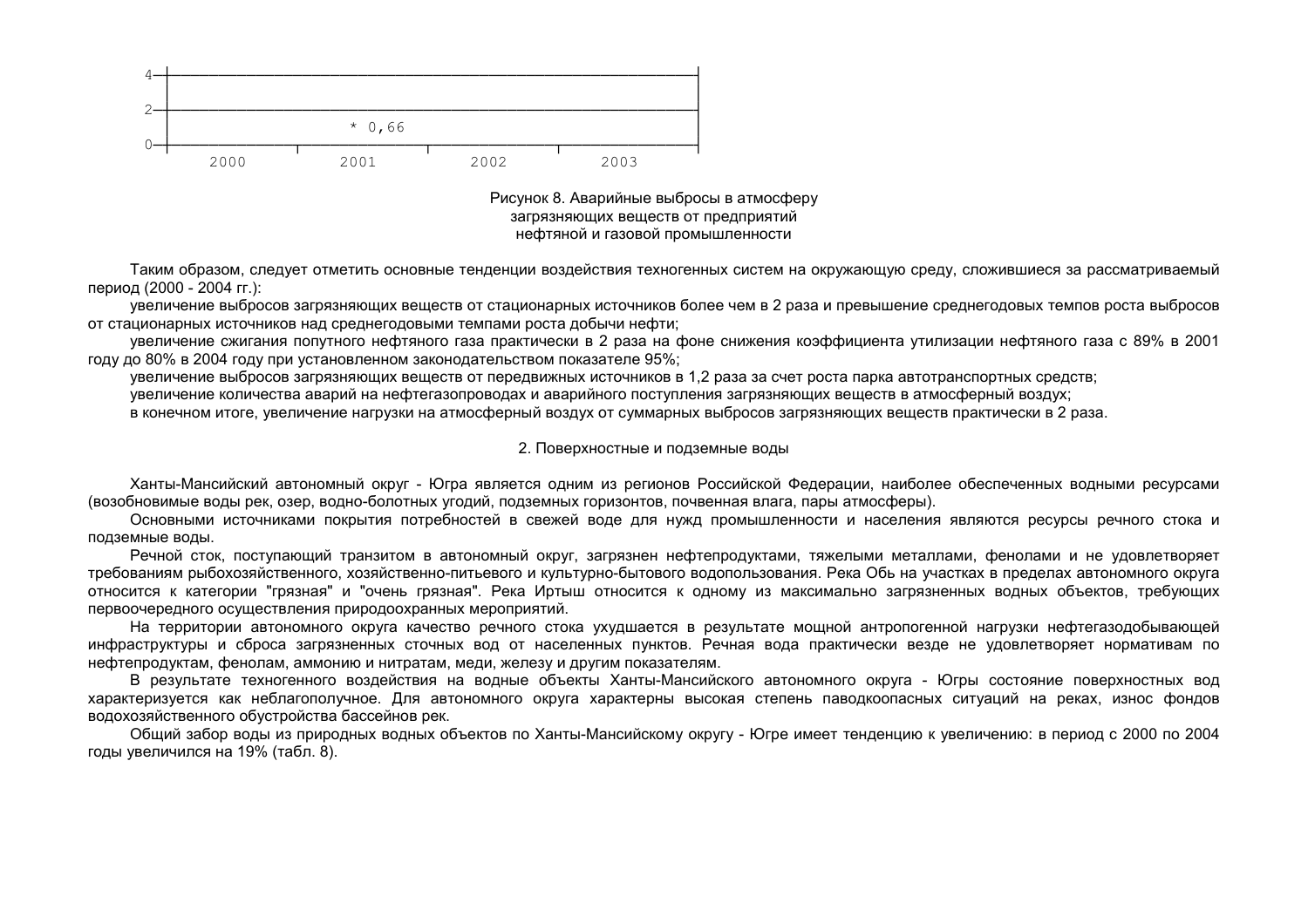```
4-┼──────────────────────────────────────────────────────────────┤
  │                                                              │
2-┼──────────────────────────────────────────────────────────────┤
  │                  * 0,66                                      │
0-┼──────────────────────────────────────────────────────────────┤
       2000           2001           2002           2003
```

Рисунок 8. Аварийные выбросы в атмосферу загрязняющих веществ от предприятий нефтяной и газовой промышленности

Таким образом, следует отметить основные тенденции воздействия техногенных систем на окружающую среду, сложившиеся за рассматриваемый период (2000 - 2004 гг.):

увеличение выбросов загрязняющих веществ от стационарных источников более чем в 2 раза и превышение среднегодовых темпов роста выбросов от стационарных источников над среднегодовыми темпами роста добычи нефти;

увеличение сжигания попутного нефтяного газа практически в 2 раза на фоне снижения коэффициента утилизации нефтяного газа с 89% в 2001 году до 80% в 2004 году при установленном законодательством показателе 95%;

увеличение выбросов загрязняющих веществ от передвижных источников в 1,2 раза за счет роста парка автотранспортных средств;

увеличение количества аварий на нефтегазопроводах и аварийного поступления загрязняющих веществ в атмосферный воздух;

в конечном итоге, увеличение нагрузки на атмосферный воздух от суммарных выбросов загрязняющих веществ практически в 2 раза.

## 2. Поверхностные и подземные воды

Ханты-Мансийский автономный округ - Югра является одним из регионов Российской Федерации, наиболее обеспеченных водными ресурсами (возобновимые воды рек, озер, водно-болотных угодий, подземных горизонтов, почвенная влага, пары атмосферы).

Основными источниками покрытия потребностей в свежей воде для нужд промышленности и населения являются ресурсы речного стока и подземные воды.

Речной сток, поступающий транзитом в автономный округ, загрязнен нефтепродуктами, тяжелыми металлами, фенолами и не удовлетворяет требованиям рыбохозяйственного, хозяйственно-питьевого и культурно-бытового водопользования. Река Обь на участках в пределах автономного округа относится к категории "грязная" и "очень грязная". Река Иртыш относится к одному из максимально загрязненных водных объектов, требующих первоочередного осуществления природоохранных мероприятий.

На территории автономного округа качество речного стока ухудшается в результате мощной антропогенной нагрузки нефтегазодобывающей инфраструктуры и сброса загрязненных сточных вод от населенных пунктов. Речная вода практически везде не удовлетворяет нормативам по нефтепродуктам, фенолам, аммонию и нитратам, меди, железу и другим показателям.

В результате техногенного воздействия на водные объекты Ханты-Мансийского автономного округа - Югры состояние поверхностных вод характеризуется как неблагополучное. Для автономного округа характерны высокая степень паводкоопасных ситуаций на реках, износ фондов водохозяйственного обустройства бассейнов рек.

Общий забор воды из природных водных объектов по Ханты-Мансийскому округу - Югре имеет тенденцию к увеличению: в период с 2000 по 2004 годы увеличился на 19% (табл. 8).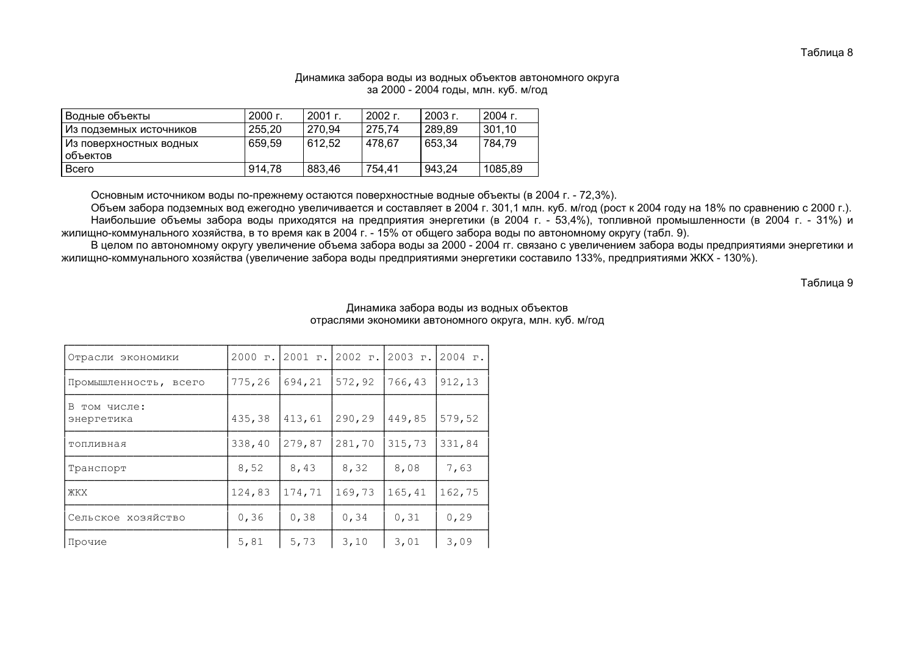Таблица 8

Динамика забора воды из водных объектов автономного округа
за 2000 - 2004 годы, млн. куб. м/год

| Водные объекты | 2000 г. | 2001 г. | 2002 г. | 2003 г. | 2004 г. |
|---|---|---|---|---|---|
| Из подземных источников | 255,20 | 270,94 | 275,74 | 289,89 | 301,10 |
| Из поверхностных водных объектов | 659,59 | 612,52 | 478,67 | 653,34 | 784,79 |
| Всего | 914,78 | 883,46 | 754,41 | 943,24 | 1085,89 |

Основным источником воды по-прежнему остаются поверхностные водные объекты (в 2004 г. - 72,3%).

Объем забора подземных вод ежегодно увеличивается и составляет в 2004 г. 301,1 млн. куб. м/год (рост к 2004 году на 18% по сравнению с 2000 г.).

Наибольшие объемы забора воды приходятся на предприятия энергетики (в 2004 г. - 53,4%), топливной промышленности (в 2004 г. - 31%) и жилищно-коммунального хозяйства, в то время как в 2004 г. - 15% от общего забора воды по автономному округу (табл. 9).

В целом по автономному округу увеличение объема забора воды за 2000 - 2004 гг. связано с увеличением забора воды предприятиями энергетики и жилищно-коммунального хозяйства (увеличение забора воды предприятиями энергетики составило 133%, предприятиями ЖКХ - 130%).

Таблица 9

Динамика забора воды из водных объектов
отраслями экономики автономного округа, млн. куб. м/год

| Отрасли экономики | 2000 г. | 2001 г. | 2002 г. | 2003 г. | 2004 г. |
|---|---|---|---|---|---|
| Промышленность, всего | 775,26 | 694,21 | 572,92 | 766,43 | 912,13 |
| В том числе: энергетика | 435,38 | 413,61 | 290,29 | 449,85 | 579,52 |
| топливная | 338,40 | 279,87 | 281,70 | 315,73 | 331,84 |
| Транспорт | 8,52 | 8,43 | 8,32 | 8,08 | 7,63 |
| ЖКХ | 124,83 | 174,71 | 169,73 | 165,41 | 162,75 |
| Сельское хозяйство | 0,36 | 0,38 | 0,34 | 0,31 | 0,29 |
| Прочие | 5,81 | 5,73 | 3,10 | 3,01 | 3,09 |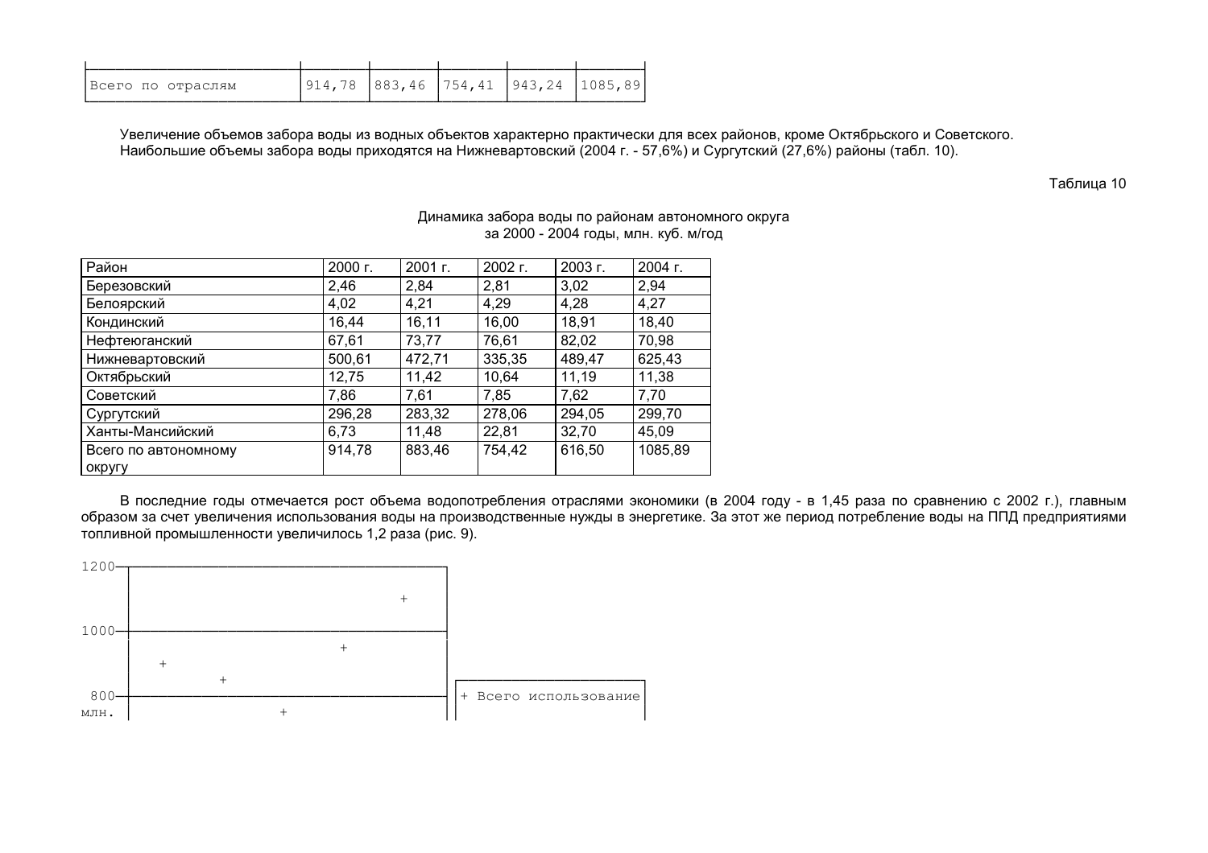| Всего по отраслям | 914,78 | 883,46 | 754,41 | 943,24 | 1085,89 |
|---|---|---|---|---|---|

Увеличение объемов забора воды из водных объектов характерно практически для всех районов, кроме Октябрьского и Советского. Наибольшие объемы забора воды приходятся на Нижневартовский (2004 г. - 57,6%) и Сургутский (27,6%) районы (табл. 10).

Таблица 10

Динамика забора воды по районам автономного округа за 2000 - 2004 годы, млн. куб. м/год

| Район | 2000 г. | 2001 г. | 2002 г. | 2003 г. | 2004 г. |
|---|---|---|---|---|---|
| Березовский | 2,46 | 2,84 | 2,81 | 3,02 | 2,94 |
| Белоярский | 4,02 | 4,21 | 4,29 | 4,28 | 4,27 |
| Кондинский | 16,44 | 16,11 | 16,00 | 18,91 | 18,40 |
| Нефтеюганский | 67,61 | 73,77 | 76,61 | 82,02 | 70,98 |
| Нижневартовский | 500,61 | 472,71 | 335,35 | 489,47 | 625,43 |
| Октябрьский | 12,75 | 11,42 | 10,64 | 11,19 | 11,38 |
| Советский | 7,86 | 7,61 | 7,85 | 7,62 | 7,70 |
| Сургутский | 296,28 | 283,32 | 278,06 | 294,05 | 299,70 |
| Ханты-Мансийский | 6,73 | 11,48 | 22,81 | 32,70 | 45,09 |
| Всего по автономному округу | 914,78 | 883,46 | 754,42 | 616,50 | 1085,89 |

В последние годы отмечается рост объема водопотребления отраслями экономики (в 2004 году - в 1,45 раза по сравнению с 2002 г.), главным образом за счет увеличения использования воды на производственные нужды в энергетике. За этот же период потребление воды на ППД предприятиями топливной промышленности увеличилось 1,2 раза (рис. 9).

```
1200-┌──────────────────────────────────────────────┐
     │                                              │
     │                                     +        │
     │                                              │
1000-├──────────────────────────────────────────────┤
     │                                              │
     │                          +                   │
     │   +                                          │
     │            +                                 │ ┌──────────────────────────┐
 800-├──────────────────────────────────────────────┤ │ + Всего использование    │
млн. │                   +                          │ │                          │
```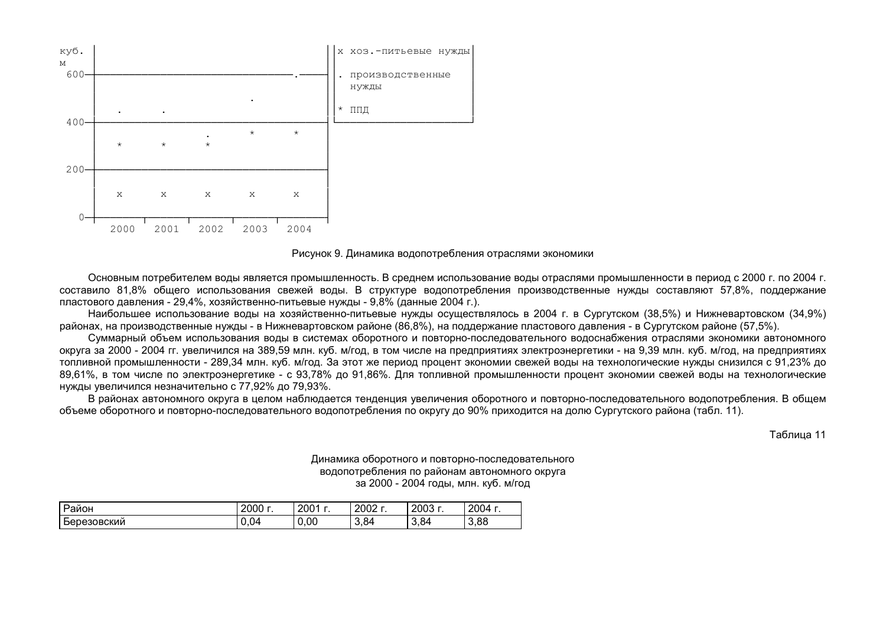```
куб. |                                              | x хоз.-питьевые нужды
м    |                                              |
600--+------------------------------------.---------| . производственные
     |                                              |   нужды
     |                             .                |
     |   .        .                                 | * ППД
400--+----------------------------------------------+
     |                   .         *        *
     |   *        *      *
     |
200--+----------------------------------------------
     |
     |   x        x      x         x        x
     |
  0--+--------+--------+--------+--------+--------+
       2000     2001     2002     2003     2004
```

Рисунок 9. Динамика водопотребления отраслями экономики

Основным потребителем воды является промышленность. В среднем использование воды отраслями промышленности в период с 2000 г. по 2004 г. составило 81,8% общего использования свежей воды. В структуре водопотребления производственные нужды составляют 57,8%, поддержание пластового давления - 29,4%, хозяйственно-питьевые нужды - 9,8% (данные 2004 г.).

Наибольшее использование воды на хозяйственно-питьевые нужды осуществлялось в 2004 г. в Сургутском (38,5%) и Нижневартовском (34,9%) районах, на производственные нужды - в Нижневартовском районе (86,8%), на поддержание пластового давления - в Сургутском районе (57,5%).

Суммарный объем использования воды в системах оборотного и повторно-последовательного водоснабжения отраслями экономики автономного округа за 2000 - 2004 гг. увеличился на 389,59 млн. куб. м/год, в том числе на предприятиях электроэнергетики - на 9,39 млн. куб. м/год, на предприятиях топливной промышленности - 289,34 млн. куб. м/год. За этот же период процент экономии свежей воды на технологические нужды снизился с 91,23% до 89,61%, в том числе по электроэнергетике - с 93,78% до 91,86%. Для топливной промышленности процент экономии свежей воды на технологические нужды увеличился незначительно с 77,92% до 79,93%.

В районах автономного округа в целом наблюдается тенденция увеличения оборотного и повторно-последовательного водопотребления. В общем объеме оборотного и повторно-последовательного водопотребления по округу до 90% приходится на долю Сургутского района (табл. 11).

Таблица 11

Динамика оборотного и повторно-последовательного водопотребления по районам автономного округа за 2000 - 2004 годы, млн. куб. м/год

| Район | 2000 г. | 2001 г. | 2002 г. | 2003 г. | 2004 г. |
|---|---|---|---|---|---|
| Березовский | 0,04 | 0,00 | 3,84 | 3,84 | 3,88 |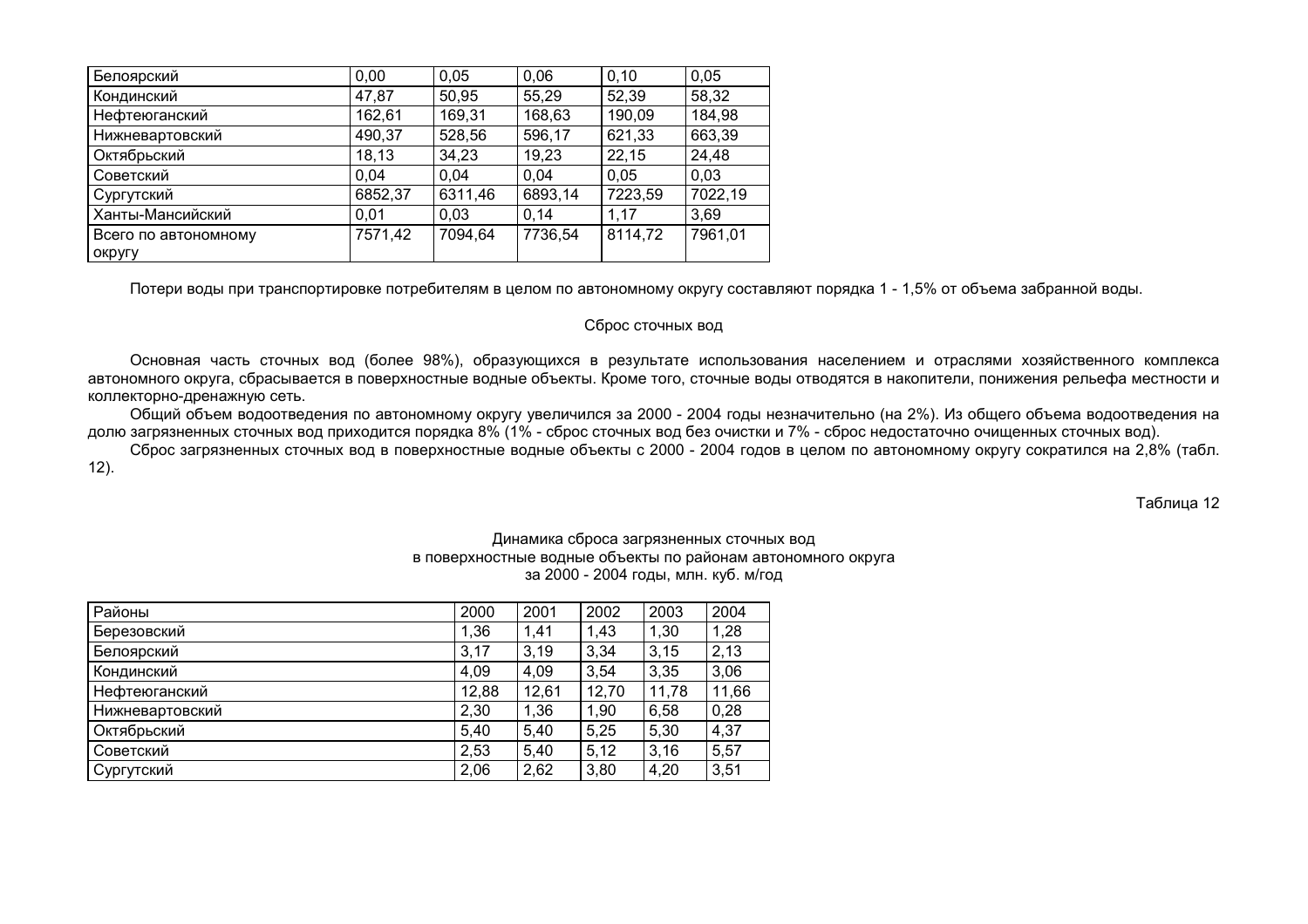| Белоярский | 0,00 | 0,05 | 0,06 | 0,10 | 0,05 |
|---|---|---|---|---|---|
| Кондинский | 47,87 | 50,95 | 55,29 | 52,39 | 58,32 |
| Нефтеюганский | 162,61 | 169,31 | 168,63 | 190,09 | 184,98 |
| Нижневартовский | 490,37 | 528,56 | 596,17 | 621,33 | 663,39 |
| Октябрьский | 18,13 | 34,23 | 19,23 | 22,15 | 24,48 |
| Советский | 0,04 | 0,04 | 0,04 | 0,05 | 0,03 |
| Сургутский | 6852,37 | 6311,46 | 6893,14 | 7223,59 | 7022,19 |
| Ханты-Мансийский | 0,01 | 0,03 | 0,14 | 1,17 | 3,69 |
| Всего по автономному округу | 7571,42 | 7094,64 | 7736,54 | 8114,72 | 7961,01 |

Потери воды при транспортировке потребителям в целом по автономному округу составляют порядка 1 - 1,5% от объема забранной воды.

### Сброс сточных вод

Основная часть сточных вод (более 98%), образующихся в результате использования населением и отраслями хозяйственного комплекса автономного округа, сбрасывается в поверхностные водные объекты. Кроме того, сточные воды отводятся в накопители, понижения рельефа местности и коллекторно-дренажную сеть.

Общий объем водоотведения по автономному округу увеличился за 2000 - 2004 годы незначительно (на 2%). Из общего объема водоотведения на долю загрязненных сточных вод приходится порядка 8% (1% - сброс сточных вод без очистки и 7% - сброс недостаточно очищенных сточных вод).

Сброс загрязненных сточных вод в поверхностные водные объекты с 2000 - 2004 годов в целом по автономному округу сократился на 2,8% (табл. 12).

Таблица 12

Динамика сброса загрязненных сточных вод
в поверхностные водные объекты по районам автономного округа
за 2000 - 2004 годы, млн. куб. м/год

| Районы | 2000 | 2001 | 2002 | 2003 | 2004 |
|---|---|---|---|---|---|
| Березовский | 1,36 | 1,41 | 1,43 | 1,30 | 1,28 |
| Белоярский | 3,17 | 3,19 | 3,34 | 3,15 | 2,13 |
| Кондинский | 4,09 | 4,09 | 3,54 | 3,35 | 3,06 |
| Нефтеюганский | 12,88 | 12,61 | 12,70 | 11,78 | 11,66 |
| Нижневартовский | 2,30 | 1,36 | 1,90 | 6,58 | 0,28 |
| Октябрьский | 5,40 | 5,40 | 5,25 | 5,30 | 4,37 |
| Советский | 2,53 | 5,40 | 5,12 | 3,16 | 5,57 |
| Сургутский | 2,06 | 2,62 | 3,80 | 4,20 | 3,51 |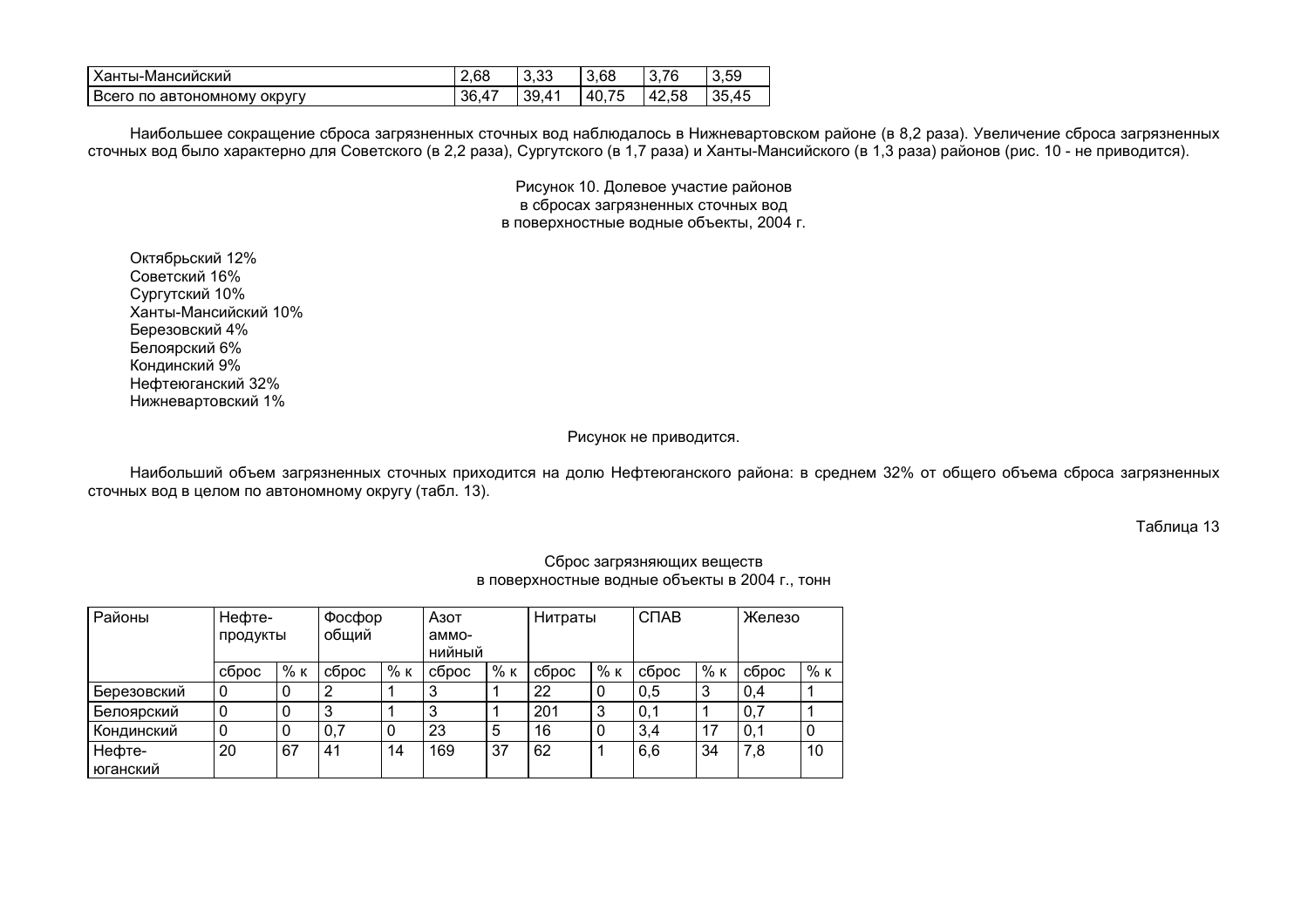| Ханты-Мансийский | 2,68 | 3,33 | 3,68 | 3,76 | 3,59 |
|---|---|---|---|---|---|
| Всего по автономному округу | 36,47 | 39,41 | 40,75 | 42,58 | 35,45 |

Наибольшее сокращение сброса загрязненных сточных вод наблюдалось в Нижневартовском районе (в 8,2 раза). Увеличение сброса загрязненных сточных вод было характерно для Советского (в 2,2 раза), Сургутского (в 1,7 раза) и Ханты-Мансийского (в 1,3 раза) районов (рис. 10 - не приводится).

Рисунок 10. Долевое участие районов в сбросах загрязненных сточных вод в поверхностные водные объекты, 2004 г.

Октябрьский 12%
Советский 16%
Сургутский 10%
Ханты-Мансийский 10%
Березовский 4%
Белоярский 6%
Кондинский 9%
Нефтеюганский 32%
Нижневартовский 1%

Рисунок не приводится.

Наибольший объем загрязненных сточных приходится на долю Нефтеюганского района: в среднем 32% от общего объема сброса загрязненных сточных вод в целом по автономному округу (табл. 13).

Таблица 13

Сброс загрязняющих веществ в поверхностные водные объекты в 2004 г., тонн

| Районы | Нефте-продукты | | Фосфор общий | | Азот аммо-нийный | | Нитраты | | СПАВ | | Железо | |
|---|---|---|---|---|---|---|---|---|---|---|---|---|
| | сброс | % к | сброс | % к | сброс | % к | сброс | % к | сброс | % к | сброс | % к |
| Березовский | 0 | 0 | 2 | 1 | 3 | 1 | 22 | 0 | 0,5 | 3 | 0,4 | 1 |
| Белоярский | 0 | 0 | 3 | 1 | 3 | 1 | 201 | 3 | 0,1 | 1 | 0,7 | 1 |
| Кондинский | 0 | 0 | 0,7 | 0 | 23 | 5 | 16 | 0 | 3,4 | 17 | 0,1 | 0 |
| Нефте-юганский | 20 | 67 | 41 | 14 | 169 | 37 | 62 | 1 | 6,6 | 34 | 7,8 | 10 |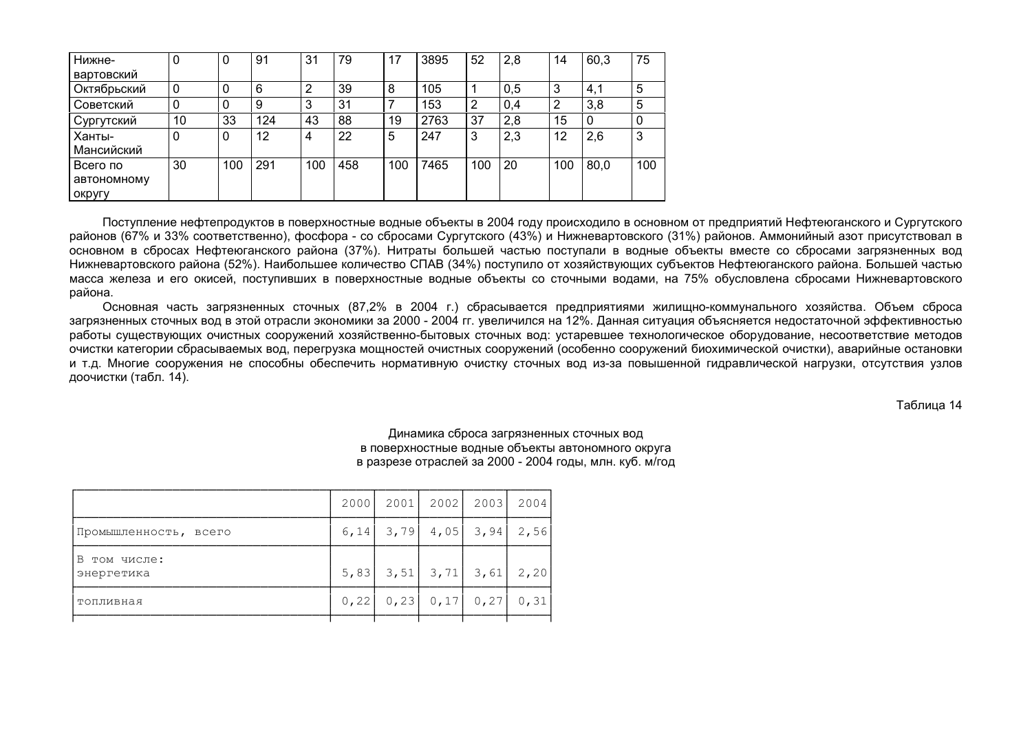| | | | | | | | | | | | | |
|---|---|---|---|---|---|---|---|---|---|---|---|---|
| Нижне-вартовский | 0 | 0 | 91 | 31 | 79 | 17 | 3895 | 52 | 2,8 | 14 | 60,3 | 75 |
| Октябрьский | 0 | 0 | 6 | 2 | 39 | 8 | 105 | 1 | 0,5 | 3 | 4,1 | 5 |
| Советский | 0 | 0 | 9 | 3 | 31 | 7 | 153 | 2 | 0,4 | 2 | 3,8 | 5 |
| Сургутский | 10 | 33 | 124 | 43 | 88 | 19 | 2763 | 37 | 2,8 | 15 | 0 | 0 |
| Ханты-Мансийский | 0 | 0 | 12 | 4 | 22 | 5 | 247 | 3 | 2,3 | 12 | 2,6 | 3 |
| Всего по автономному округу | 30 | 100 | 291 | 100 | 458 | 100 | 7465 | 100 | 20 | 100 | 80,0 | 100 |

Поступление нефтепродуктов в поверхностные водные объекты в 2004 году происходило в основном от предприятий Нефтеюганского и Сургутского районов (67% и 33% соответственно), фосфора - со сбросами Сургутского (43%) и Нижневартовского (31%) районов. Аммонийный азот присутствовал в основном в сбросах Нефтеюганского района (37%). Нитраты большей частью поступали в водные объекты вместе со сбросами загрязненных вод Нижневартовского района (52%). Наибольшее количество СПАВ (34%) поступило от хозяйствующих субъектов Нефтеюганского района. Большей частью масса железа и его окисей, поступивших в поверхностные водные объекты со сточными водами, на 75% обусловлена сбросами Нижневартовского района.

Основная часть загрязненных сточных (87,2% в 2004 г.) сбрасывается предприятиями жилищно-коммунального хозяйства. Объем сброса загрязненных сточных вод в этой отрасли экономики за 2000 - 2004 гг. увеличился на 12%. Данная ситуация объясняется недостаточной эффективностью работы существующих очистных сооружений хозяйственно-бытовых сточных вод: устаревшее технологическое оборудование, несоответствие методов очистки категории сбрасываемых вод, перегрузка мощностей очистных сооружений (особенно сооружений биохимической очистки), аварийные остановки и т.д. Многие сооружения не способны обеспечить нормативную очистку сточных вод из-за повышенной гидравлической нагрузки, отсутствия узлов доочистки (табл. 14).

Таблица 14

Динамика сброса загрязненных сточных вод
в поверхностные водные объекты автономного округа
в разрезе отраслей за 2000 - 2004 годы, млн. куб. м/год

| | 2000 | 2001 | 2002 | 2003 | 2004 |
|---|---|---|---|---|---|
| Промышленность, всего | 6,14 | 3,79 | 4,05 | 3,94 | 2,56 |
| В том числе: энергетика | 5,83 | 3,51 | 3,71 | 3,61 | 2,20 |
| топливная | 0,22 | 0,23 | 0,17 | 0,27 | 0,31 |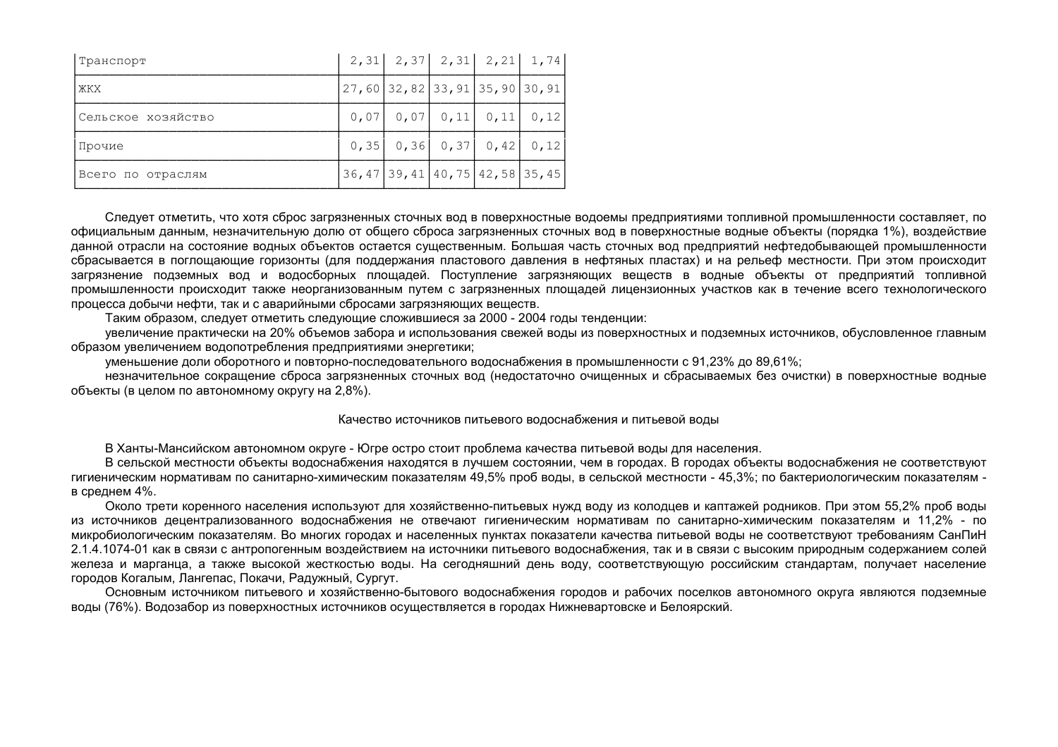| Транспорт | 2,31 | 2,37 | 2,31 | 2,21 | 1,74 |
|---|---|---|---|---|---|
| ЖКХ | 27,60 | 32,82 | 33,91 | 35,90 | 30,91 |
| Сельское хозяйство | 0,07 | 0,07 | 0,11 | 0,11 | 0,12 |
| Прочие | 0,35 | 0,36 | 0,37 | 0,42 | 0,12 |
| Всего по отраслям | 36,47 | 39,41 | 40,75 | 42,58 | 35,45 |

Следует отметить, что хотя сброс загрязненных сточных вод в поверхностные водоемы предприятиями топливной промышленности составляет, по официальным данным, незначительную долю от общего сброса загрязненных сточных вод в поверхностные водные объекты (порядка 1%), воздействие данной отрасли на состояние водных объектов остается существенным. Большая часть сточных вод предприятий нефтедобывающей промышленности сбрасывается в поглощающие горизонты (для поддержания пластового давления в нефтяных пластах) и на рельеф местности. При этом происходит загрязнение подземных вод и водосборных площадей. Поступление загрязняющих веществ в водные объекты от предприятий топливной промышленности происходит также неорганизованным путем с загрязненных площадей лицензионных участков как в течение всего технологического процесса добычи нефти, так и с аварийными сбросами загрязняющих веществ.

Таким образом, следует отметить следующие сложившиеся за 2000 - 2004 годы тенденции:

увеличение практически на 20% объемов забора и использования свежей воды из поверхностных и подземных источников, обусловленное главным образом увеличением водопотребления предприятиями энергетики;

уменьшение доли оборотного и повторно-последовательного водоснабжения в промышленности с 91,23% до 89,61%;

незначительное сокращение сброса загрязненных сточных вод (недостаточно очищенных и сбрасываемых без очистки) в поверхностные водные объекты (в целом по автономному округу на 2,8%).

## Качество источников питьевого водоснабжения и питьевой воды

В Ханты-Мансийском автономном округе - Югре остро стоит проблема качества питьевой воды для населения.

В сельской местности объекты водоснабжения находятся в лучшем состоянии, чем в городах. В городах объекты водоснабжения не соответствуют гигиеническим нормативам по санитарно-химическим показателям 49,5% проб воды, в сельской местности - 45,3%; по бактериологическим показателям - в среднем 4%.

Около трети коренного населения используют для хозяйственно-питьевых нужд воду из колодцев и каптажей родников. При этом 55,2% проб воды из источников децентрализованного водоснабжения не отвечают гигиеническим нормативам по санитарно-химическим показателям и 11,2% - по микробиологическим показателям. Во многих городах и населенных пунктах показатели качества питьевой воды не соответствуют требованиям СанПиН 2.1.4.1074-01 как в связи с антропогенным воздействием на источники питьевого водоснабжения, так и в связи с высоким природным содержанием солей железа и марганца, а также высокой жесткостью воды. На сегодняшний день воду, соответствующую российским стандартам, получает население городов Когалым, Лангепас, Покачи, Радужный, Сургут.

Основным источником питьевого и хозяйственно-бытового водоснабжения городов и рабочих поселков автономного округа являются подземные воды (76%). Водозабор из поверхностных источников осуществляется в городах Нижневартовске и Белоярский.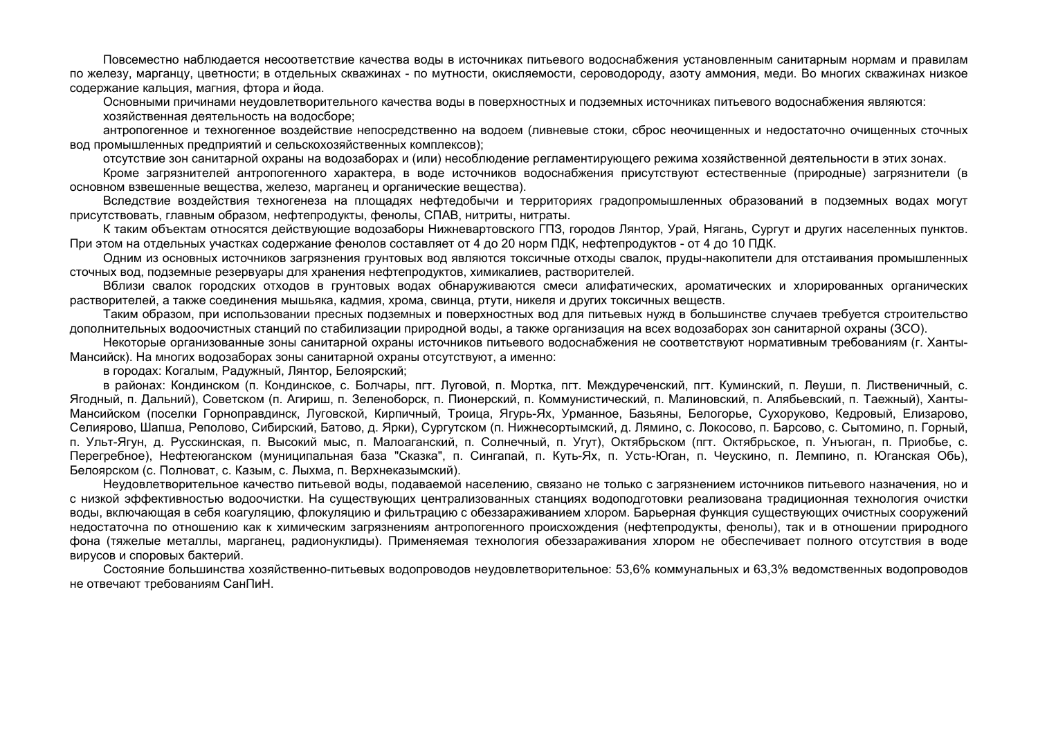Повсеместно наблюдается несоответствие качества воды в источниках питьевого водоснабжения установленным санитарным нормам и правилам по железу, марганцу, цветности; в отдельных скважинах - по мутности, окисляемости, сероводороду, азоту аммония, меди. Во многих скважинах низкое содержание кальция, магния, фтора и йода.

Основными причинами неудовлетворительного качества воды в поверхностных и подземных источниках питьевого водоснабжения являются:

хозяйственная деятельность на водосборе;

антропогенное и техногенное воздействие непосредственно на водоем (ливневые стоки, сброс неочищенных и недостаточно очищенных сточных вод промышленных предприятий и сельскохозяйственных комплексов);

отсутствие зон санитарной охраны на водозаборах и (или) несоблюдение регламентирующего режима хозяйственной деятельности в этих зонах.

Кроме загрязнителей антропогенного характера, в воде источников водоснабжения присутствуют естественные (природные) загрязнители (в основном взвешенные вещества, железо, марганец и органические вещества).

Вследствие воздействия техногенеза на площадях нефтедобычи и территориях градопромышленных образований в подземных водах могут присутствовать, главным образом, нефтепродукты, фенолы, СПАВ, нитриты, нитраты.

К таким объектам относятся действующие водозаборы Нижневартовского ГПЗ, городов Лянтор, Урай, Нягань, Сургут и других населенных пунктов. При этом на отдельных участках содержание фенолов составляет от 4 до 20 норм ПДК, нефтепродуктов - от 4 до 10 ПДК.

Одним из основных источников загрязнения грунтовых вод являются токсичные отходы свалок, пруды-накопители для отстаивания промышленных сточных вод, подземные резервуары для хранения нефтепродуктов, химикалиев, растворителей.

Вблизи свалок городских отходов в грунтовых водах обнаруживаются смеси алифатических, ароматических и хлорированных органических растворителей, а также соединения мышьяка, кадмия, хрома, свинца, ртути, никеля и других токсичных веществ.

Таким образом, при использовании пресных подземных и поверхностных вод для питьевых нужд в большинстве случаев требуется строительство дополнительных водоочистных станций по стабилизации природной воды, а также организация на всех водозаборах зон санитарной охраны (ЗСО).

Некоторые организованные зоны санитарной охраны источников питьевого водоснабжения не соответствуют нормативным требованиям (г. Ханты-Мансийск). На многих водозаборах зоны санитарной охраны отсутствуют, а именно:

в городах: Когалым, Радужный, Лянтор, Белоярский;

в районах: Кондинском (п. Кондинское, с. Болчары, пгт. Луговой, п. Мортка, пгт. Междуреченский, пгт. Куминский, п. Леуши, п. Лиственичный, с. Ягодный, п. Дальний), Советском (п. Агириш, п. Зеленоборск, п. Пионерский, п. Коммунистический, п. Малиновский, п. Алябьевский, п. Таежный), Ханты-Мансийском (поселки Горноправдинск, Луговской, Кирпичный, Троица, Ягурь-Ях, Урманное, Базьяны, Белогорье, Сухоруково, Кедровый, Елизарово, Селиярово, Шапша, Реполово, Сибирский, Батово, д. Ярки), Сургутском (п. Нижнесортымский, д. Лямино, с. Локосово, п. Барсово, с. Сытомино, п. Горный, п. Ульт-Ягун, д. Русскинская, п. Высокий мыс, п. Малоаганский, п. Солнечный, п. Угут), Октябрьском (пгт. Октябрьское, п. Унъюган, п. Приобье, с. Перегребное), Нефтеюганском (муниципальная база "Сказка", п. Сингапай, п. Куть-Ях, п. Усть-Юган, п. Чеускино, п. Лемпино, п. Юганская Обь), Белоярском (с. Полноват, с. Казым, с. Лыхма, п. Верхнеказымский).

Неудовлетворительное качество питьевой воды, подаваемой населению, связано не только с загрязнением источников питьевого назначения, но и с низкой эффективностью водоочистки. На существующих централизованных станциях водоподготовки реализована традиционная технология очистки воды, включающая в себя коагуляцию, флокуляцию и фильтрацию с обеззараживанием хлором. Барьерная функция существующих очистных сооружений недостаточна по отношению как к химическим загрязнениям антропогенного происхождения (нефтепродукты, фенолы), так и в отношении природного фона (тяжелые металлы, марганец, радионуклиды). Применяемая технология обеззараживания хлором не обеспечивает полного отсутствия в воде вирусов и споровых бактерий.

Состояние большинства хозяйственно-питьевых водопроводов неудовлетворительное: 53,6% коммунальных и 63,3% ведомственных водопроводов не отвечают требованиям СанПиН.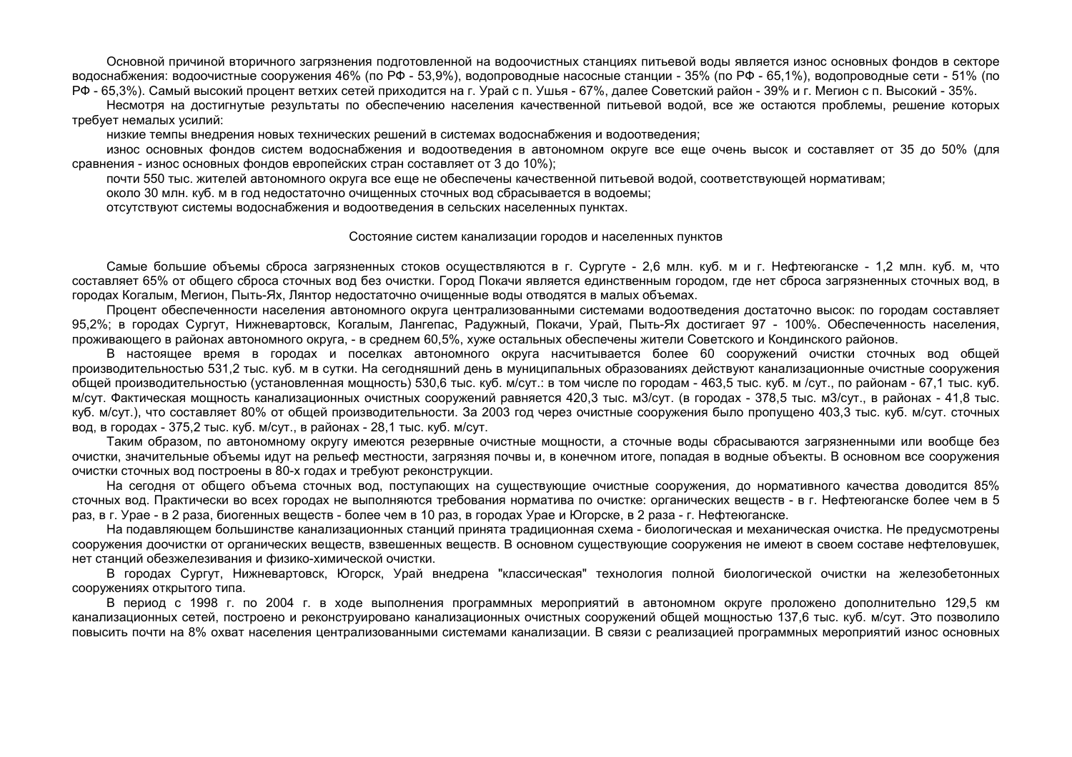Основной причиной вторичного загрязнения подготовленной на водоочистных станциях питьевой воды является износ основных фондов в секторе водоснабжения: водоочистные сооружения 46% (по РФ - 53,9%), водопроводные насосные станции - 35% (по РФ - 65,1%), водопроводные сети - 51% (по РФ - 65,3%). Самый высокий процент ветхих сетей приходится на г. Урай с п. Ушья - 67%, далее Советский район - 39% и г. Мегион с п. Высокий - 35%.

Несмотря на достигнутые результаты по обеспечению населения качественной питьевой водой, все же остаются проблемы, решение которых требует немалых усилий:

низкие темпы внедрения новых технических решений в системах водоснабжения и водоотведения;

износ основных фондов систем водоснабжения и водоотведения в автономном округе все еще очень высок и составляет от 35 до 50% (для сравнения - износ основных фондов европейских стран составляет от 3 до 10%);

почти 550 тыс. жителей автономного округа все еще не обеспечены качественной питьевой водой, соответствующей нормативам;

около 30 млн. куб. м в год недостаточно очищенных сточных вод сбрасывается в водоемы;

отсутствуют системы водоснабжения и водоотведения в сельских населенных пунктах.

### Состояние систем канализации городов и населенных пунктов

Самые большие объемы сброса загрязненных стоков осуществляются в г. Сургуте - 2,6 млн. куб. м и г. Нефтеюганске - 1,2 млн. куб. м, что составляет 65% от общего сброса сточных вод без очистки. Город Покачи является единственным городом, где нет сброса загрязненных сточных вод, в городах Когалым, Мегион, Пыть-Ях, Лянтор недостаточно очищенные воды отводятся в малых объемах.

Процент обеспеченности населения автономного округа централизованными системами водоотведения достаточно высок: по городам составляет 95,2%; в городах Сургут, Нижневартовск, Когалым, Лангепас, Радужный, Покачи, Урай, Пыть-Ях достигает 97 - 100%. Обеспеченность населения, проживающего в районах автономного округа, - в среднем 60,5%, хуже остальных обеспечены жители Советского и Кондинского районов.

В настоящее время в городах и поселках автономного округа насчитывается более 60 сооружений очистки сточных вод общей производительностью 531,2 тыс. куб. м в сутки. На сегодняшний день в муниципальных образованиях действуют канализационные очистные сооружения общей производительностью (установленная мощность) 530,6 тыс. куб. м/сут.: в том числе по городам - 463,5 тыс. куб. м /сут., по районам - 67,1 тыс. куб. м/сут. Фактическая мощность канализационных очистных сооружений равняется 420,3 тыс. м3/сут. (в городах - 378,5 тыс. м3/сут., в районах - 41,8 тыс. куб. м/сут.), что составляет 80% от общей производительности. За 2003 год через очистные сооружения было пропущено 403,3 тыс. куб. м/сут. сточных вод, в городах - 375,2 тыс. куб. м/сут., в районах - 28,1 тыс. куб. м/сут.

Таким образом, по автономному округу имеются резервные очистные мощности, а сточные воды сбрасываются загрязненными или вообще без очистки, значительные объемы идут на рельеф местности, загрязняя почвы и, в конечном итоге, попадая в водные объекты. В основном все сооружения очистки сточных вод построены в 80-х годах и требуют реконструкции.

На сегодня от общего объема сточных вод, поступающих на существующие очистные сооружения, до нормативного качества доводится 85% сточных вод. Практически во всех городах не выполняются требования норматива по очистке: органических веществ - в г. Нефтеюганске более чем в 5 раз, в г. Урае - в 2 раза, биогенных веществ - более чем в 10 раз, в городах Урае и Югорске, в 2 раза - г. Нефтеюганске.

На подавляющем большинстве канализационных станций принята традиционная схема - биологическая и механическая очистка. Не предусмотрены сооружения доочистки от органических веществ, взвешенных веществ. В основном существующие сооружения не имеют в своем составе нефтеловушек, нет станций обезжелезивания и физико-химической очистки.

В городах Сургут, Нижневартовск, Югорск, Урай внедрена "классическая" технология полной биологической очистки на железобетонных сооружениях открытого типа.

В период с 1998 г. по 2004 г. в ходе выполнения программных мероприятий в автономном округе проложено дополнительно 129,5 км канализационных сетей, построено и реконструировано канализационных очистных сооружений общей мощностью 137,6 тыс. куб. м/сут. Это позволило повысить почти на 8% охват населения централизованными системами канализации. В связи с реализацией программных мероприятий износ основных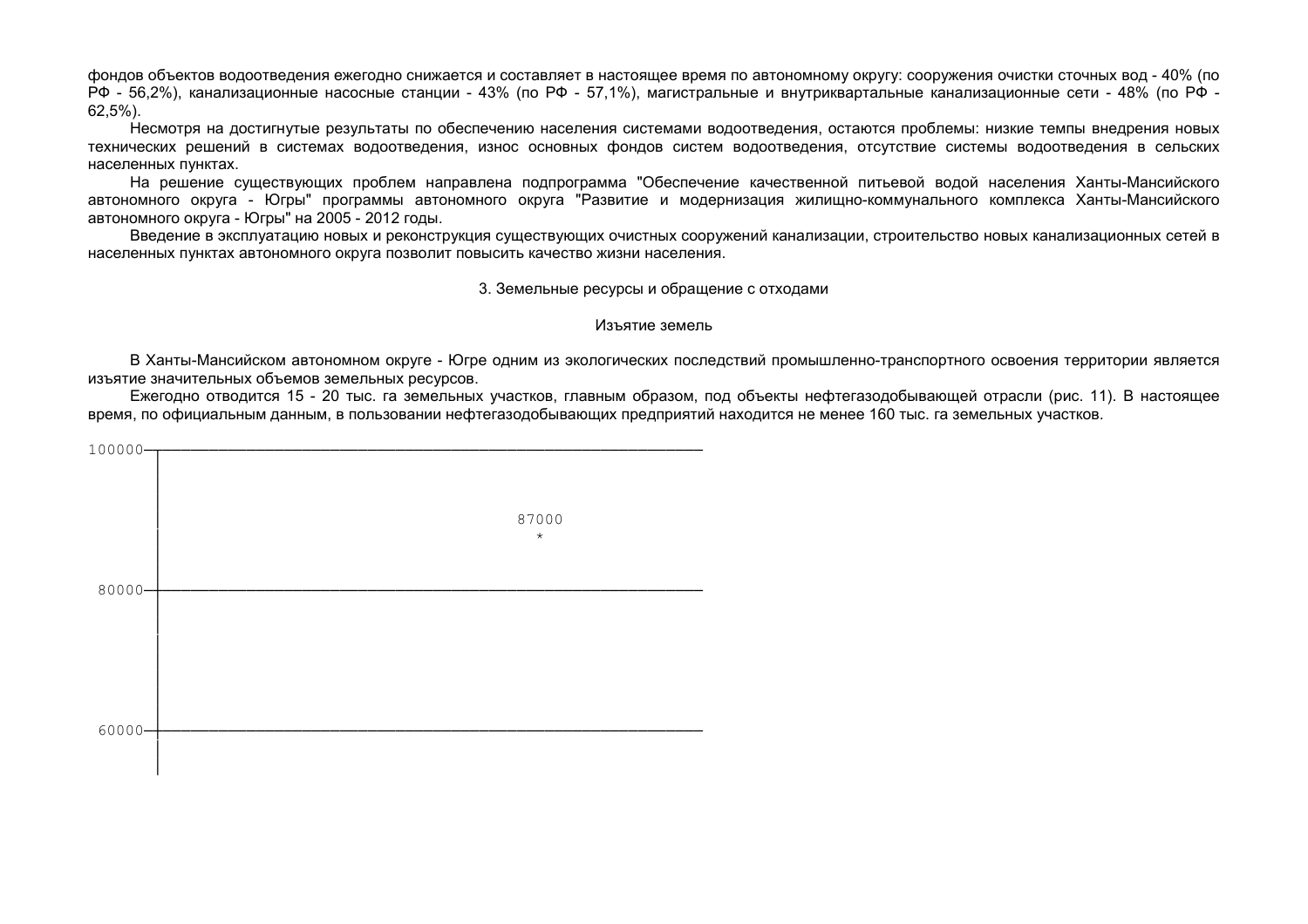фондов объектов водоотведения ежегодно снижается и составляет в настоящее время по автономному округу: сооружения очистки сточных вод - 40% (по РФ - 56,2%), канализационные насосные станции - 43% (по РФ - 57,1%), магистральные и внутриквартальные канализационные сети - 48% (по РФ - 62,5%).

Несмотря на достигнутые результаты по обеспечению населения системами водоотведения, остаются проблемы: низкие темпы внедрения новых технических решений в системах водоотведения, износ основных фондов систем водоотведения, отсутствие системы водоотведения в сельских населенных пунктах.

На решение существующих проблем направлена подпрограмма "Обеспечение качественной питьевой водой населения Ханты-Мансийского автономного округа - Югры" программы автономного округа "Развитие и модернизация жилищно-коммунального комплекса Ханты-Мансийского автономного округа - Югры" на 2005 - 2012 годы.

Введение в эксплуатацию новых и реконструкция существующих очистных сооружений канализации, строительство новых канализационных сетей в населенных пунктах автономного округа позволит повысить качество жизни населения.

## 3. Земельные ресурсы и обращение с отходами

### Изъятие земель

В Ханты-Мансийском автономном округе - Югре одним из экологических последствий промышленно-транспортного освоения территории является изъятие значительных объемов земельных ресурсов.

Ежегодно отводится 15 - 20 тыс. га земельных участков, главным образом, под объекты нефтегазодобывающей отрасли (рис. 11). В настоящее время, по официальным данным, в пользовании нефтегазодобывающих предприятий находится не менее 160 тыс. га земельных участков.

```
100000-+-----------------------------------------------------------
       |
       |                          87000
       |                            *
       |
 80000-+-----------------------------------------------------------
       |
       |
       |
       |
 60000-+-----------------------------------------------------------
       |
       |
```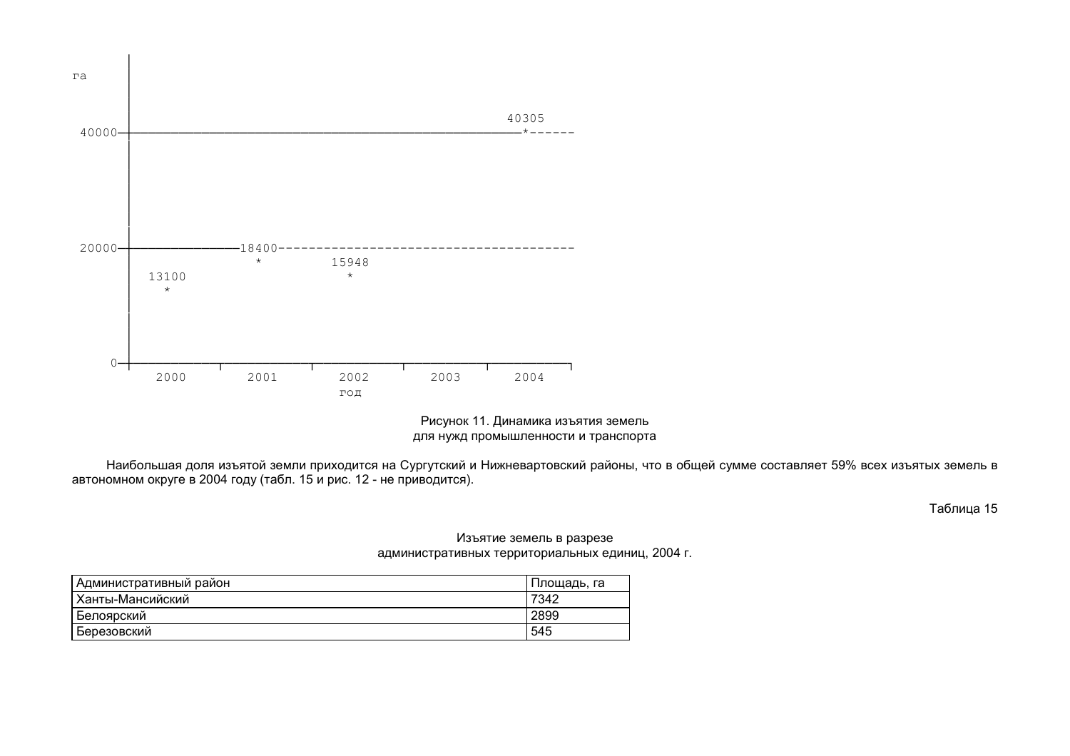```
га

                                                          40305
40000——————————————————————————————————————————————————————*------
                                                                   
20000————————————————18400-----------------------------------------
                       *          15948
        13100                       *
          *

    0——————————————————————————————————————————————————————————————
           2000        2001        2002        2003        2004
                                   год
```

Рисунок 11. Динамика изъятия земель
для нужд промышленности и транспорта

Наибольшая доля изъятой земли приходится на Сургутский и Нижневартовский районы, что в общей сумме составляет 59% всех изъятых земель в автономном округе в 2004 году (табл. 15 и рис. 12 - не приводится).

Таблица 15

Изъятие земель в разрезе
административных территориальных единиц, 2004 г.

| Административный район | Площадь, га |
|---|---|
| Ханты-Мансийский | 7342 |
| Белоярский | 2899 |
| Березовский | 545 |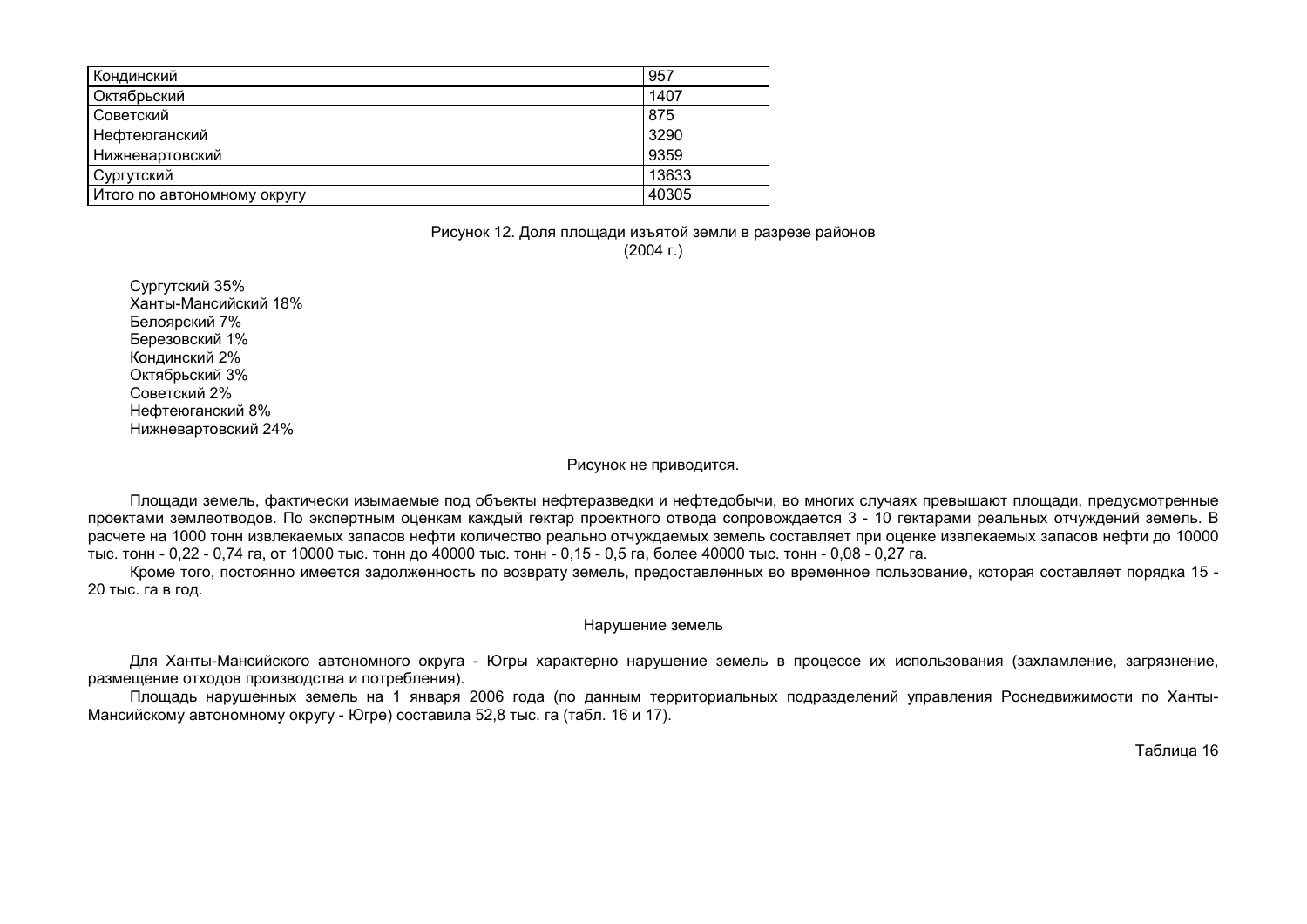| Кондинский | 957 |
|---|---|
| Октябрьский | 1407 |
| Советский | 875 |
| Нефтеюганский | 3290 |
| Нижневартовский | 9359 |
| Сургутский | 13633 |
| Итого по автономному округу | 40305 |

Рисунок 12. Доля площади изъятой земли в разрезе районов (2004 г.)

Сургутский 35%
Ханты-Мансийский 18%
Белоярский 7%
Березовский 1%
Кондинский 2%
Октябрьский 3%
Советский 2%
Нефтеюганский 8%
Нижневартовский 24%

Рисунок не приводится.

Площади земель, фактически изымаемые под объекты нефтеразведки и нефтедобычи, во многих случаях превышают площади, предусмотренные проектами землеотводов. По экспертным оценкам каждый гектар проектного отвода сопровождается 3 - 10 гектарами реальных отчуждений земель. В расчете на 1000 тонн извлекаемых запасов нефти количество реально отчуждаемых земель составляет при оценке извлекаемых запасов нефти до 10000 тыс. тонн - 0,22 - 0,74 га, от 10000 тыс. тонн до 40000 тыс. тонн - 0,15 - 0,5 га, более 40000 тыс. тонн - 0,08 - 0,27 га.

Кроме того, постоянно имеется задолженность по возврату земель, предоставленных во временное пользование, которая составляет порядка 15 - 20 тыс. га в год.

## Нарушение земель

Для Ханты-Мансийского автономного округа - Югры характерно нарушение земель в процессе их использования (захламление, загрязнение, размещение отходов производства и потребления).

Площадь нарушенных земель на 1 января 2006 года (по данным территориальных подразделений управления Роснедвижимости по Ханты-Мансийскому автономному округу - Югре) составила 52,8 тыс. га (табл. 16 и 17).

Таблица 16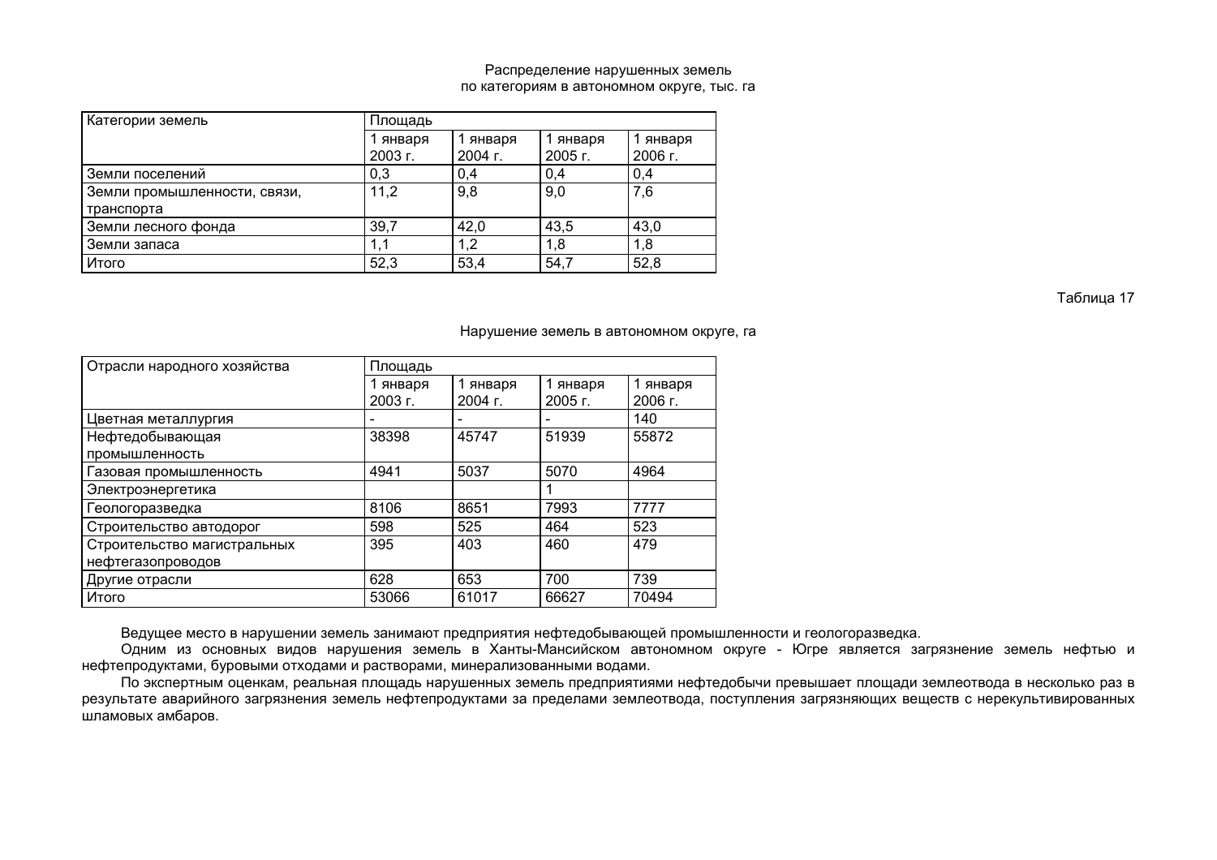Распределение нарушенных земель
по категориям в автономном округе, тыс. га

| Категории земель | Площадь | | | |
|---|---|---|---|---|
| | 1 января 2003 г. | 1 января 2004 г. | 1 января 2005 г. | 1 января 2006 г. |
| Земли поселений | 0,3 | 0,4 | 0,4 | 0,4 |
| Земли промышленности, связи, транспорта | 11,2 | 9,8 | 9,0 | 7,6 |
| Земли лесного фонда | 39,7 | 42,0 | 43,5 | 43,0 |
| Земли запаса | 1,1 | 1,2 | 1,8 | 1,8 |
| Итого | 52,3 | 53,4 | 54,7 | 52,8 |

Таблица 17

Нарушение земель в автономном округе, га

| Отрасли народного хозяйства | Площадь | | | |
|---|---|---|---|---|
| | 1 января 2003 г. | 1 января 2004 г. | 1 января 2005 г. | 1 января 2006 г. |
| Цветная металлургия | - | - | - | 140 |
| Нефтедобывающая промышленность | 38398 | 45747 | 51939 | 55872 |
| Газовая промышленность | 4941 | 5037 | 5070 | 4964 |
| Электроэнергетика | | | 1 | |
| Геологоразведка | 8106 | 8651 | 7993 | 7777 |
| Строительство автодорог | 598 | 525 | 464 | 523 |
| Строительство магистральных нефтегазопроводов | 395 | 403 | 460 | 479 |
| Другие отрасли | 628 | 653 | 700 | 739 |
| Итого | 53066 | 61017 | 66627 | 70494 |

Ведущее место в нарушении земель занимают предприятия нефтедобывающей промышленности и геологоразведка.

Одним из основных видов нарушения земель в Ханты-Мансийском автономном округе - Югре является загрязнение земель нефтью и нефтепродуктами, буровыми отходами и растворами, минерализованными водами.

По экспертным оценкам, реальная площадь нарушенных земель предприятиями нефтедобычи превышает площади землеотвода в несколько раз в результате аварийного загрязнения земель нефтепродуктами за пределами землеотвода, поступления загрязняющих веществ с нерекультивированных шламовых амбаров.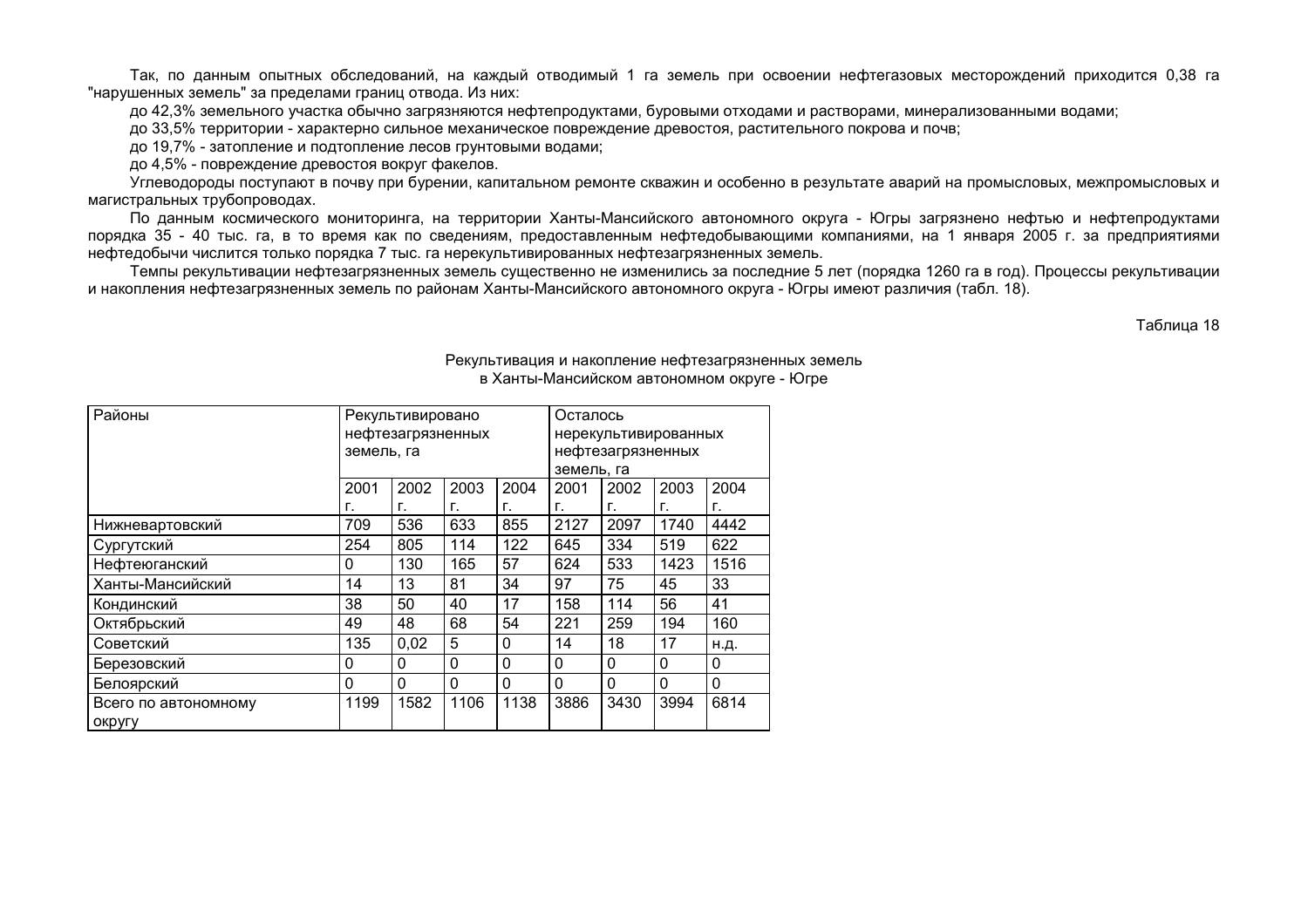Так, по данным опытных обследований, на каждый отводимый 1 га земель при освоении нефтегазовых месторождений приходится 0,38 га "нарушенных земель" за пределами границ отвода. Из них:

до 42,3% земельного участка обычно загрязняются нефтепродуктами, буровыми отходами и растворами, минерализованными водами;

до 33,5% территории - характерно сильное механическое повреждение древостоя, растительного покрова и почв;

до 19,7% - затопление и подтопление лесов грунтовыми водами;

до 4,5% - повреждение древостоя вокруг факелов.

Углеводороды поступают в почву при бурении, капитальном ремонте скважин и особенно в результате аварий на промысловых, межпромысловых и магистральных трубопроводах.

По данным космического мониторинга, на территории Ханты-Мансийского автономного округа - Югры загрязнено нефтью и нефтепродуктами порядка 35 - 40 тыс. га, в то время как по сведениям, предоставленным нефтедобывающими компаниями, на 1 января 2005 г. за предприятиями нефтедобычи числится только порядка 7 тыс. га нерекультивированных нефтезагрязненных земель.

Темпы рекультивации нефтезагрязненных земель существенно не изменились за последние 5 лет (порядка 1260 га в год). Процессы рекультивации и накопления нефтезагрязненных земель по районам Ханты-Мансийского автономного округа - Югры имеют различия (табл. 18).

Таблица 18

Рекультивация и накопление нефтезагрязненных земель в Ханты-Мансийском автономном округе - Югре

| Районы | Рекультивировано нефтезагрязненных земель, га | | | | Осталось нерекультивированных нефтезагрязненных земель, га | | | |
|---|---|---|---|---|---|---|---|---|
| | 2001 г. | 2002 г. | 2003 г. | 2004 г. | 2001 г. | 2002 г. | 2003 г. | 2004 г. |
| Нижневартовский | 709 | 536 | 633 | 855 | 2127 | 2097 | 1740 | 4442 |
| Сургутский | 254 | 805 | 114 | 122 | 645 | 334 | 519 | 622 |
| Нефтеюганский | 0 | 130 | 165 | 57 | 624 | 533 | 1423 | 1516 |
| Ханты-Мансийский | 14 | 13 | 81 | 34 | 97 | 75 | 45 | 33 |
| Кондинский | 38 | 50 | 40 | 17 | 158 | 114 | 56 | 41 |
| Октябрьский | 49 | 48 | 68 | 54 | 221 | 259 | 194 | 160 |
| Советский | 135 | 0,02 | 5 | 0 | 14 | 18 | 17 | н.д. |
| Березовский | 0 | 0 | 0 | 0 | 0 | 0 | 0 | 0 |
| Белоярский | 0 | 0 | 0 | 0 | 0 | 0 | 0 | 0 |
| Всего по автономному округу | 1199 | 1582 | 1106 | 1138 | 3886 | 3430 | 3994 | 6814 |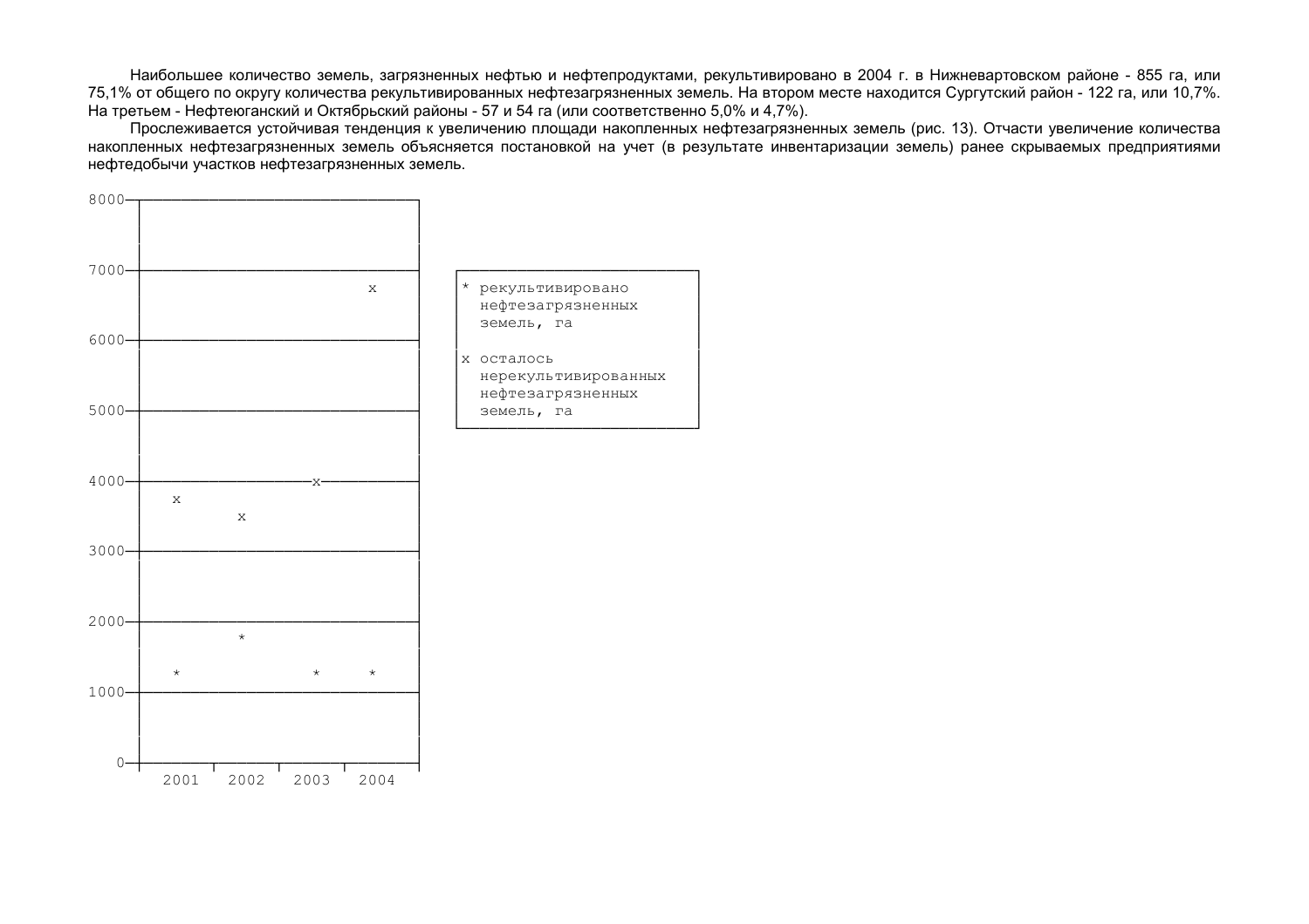Наибольшее количество земель, загрязненных нефтью и нефтепродуктами, рекультивировано в 2004 г. в Нижневартовском районе - 855 га, или 75,1% от общего по округу количества рекультивированных нефтезагрязненных земель. На втором месте находится Сургутский район - 122 га, или 10,7%. На третьем - Нефтеюганский и Октябрьский районы - 57 и 54 га (или соответственно 5,0% и 4,7%).

Прослеживается устойчивая тенденция к увеличению площади накопленных нефтезагрязненных земель (рис. 13). Отчасти увеличение количества накопленных нефтезагрязненных земель объясняется постановкой на учет (в результате инвентаризации земель) ранее скрываемых предприятиями нефтедобычи участков нефтезагрязненных земель.

```
8000
7000                              x
6000
5000
4000                        x
      x
             x
3000
2000
             *
      *                     *     *
1000
   0
     2001   2002   2003   2004
```

```
* рекультивировано
  нефтезагрязненных
  земель, га

x осталось
  нерекультивированных
  нефтезагрязненных
  земель, га
```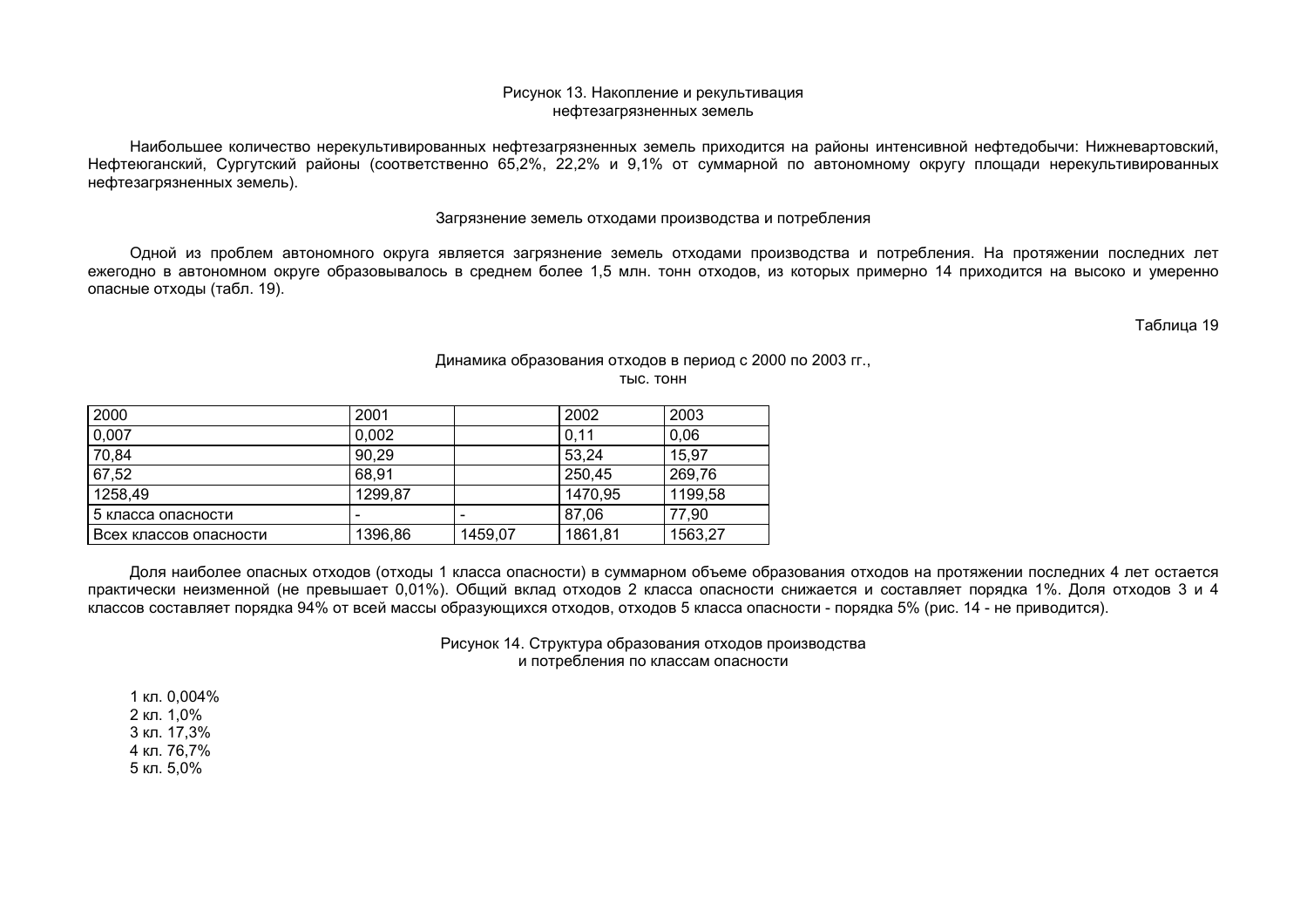Рисунок 13. Накопление и рекультивация
нефтезагрязненных земель

Наибольшее количество нерекультивированных нефтезагрязненных земель приходится на районы интенсивной нефтедобычи: Нижневартовский, Нефтеюганский, Сургутский районы (соответственно 65,2%, 22,2% и 9,1% от суммарной по автономному округу площади нерекультивированных нефтезагрязненных земель).

### Загрязнение земель отходами производства и потребления

Одной из проблем автономного округа является загрязнение земель отходами производства и потребления. На протяжении последних лет ежегодно в автономном округе образовывалось в среднем более 1,5 млн. тонн отходов, из которых примерно 14 приходится на высоко и умеренно опасные отходы (табл. 19).

Таблица 19

Динамика образования отходов в период с 2000 по 2003 гг.,
тыс. тонн

| 2000 | 2001 | | 2002 | 2003 |
|---|---|---|---|---|
| 0,007 | 0,002 | | 0,11 | 0,06 |
| 70,84 | 90,29 | | 53,24 | 15,97 |
| 67,52 | 68,91 | | 250,45 | 269,76 |
| 1258,49 | 1299,87 | | 1470,95 | 1199,58 |
| 5 класса опасности | - | - | 87,06 | 77,90 |
| Всех классов опасности | 1396,86 | 1459,07 | 1861,81 | 1563,27 |

Доля наиболее опасных отходов (отходы 1 класса опасности) в суммарном объеме образования отходов на протяжении последних 4 лет остается практически неизменной (не превышает 0,01%). Общий вклад отходов 2 класса опасности снижается и составляет порядка 1%. Доля отходов 3 и 4 классов составляет порядка 94% от всей массы образующихся отходов, отходов 5 класса опасности - порядка 5% (рис. 14 - не приводится).

Рисунок 14. Структура образования отходов производства
и потребления по классам опасности

1 кл. 0,004%
2 кл. 1,0%
3 кл. 17,3%
4 кл. 76,7%
5 кл. 5,0%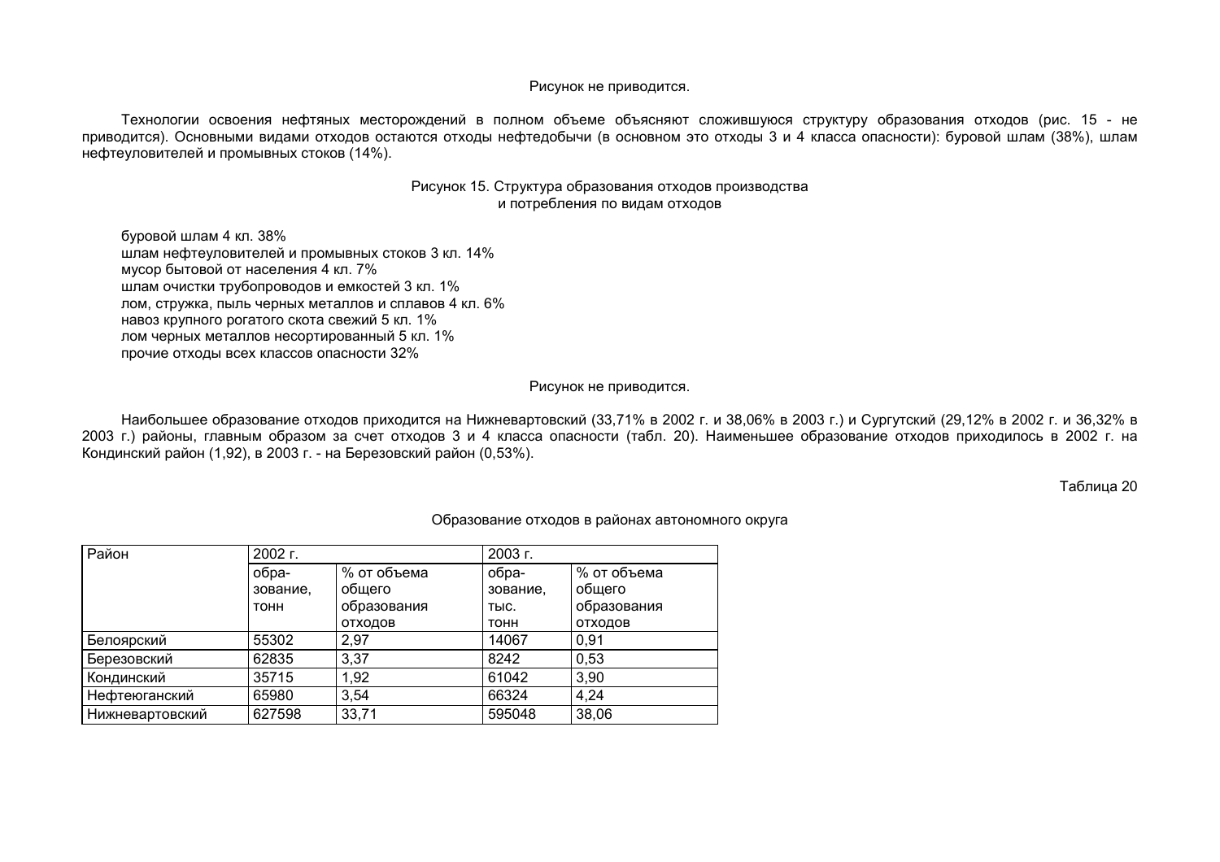Рисунок не приводится.

Технологии освоения нефтяных месторождений в полном объеме объясняют сложившуюся структуру образования отходов (рис. 15 - не приводится). Основными видами отходов остаются отходы нефтедобычи (в основном это отходы 3 и 4 класса опасности): буровой шлам (38%), шлам нефтеуловителей и промывных стоков (14%).

Рисунок 15. Структура образования отходов производства и потребления по видам отходов

буровой шлам 4 кл. 38%
шлам нефтеуловителей и промывных стоков 3 кл. 14%
мусор бытовой от населения 4 кл. 7%
шлам очистки трубопроводов и емкостей 3 кл. 1%
лом, стружка, пыль черных металлов и сплавов 4 кл. 6%
навоз крупного рогатого скота свежий 5 кл. 1%
лом черных металлов несортированный 5 кл. 1%
прочие отходы всех классов опасности 32%

Рисунок не приводится.

Наибольшее образование отходов приходится на Нижневартовский (33,71% в 2002 г. и 38,06% в 2003 г.) и Сургутский (29,12% в 2002 г. и 36,32% в 2003 г.) районы, главным образом за счет отходов 3 и 4 класса опасности (табл. 20). Наименьшее образование отходов приходилось в 2002 г. на Кондинский район (1,92), в 2003 г. - на Березовский район (0,53%).

Таблица 20

Образование отходов в районах автономного округа

| Район | 2002 г. | | 2003 г. | |
|---|---|---|---|---|
| | образование, тонн | % от объема общего образования отходов | образование, тыс. тонн | % от объема общего образования отходов |
| Белоярский | 55302 | 2,97 | 14067 | 0,91 |
| Березовский | 62835 | 3,37 | 8242 | 0,53 |
| Кондинский | 35715 | 1,92 | 61042 | 3,90 |
| Нефтеюганский | 65980 | 3,54 | 66324 | 4,24 |
| Нижневартовский | 627598 | 33,71 | 595048 | 38,06 |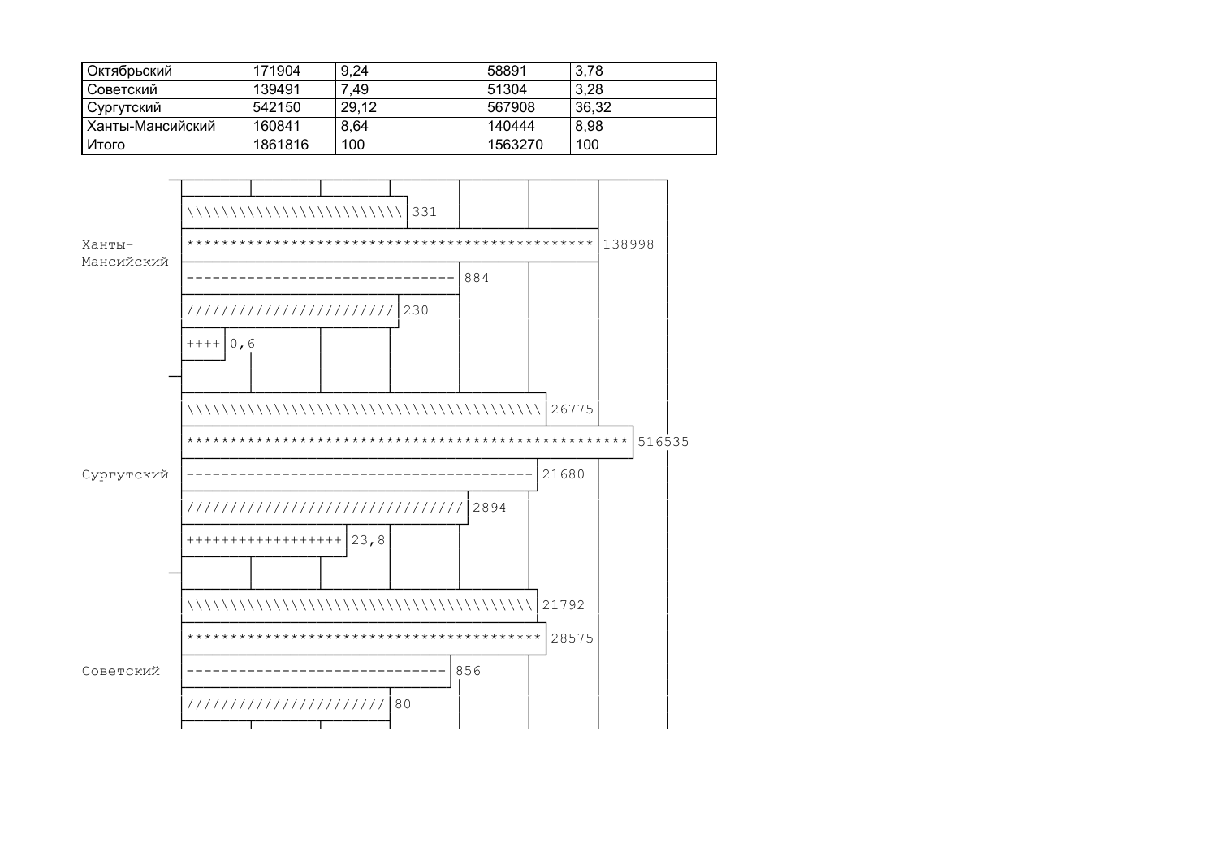| Октябрьский | 171904 | 9,24 | 58891 | 3,78 |
|---|---|---|---|---|
| Советский | 139491 | 7,49 | 51304 | 3,28 |
| Сургутский | 542150 | 29,12 | 567908 | 36,32 |
| Ханты-Мансийский | 160841 | 8,64 | 140444 | 8,98 |
| Итого | 1861816 | 100 | 1563270 | 100 |

```
Ханты-       \\\\\\\\\\\\\\\\\\\\\\\\ 331
Мансийский   ********************************************** 138998
             ------------------------------ 884
             ////////////////////// 230
             ++++ 0,6

Сургутский   \\\\\\\\\\\\\\\\\\\\\\\\\\\\\\\\\\\\\\\\ 26775
             ************************************************** 516535
             ---------------------------------------- 21680
             /////////////////////////////// 2894
             ++++++++++++++++++ 23,8

Советский    \\\\\\\\\\\\\\\\\\\\\\\\\\\\\\\\\\\\\\\ 21792
             **************************************** 28575
             ----------------------------- 856
             ///////////////////// 80
```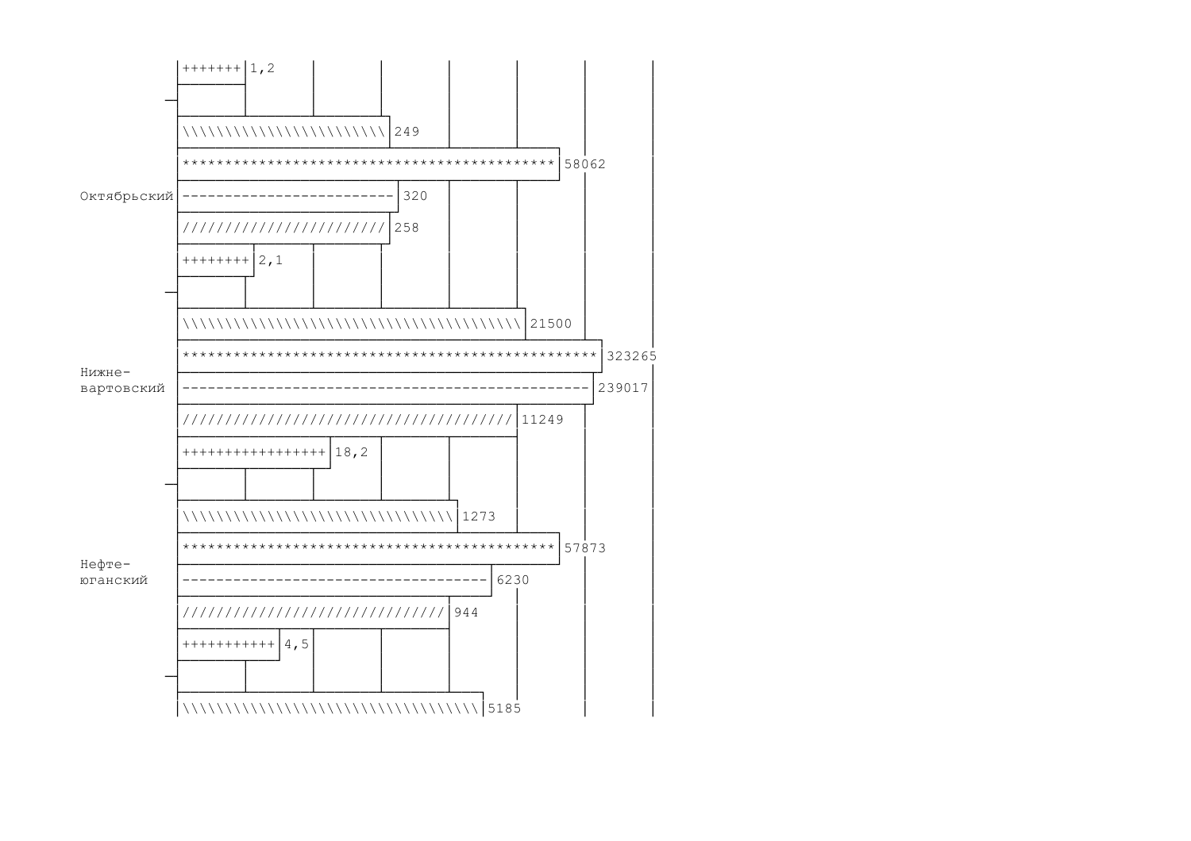```
        |+++++++| 1,2
        |_______|
       —
        |\\\\\\\\\\\\\\\\\\\\\\\\\\| 249
        |*******************************************| 58062
Октябрьский |------------------------| 320
        |///////////////////////| 258
        |++++++++| 2,1
        |________|
       —
        |\\\\\\\\\\\\\\\\\\\\\\\\\\\\\\\\\\\\\\\\\\\\| 21500
        |***********************************************| 323265
Нижне-   |
вартовский |----------------------------------------------| 239017
        |///////////////////////////////////////| 11249
        |++++++++++++++++| 18,2
        |________________|
       —
        |\\\\\\\\\\\\\\\\\\\\\\\\\\\\\\\\\\\\| 1273
        |*******************************************| 57873
Нефте-   |
юганский |-----------------------------------| 6230
        |/////////////////////////////| 944
        |+++++++++++| 4,5
        |___________|
       —
        |\\\\\\\\\\\\\\\\\\\\\\\\\\\\\\\\\\\\\\\\| 5185
```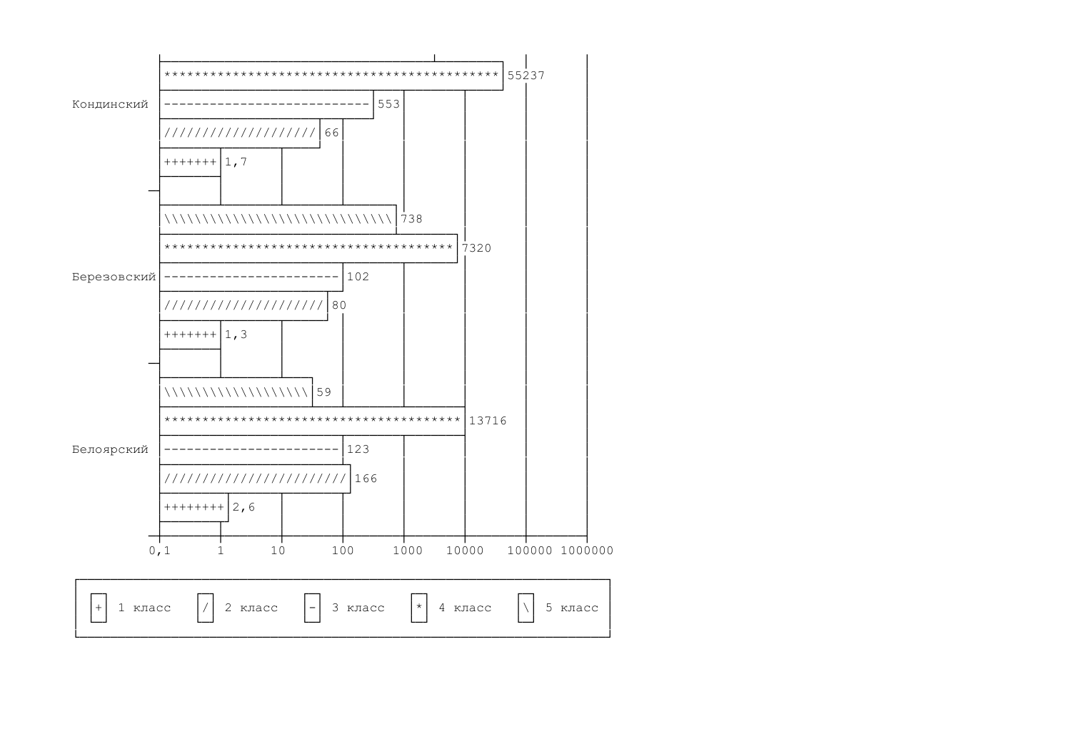| Район | 1 класс | 2 класс | 3 класс | 4 класс | 5 класс |
|---|---|---|---|---|---|
| Кондинский | 1,7 | 66 | 553 | 55237 | |
| Березовский | 1,3 | 80 | 102 | 7320 | 738 |
| Белоярский | 2,6 | 166 | 123 | 13716 | 59 |

Шкала: 0,1 1 10 100 1000 10000 100000 1000000

+ 1 класс / 2 класс - 3 класс * 4 класс \ 5 класс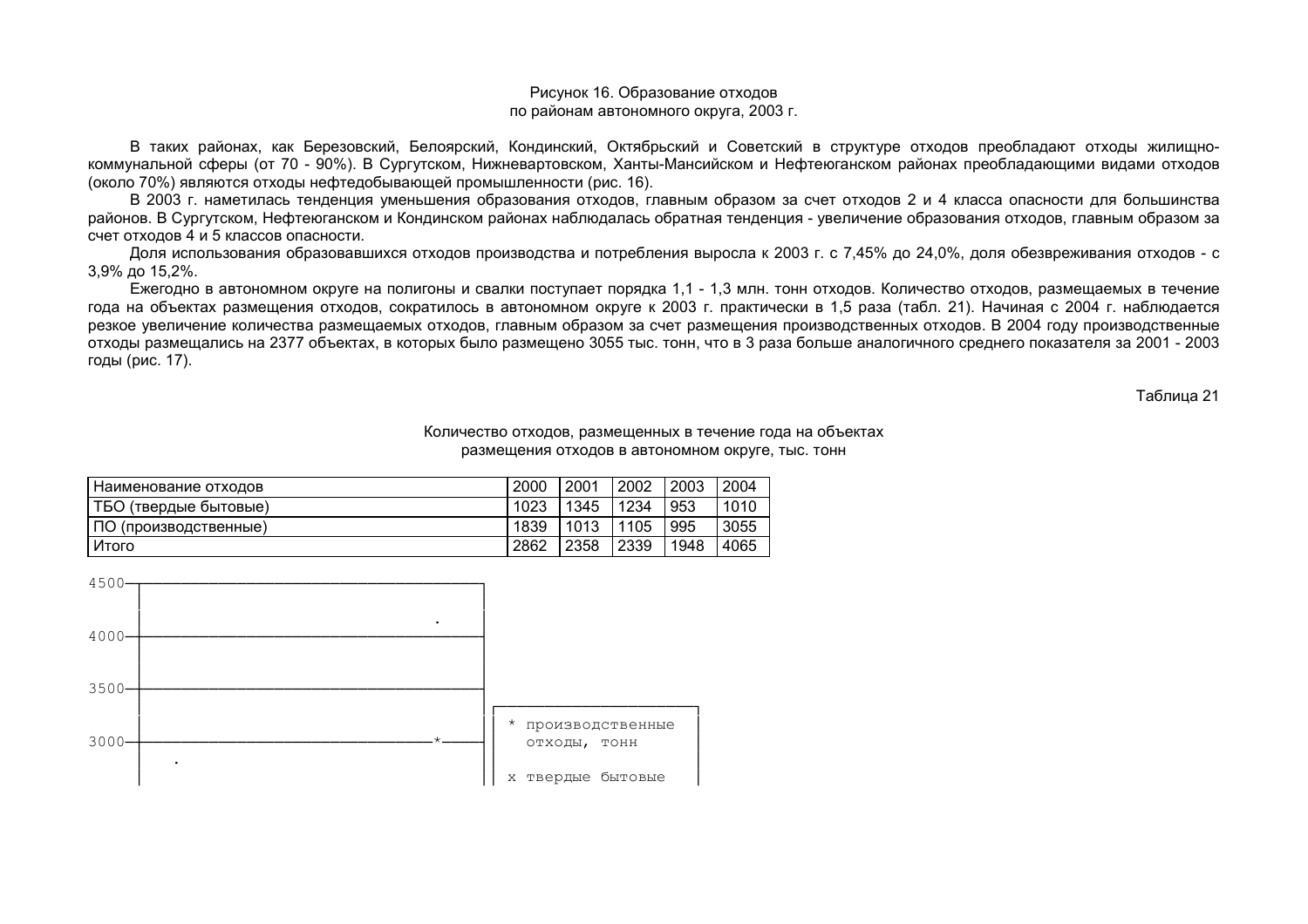Рисунок 16. Образование отходов
по районам автономного округа, 2003 г.

В таких районах, как Березовский, Белоярский, Кондинский, Октябрьский и Советский в структуре отходов преобладают отходы жилищно-коммунальной сферы (от 70 - 90%). В Сургутском, Нижневартовском, Ханты-Мансийском и Нефтеюганском районах преобладающими видами отходов (около 70%) являются отходы нефтедобывающей промышленности (рис. 16).

В 2003 г. наметилась тенденция уменьшения образования отходов, главным образом за счет отходов 2 и 4 класса опасности для большинства районов. В Сургутском, Нефтеюганском и Кондинском районах наблюдалась обратная тенденция - увеличение образования отходов, главным образом за счет отходов 4 и 5 классов опасности.

Доля использования образовавшихся отходов производства и потребления выросла к 2003 г. с 7,45% до 24,0%, доля обезвреживания отходов - с 3,9% до 15,2%.

Ежегодно в автономном округе на полигоны и свалки поступает порядка 1,1 - 1,3 млн. тонн отходов. Количество отходов, размещаемых в течение года на объектах размещения отходов, сократилось в автономном округе к 2003 г. практически в 1,5 раза (табл. 21). Начиная с 2004 г. наблюдается резкое увеличение количества размещаемых отходов, главным образом за счет размещения производственных отходов. В 2004 году производственные отходы размещались на 2377 объектах, в которых было размещено 3055 тыс. тонн, что в 3 раза больше аналогичного среднего показателя за 2001 - 2003 годы (рис. 17).

Таблица 21

Количество отходов, размещенных в течение года на объектах размещения отходов в автономном округе, тыс. тонн

| Наименование отходов | 2000 | 2001 | 2002 | 2003 | 2004 |
|---|---|---|---|---|---|
| ТБО (твердые бытовые) | 1023 | 1345 | 1234 | 953 | 1010 |
| ПО (производственные) | 1839 | 1013 | 1105 | 995 | 3055 |
| Итого | 2862 | 2358 | 2339 | 1948 | 4065 |

```
4500─┬──────────────────────────────────────────┐
     │                                          │
     │                                     .    │
4000─┼──────────────────────────────────────────┤
     │                                          │
     │                                          │
3500─┼──────────────────────────────────────────┤
     │                                          │ ┌───────────────────────┐
     │                                          │ │ * производственные    │
3000─┼─────────────────────────────────────*────┤ │   отходы, тонн        │
     │    .                                     │ │                       │
     │                                          │ │ x твердые бытовые     │
```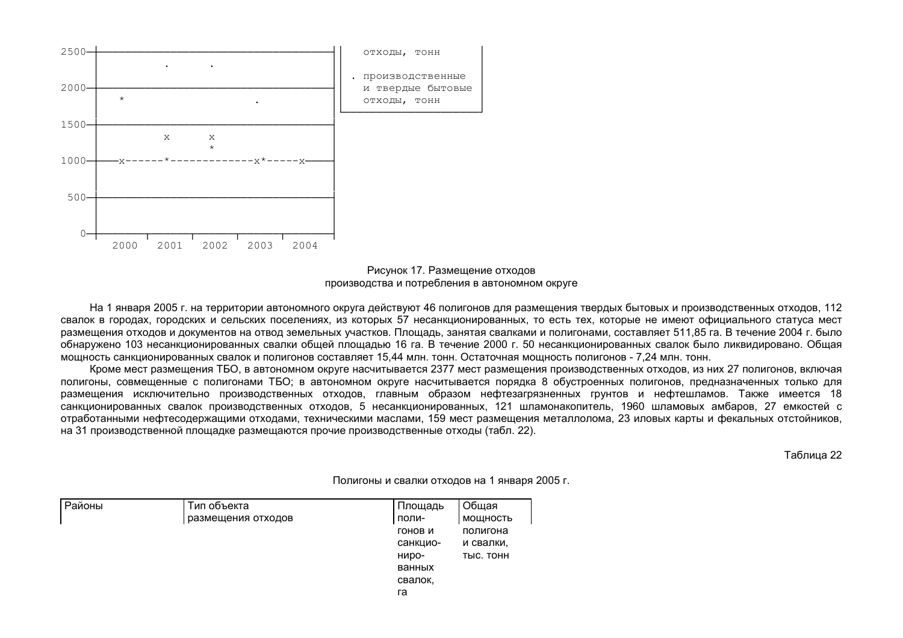```
2500┼──────────────────────────────────────────────────┤  │   отходы, тонн
    │                                                  │  │
    │         .         .                              │  │ . производственные
2000┼──────────────────────────────────────────────────┤  │   и твердые бытовые
    │  *                          .                    │  │   отходы, тонн
    │                                                  │  └──────────────────
1500┼──────────────────────────────────────────────────┤
    │         x         x                              │
    │                   *                              │
1000┼───x------*-------------x*-----x──────────────────┤
    │                                                  │
    │                                                  │
 500┼──────────────────────────────────────────────────┤
    │                                                  │
    │                                                  │
   0┼────────┼─────────┼─────────┼─────────┼──────────┤
       2000     2001      2002      2003      2004
```

Рисунок 17. Размещение отходов производства и потребления в автономном округе

На 1 января 2005 г. на территории автономного округа действуют 46 полигонов для размещения твердых бытовых и производственных отходов, 112 свалок в городах, городских и сельских поселениях, из которых 57 несанкционированных, то есть тех, которые не имеют официального статуса мест размещения отходов и документов на отвод земельных участков. Площадь, занятая свалками и полигонами, составляет 511,85 га. В течение 2004 г. было обнаружено 103 несанкционированных свалки общей площадью 16 га. В течение 2000 г. 50 несанкционированных свалок было ликвидировано. Общая мощность санкционированных свалок и полигонов составляет 15,44 млн. тонн. Остаточная мощность полигонов - 7,24 млн. тонн.

Кроме мест размещения ТБО, в автономном округе насчитывается 2377 мест размещения производственных отходов, из них 27 полигонов, включая полигоны, совмещенные с полигонами ТБО; в автономном округе насчитывается порядка 8 обустроенных полигонов, предназначенных только для размещения исключительно производственных отходов, главным образом нефтезагрязненных грунтов и нефтешламов. Также имеется 18 санкционированных свалок производственных отходов, 5 несанкционированных, 121 шламонакопитель, 1960 шламовых амбаров, 27 емкостей с отработанными нефтесодержащими отходами, техническими маслами, 159 мест размещения металлолома, 23 иловых карты и фекальных отстойников, на 31 производственной площадке размещаются прочие производственные отходы (табл. 22).

Таблица 22

Полигоны и свалки отходов на 1 января 2005 г.

| Районы | Тип объекта размещения отходов | Площадь полигонов и санкционированных свалок, га | Общая мощность полигона и свалки, тыс. тонн |
|---|---|---|---|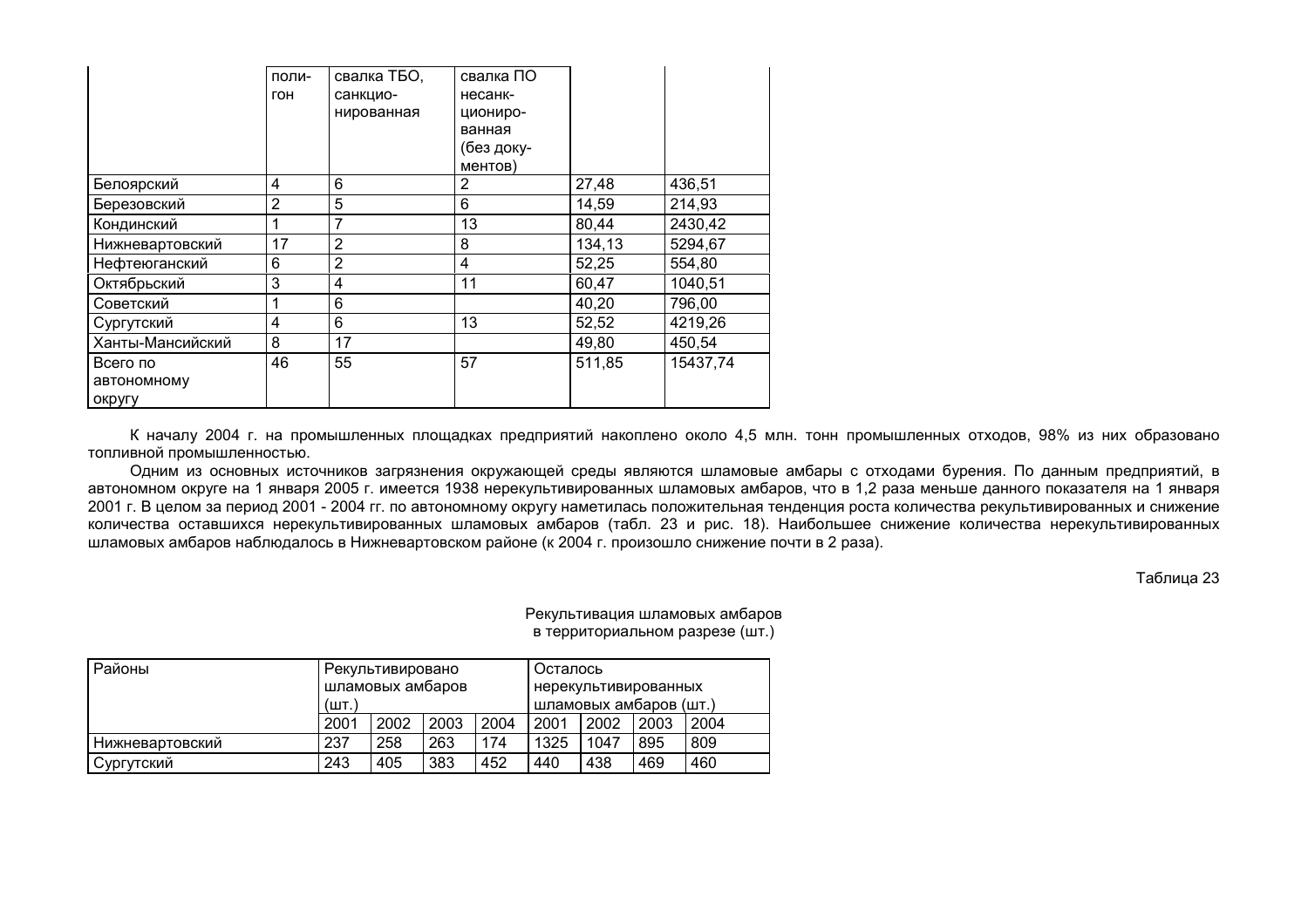| | поли-гон | свалка ТБО, санкцио-нированная | свалка ПО несанк-циониро-ванная (без доку-ментов) | | |
|---|---|---|---|---|---|
| Белоярский | 4 | 6 | 2 | 27,48 | 436,51 |
| Березовский | 2 | 5 | 6 | 14,59 | 214,93 |
| Кондинский | 1 | 7 | 13 | 80,44 | 2430,42 |
| Нижневартовский | 17 | 2 | 8 | 134,13 | 5294,67 |
| Нефтеюганский | 6 | 2 | 4 | 52,25 | 554,80 |
| Октябрьский | 3 | 4 | 11 | 60,47 | 1040,51 |
| Советский | 1 | 6 | | 40,20 | 796,00 |
| Сургутский | 4 | 6 | 13 | 52,52 | 4219,26 |
| Ханты-Мансийский | 8 | 17 | | 49,80 | 450,54 |
| Всего по автономному округу | 46 | 55 | 57 | 511,85 | 15437,74 |

К началу 2004 г. на промышленных площадках предприятий накоплено около 4,5 млн. тонн промышленных отходов, 98% из них образовано топливной промышленностью.

Одним из основных источников загрязнения окружающей среды являются шламовые амбары с отходами бурения. По данным предприятий, в автономном округе на 1 января 2005 г. имеется 1938 нерекультивированных шламовых амбаров, что в 1,2 раза меньше данного показателя на 1 января 2001 г. В целом за период 2001 - 2004 гг. по автономному округу наметилась положительная тенденция роста количества рекультивированных и снижение количества оставшихся нерекультивированных шламовых амбаров (табл. 23 и рис. 18). Наибольшее снижение количества нерекультивированных шламовых амбаров наблюдалось в Нижневартовском районе (к 2004 г. произошло снижение почти в 2 раза).

Таблица 23

Рекультивация шламовых амбаров в территориальном разрезе (шт.)

| Районы | Рекультивировано шламовых амбаров (шт.) | | | | Осталось нерекультивированных шламовых амбаров (шт.) | | | |
|---|---|---|---|---|---|---|---|---|
| | 2001 | 2002 | 2003 | 2004 | 2001 | 2002 | 2003 | 2004 |
| Нижневартовский | 237 | 258 | 263 | 174 | 1325 | 1047 | 895 | 809 |
| Сургутский | 243 | 405 | 383 | 452 | 440 | 438 | 469 | 460 |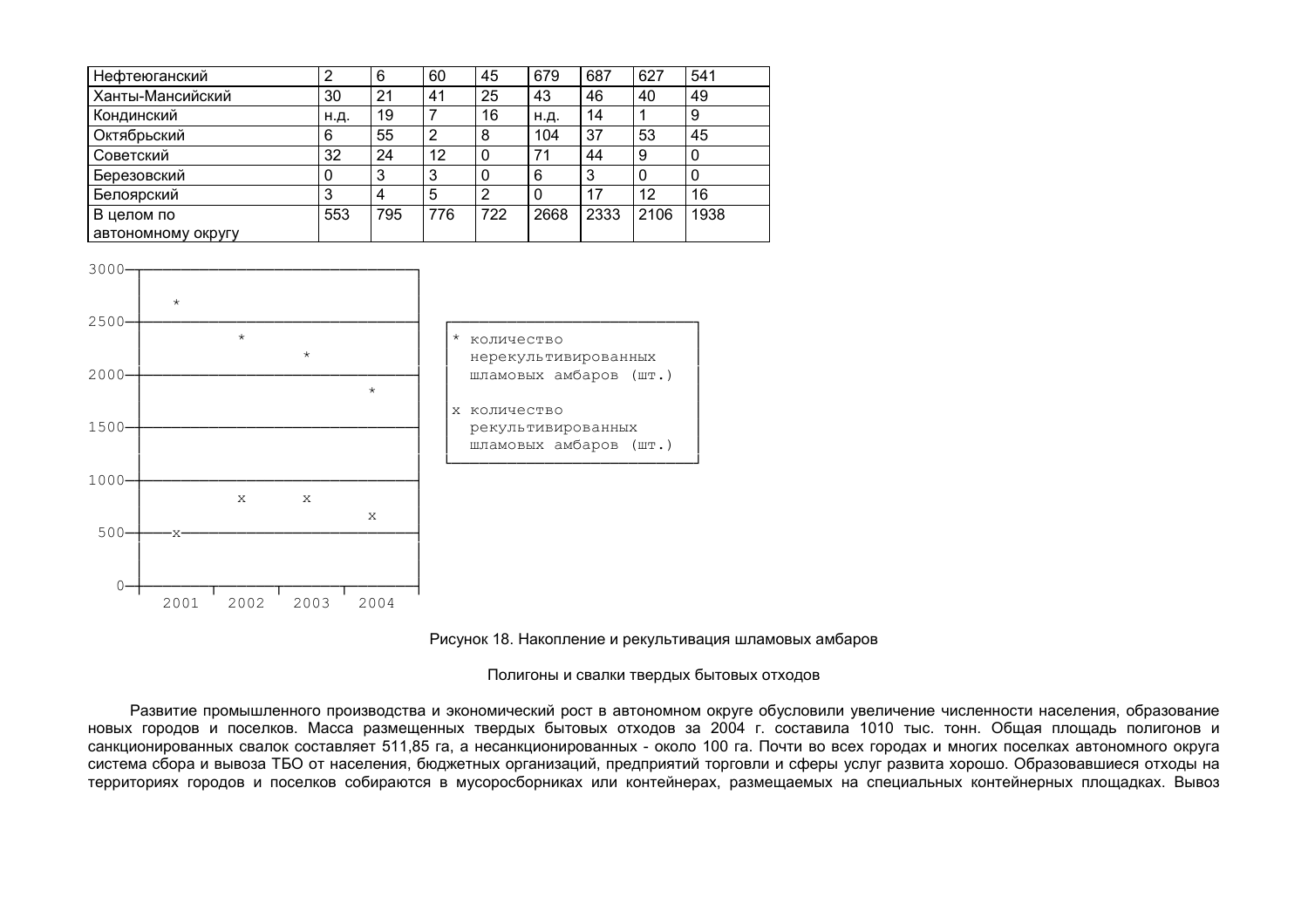| | | | | | | | | |
|---|---|---|---|---|---|---|---|---|
| Нефтеюганский | 2 | 6 | 60 | 45 | 679 | 687 | 627 | 541 |
| Ханты-Мансийский | 30 | 21 | 41 | 25 | 43 | 46 | 40 | 49 |
| Кондинский | н.д. | 19 | 7 | 16 | н.д. | 14 | 1 | 9 |
| Октябрьский | 6 | 55 | 2 | 8 | 104 | 37 | 53 | 45 |
| Советский | 32 | 24 | 12 | 0 | 71 | 44 | 9 | 0 |
| Березовский | 0 | 3 | 3 | 0 | 6 | 3 | 0 | 0 |
| Белоярский | 3 | 4 | 5 | 2 | 0 | 17 | 12 | 16 |
| В целом по автономному округу | 553 | 795 | 776 | 722 | 2668 | 2333 | 2106 | 1938 |

```
3000-+-------------------------------------+
     |                                     |
     |    *                                |
2500-+-------------------------------------+
     |         *                           |     * количество
     |                  *                  |       нерекультивированных
2000-+-------------------------------------+       шламовых амбаров (шт.)
     |                           *         |
     |                                     |     x количество
1500-+-------------------------------------+       рекультивированных
     |                                     |       шламовых амбаров (шт.)
     |                                     |
1000-+-------------------------------------+
     |         x        x                  |
     |                           x         |
 500-+----x--------------------------------+
     |                                     |
     |                                     |
   0-+-------------------------------------+
        2001     2002     2003     2004
```

Рисунок 18. Накопление и рекультивация шламовых амбаров

## Полигоны и свалки твердых бытовых отходов

Развитие промышленного производства и экономический рост в автономном округе обусловили увеличение численности населения, образование новых городов и поселков. Масса размещенных твердых бытовых отходов за 2004 г. составила 1010 тыс. тонн. Общая площадь полигонов и санкционированных свалок составляет 511,85 га, а несанкционированных - около 100 га. Почти во всех городах и многих поселках автономного округа система сбора и вывоза ТБО от населения, бюджетных организаций, предприятий торговли и сферы услуг развита хорошо. Образовавшиеся отходы на территориях городов и поселков собираются в мусоросборниках или контейнерах, размещаемых на специальных контейнерных площадках. Вывоз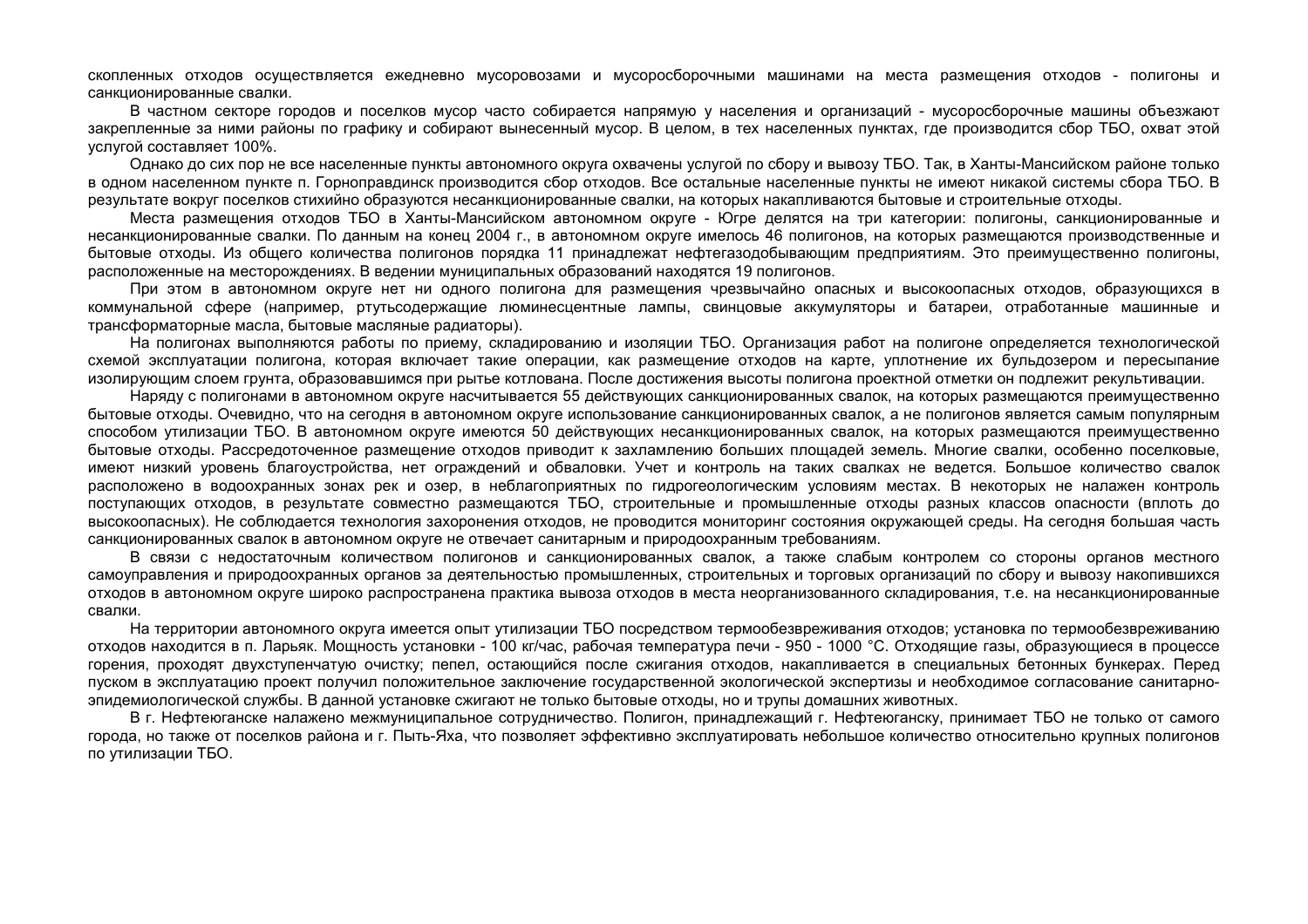скопленных отходов осуществляется ежедневно мусоровозами и мусоросборочными машинами на места размещения отходов - полигоны и санкционированные свалки.

В частном секторе городов и поселков мусор часто собирается напрямую у населения и организаций - мусоросборочные машины объезжают закрепленные за ними районы по графику и собирают вынесенный мусор. В целом, в тех населенных пунктах, где производится сбор ТБО, охват этой услугой составляет 100%.

Однако до сих пор не все населенные пункты автономного округа охвачены услугой по сбору и вывозу ТБО. Так, в Ханты-Мансийском районе только в одном населенном пункте п. Горноправдинск производится сбор отходов. Все остальные населенные пункты не имеют никакой системы сбора ТБО. В результате вокруг поселков стихийно образуются несанкционированные свалки, на которых накапливаются бытовые и строительные отходы.

Места размещения отходов ТБО в Ханты-Мансийском автономном округе - Югре делятся на три категории: полигоны, санкционированные и несанкционированные свалки. По данным на конец 2004 г., в автономном округе имелось 46 полигонов, на которых размещаются производственные и бытовые отходы. Из общего количества полигонов порядка 11 принадлежат нефтегазодобывающим предприятиям. Это преимущественно полигоны, расположенные на месторождениях. В ведении муниципальных образований находятся 19 полигонов.

При этом в автономном округе нет ни одного полигона для размещения чрезвычайно опасных и высокоопасных отходов, образующихся в коммунальной сфере (например, ртутьсодержащие люминесцентные лампы, свинцовые аккумуляторы и батареи, отработанные машинные и трансформаторные масла, бытовые масляные радиаторы).

На полигонах выполняются работы по приему, складированию и изоляции ТБО. Организация работ на полигоне определяется технологической схемой эксплуатации полигона, которая включает такие операции, как размещение отходов на карте, уплотнение их бульдозером и пересыпание изолирующим слоем грунта, образовавшимся при рытье котлована. После достижения высоты полигона проектной отметки он подлежит рекультивации.

Наряду с полигонами в автономном округе насчитывается 55 действующих санкционированных свалок, на которых размещаются преимущественно бытовые отходы. Очевидно, что на сегодня в автономном округе использование санкционированных свалок, а не полигонов является самым популярным способом утилизации ТБО. В автономном округе имеются 50 действующих несанкционированных свалок, на которых размещаются преимущественно бытовые отходы. Рассредоточенное размещение отходов приводит к захламлению больших площадей земель. Многие свалки, особенно поселковые, имеют низкий уровень благоустройства, нет ограждений и обваловки. Учет и контроль на таких свалках не ведется. Большое количество свалок расположено в водоохранных зонах рек и озер, в неблагоприятных по гидрогеологическим условиям местах. В некоторых не налажен контроль поступающих отходов, в результате совместно размещаются ТБО, строительные и промышленные отходы разных классов опасности (вплоть до высокоопасных). Не соблюдается технология захоронения отходов, не проводится мониторинг состояния окружающей среды. На сегодня большая часть санкционированных свалок в автономном округе не отвечает санитарным и природоохранным требованиям.

В связи с недостаточным количеством полигонов и санкционированных свалок, а также слабым контролем со стороны органов местного самоуправления и природоохранных органов за деятельностью промышленных, строительных и торговых организаций по сбору и вывозу накопившихся отходов в автономном округе широко распространена практика вывоза отходов в места неорганизованного складирования, т.е. на несанкционированные свалки.

На территории автономного округа имеется опыт утилизации ТБО посредством термообезвреживания отходов; установка по термообезвреживанию отходов находится в п. Ларьяк. Мощность установки - 100 кг/час, рабочая температура печи - 950 - 1000 °С. Отходящие газы, образующиеся в процессе горения, проходят двухступенчатую очистку; пепел, остающийся после сжигания отходов, накапливается в специальных бетонных бункерах. Перед пуском в эксплуатацию проект получил положительное заключение государственной экологической экспертизы и необходимое согласование санитарно-эпидемиологической службы. В данной установке сжигают не только бытовые отходы, но и трупы домашних животных.

В г. Нефтеюганске налажено межмуниципальное сотрудничество. Полигон, принадлежащий г. Нефтеюганску, принимает ТБО не только от самого города, но также от поселков района и г. Пыть-Яха, что позволяет эффективно эксплуатировать небольшое количество относительно крупных полигонов по утилизации ТБО.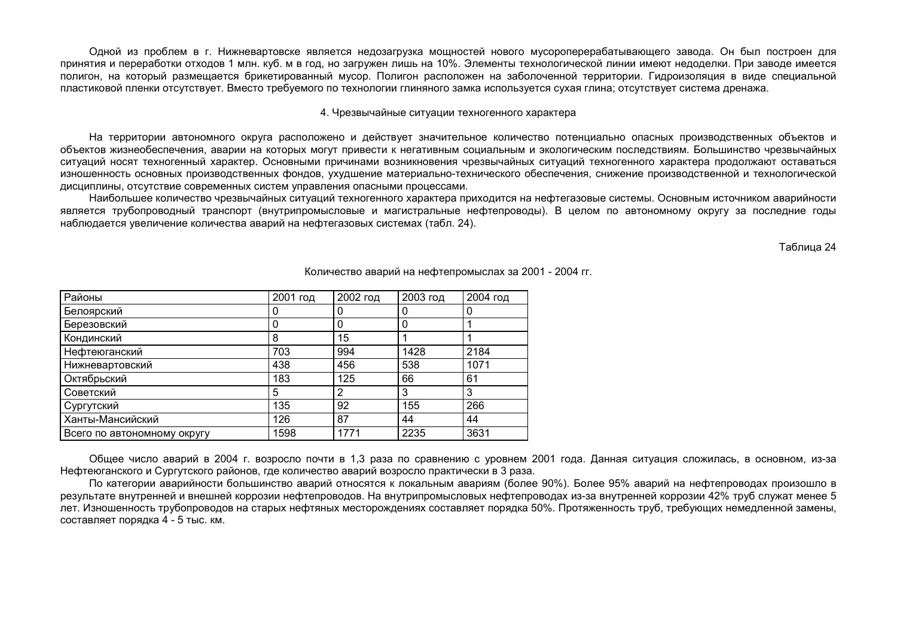Одной из проблем в г. Нижневартовске является недозагрузка мощностей нового мусороперерабатывающего завода. Он был построен для принятия и переработки отходов 1 млн. куб. м в год, но загружен лишь на 10%. Элементы технологической линии имеют недоделки. При заводе имеется полигон, на который размещается брикетированный мусор. Полигон расположен на заболоченной территории. Гидроизоляция в виде специальной пластиковой пленки отсутствует. Вместо требуемого по технологии глиняного замка используется сухая глина; отсутствует система дренажа.

## 4. Чрезвычайные ситуации техногенного характера

На территории автономного округа расположено и действует значительное количество потенциально опасных производственных объектов и объектов жизнеобеспечения, аварии на которых могут привести к негативным социальным и экологическим последствиям. Большинство чрезвычайных ситуаций носят техногенный характер. Основными причинами возникновения чрезвычайных ситуаций техногенного характера продолжают оставаться изношенность основных производственных фондов, ухудшение материально-технического обеспечения, снижение производственной и технологической дисциплины, отсутствие современных систем управления опасными процессами.

Наибольшее количество чрезвычайных ситуаций техногенного характера приходится на нефтегазовые системы. Основным источником аварийности является трубопроводный транспорт (внутрипромысловые и магистральные нефтепроводы). В целом по автономному округу за последние годы наблюдается увеличение количества аварий на нефтегазовых системах (табл. 24).

Таблица 24

Количество аварий на нефтепромыслах за 2001 - 2004 гг.

| Районы | 2001 год | 2002 год | 2003 год | 2004 год |
|---|---|---|---|---|
| Белоярский | 0 | 0 | 0 | 0 |
| Березовский | 0 | 0 | 0 | 1 |
| Кондинский | 8 | 15 | 1 | 1 |
| Нефтеюганский | 703 | 994 | 1428 | 2184 |
| Нижневартовский | 438 | 456 | 538 | 1071 |
| Октябрьский | 183 | 125 | 66 | 61 |
| Советский | 5 | 2 | 3 | 3 |
| Сургутский | 135 | 92 | 155 | 266 |
| Ханты-Мансийский | 126 | 87 | 44 | 44 |
| Всего по автономному округу | 1598 | 1771 | 2235 | 3631 |

Общее число аварий в 2004 г. возросло почти в 1,3 раза по сравнению с уровнем 2001 года. Данная ситуация сложилась, в основном, из-за Нефтеюганского и Сургутского районов, где количество аварий возросло практически в 3 раза.

По категории аварийности большинство аварий относятся к локальным авариям (более 90%). Более 95% аварий на нефтепроводах произошло в результате внутренней и внешней коррозии нефтепроводов. На внутрипромысловых нефтепроводах из-за внутренней коррозии 42% труб служат менее 5 лет. Изношенность трубопроводов на старых нефтяных месторождениях составляет порядка 50%. Протяженность труб, требующих немедленной замены, составляет порядка 4 - 5 тыс. км.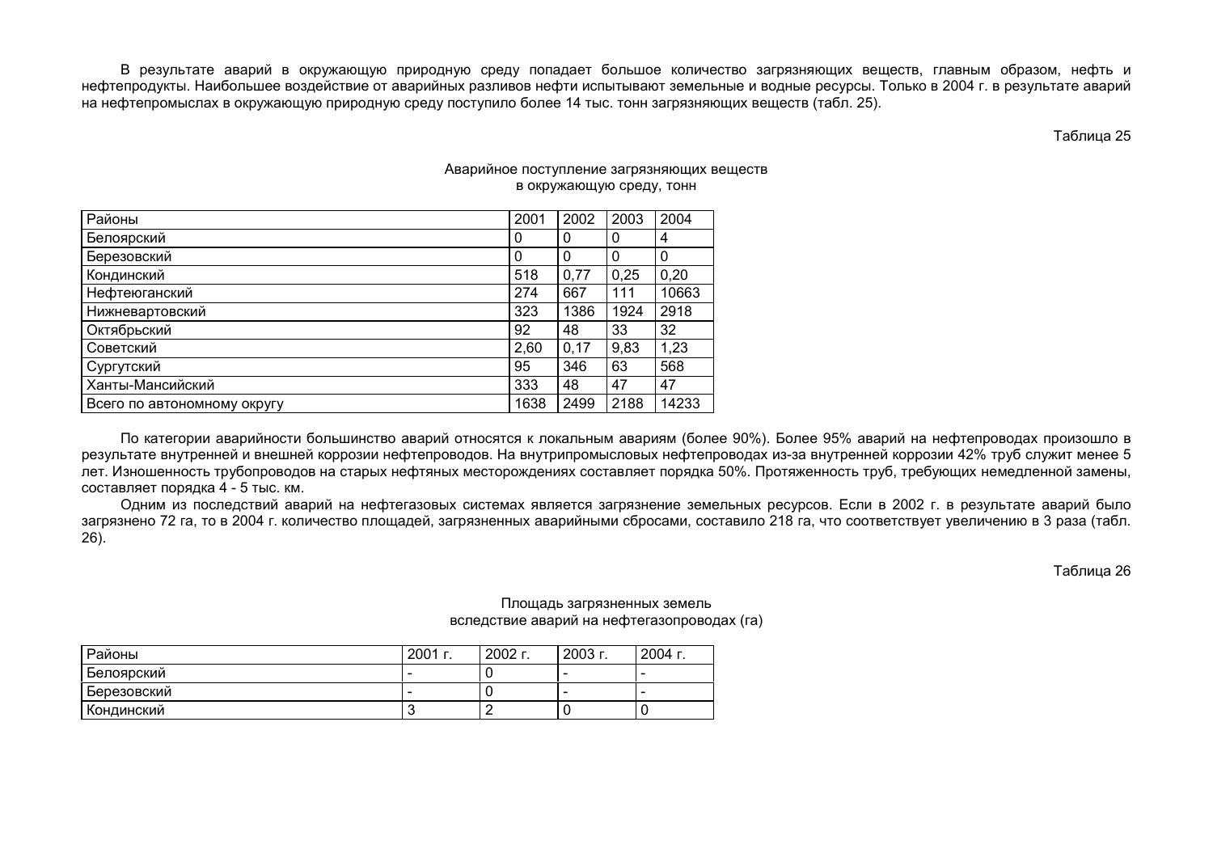В результате аварий в окружающую природную среду попадает большое количество загрязняющих веществ, главным образом, нефть и нефтепродукты. Наибольшее воздействие от аварийных разливов нефти испытывают земельные и водные ресурсы. Только в 2004 г. в результате аварий на нефтепромыслах в окружающую природную среду поступило более 14 тыс. тонн загрязняющих веществ (табл. 25).

Таблица 25

Аварийное поступление загрязняющих веществ в окружающую среду, тонн

| Районы | 2001 | 2002 | 2003 | 2004 |
|---|---|---|---|---|
| Белоярский | 0 | 0 | 0 | 4 |
| Березовский | 0 | 0 | 0 | 0 |
| Кондинский | 518 | 0,77 | 0,25 | 0,20 |
| Нефтеюганский | 274 | 667 | 111 | 10663 |
| Нижневартовский | 323 | 1386 | 1924 | 2918 |
| Октябрьский | 92 | 48 | 33 | 32 |
| Советский | 2,60 | 0,17 | 9,83 | 1,23 |
| Сургутский | 95 | 346 | 63 | 568 |
| Ханты-Мансийский | 333 | 48 | 47 | 47 |
| Всего по автономному округу | 1638 | 2499 | 2188 | 14233 |

По категории аварийности большинство аварий относятся к локальным авариям (более 90%). Более 95% аварий на нефтепроводах произошло в результате внутренней и внешней коррозии нефтепроводов. На внутрипромысловых нефтепроводах из-за внутренней коррозии 42% труб служит менее 5 лет. Изношенность трубопроводов на старых нефтяных месторождениях составляет порядка 50%. Протяженность труб, требующих немедленной замены, составляет порядка 4 - 5 тыс. км.

Одним из последствий аварий на нефтегазовых системах является загрязнение земельных ресурсов. Если в 2002 г. в результате аварий было загрязнено 72 га, то в 2004 г. количество площадей, загрязненных аварийными сбросами, составило 218 га, что соответствует увеличению в 3 раза (табл. 26).

Таблица 26

Площадь загрязненных земель вследствие аварий на нефтегазопроводах (га)

| Районы | 2001 г. | 2002 г. | 2003 г. | 2004 г. |
|---|---|---|---|---|
| Белоярский | - | 0 | - | - |
| Березовский | - | 0 | - | - |
| Кондинский | 3 | 2 | 0 | 0 |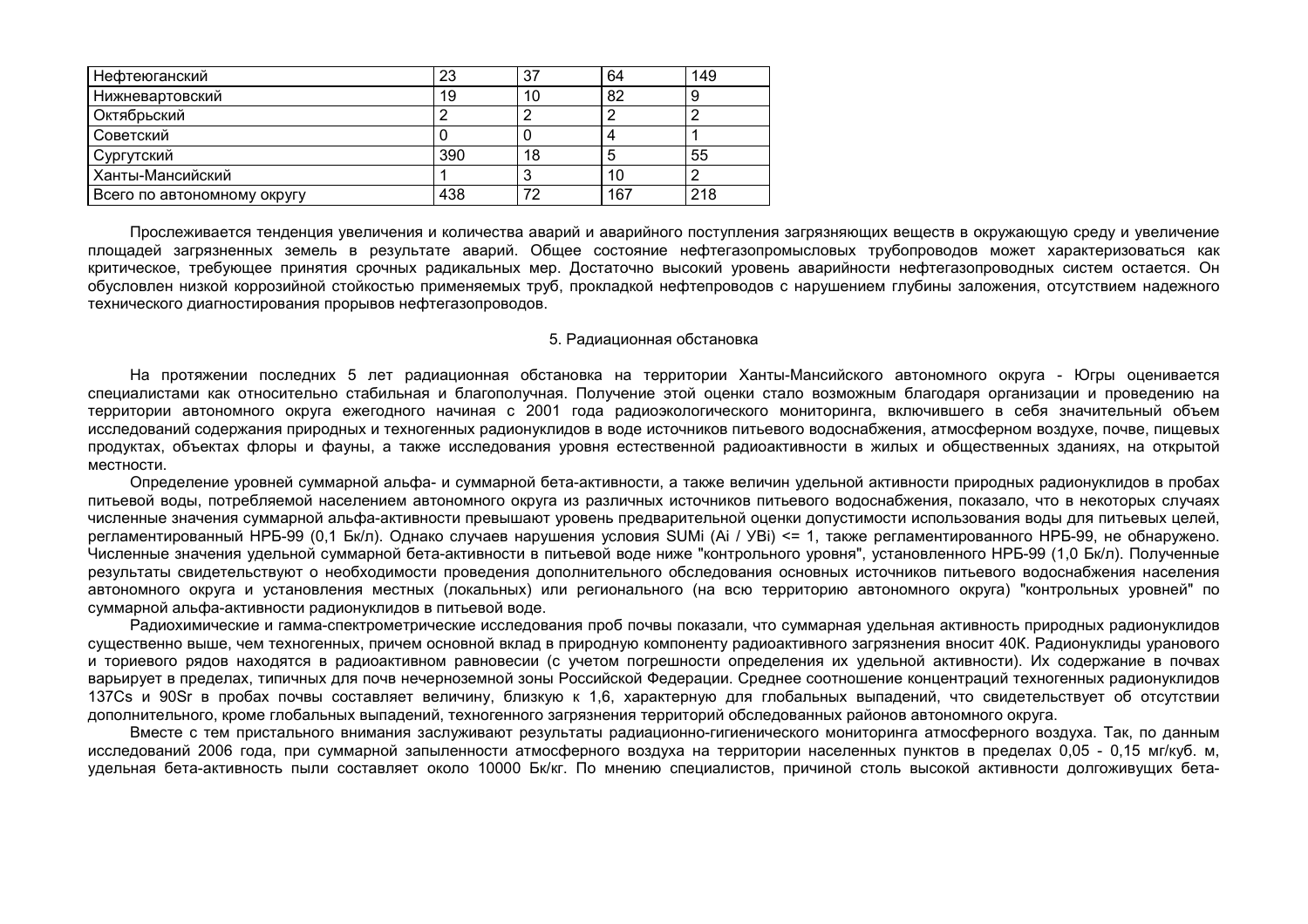| Нефтеюганский | 23 | 37 | 64 | 149 |
|---|---|---|---|---|
| Нижневартовский | 19 | 10 | 82 | 9 |
| Октябрьский | 2 | 2 | 2 | 2 |
| Советский | 0 | 0 | 4 | 1 |
| Сургутский | 390 | 18 | 5 | 55 |
| Ханты-Мансийский | 1 | 3 | 10 | 2 |
| Всего по автономному округу | 438 | 72 | 167 | 218 |

Прослеживается тенденция увеличения и количества аварий и аварийного поступления загрязняющих веществ в окружающую среду и увеличение площадей загрязненных земель в результате аварий. Общее состояние нефтегазопромысловых трубопроводов может характеризоваться как критическое, требующее принятия срочных радикальных мер. Достаточно высокий уровень аварийности нефтегазопроводных систем остается. Он обусловлен низкой коррозийной стойкостью применяемых труб, прокладкой нефтепроводов с нарушением глубины заложения, отсутствием надежного технического диагностирования прорывов нефтегазопроводов.

## 5. Радиационная обстановка

На протяжении последних 5 лет радиационная обстановка на территории Ханты-Мансийского автономного округа - Югры оценивается специалистами как относительно стабильная и благополучная. Получение этой оценки стало возможным благодаря организации и проведению на территории автономного округа ежегодного начиная с 2001 года радиоэкологического мониторинга, включившего в себя значительный объем исследований содержания природных и техногенных радионуклидов в воде источников питьевого водоснабжения, атмосферном воздухе, почве, пищевых продуктах, объектах флоры и фауны, а также исследования уровня естественной радиоактивности в жилых и общественных зданиях, на открытой местности.

Определение уровней суммарной альфа- и суммарной бета-активности, а также величин удельной активности природных радионуклидов в пробах питьевой воды, потребляемой населением автономного округа из различных источников питьевого водоснабжения, показало, что в некоторых случаях численные значения суммарной альфа-активности превышают уровень предварительной оценки допустимости использования воды для питьевых целей, регламентированный НРБ-99 (0,1 Бк/л). Однако случаев нарушения условия SUMi (Ai / УВi) <= 1, также регламентированного НРБ-99, не обнаружено. Численные значения удельной суммарной бета-активности в питьевой воде ниже "контрольного уровня", установленного НРБ-99 (1,0 Бк/л). Полученные результаты свидетельствуют о необходимости проведения дополнительного обследования основных источников питьевого водоснабжения населения автономного округа и установления местных (локальных) или регионального (на всю территорию автономного округа) "контрольных уровней" по суммарной альфа-активности радионуклидов в питьевой воде.

Радиохимические и гамма-спектрометрические исследования проб почвы показали, что суммарная удельная активность природных радионуклидов существенно выше, чем техногенных, причем основной вклад в природную компоненту радиоактивного загрязнения вносит 40K. Радионуклиды уранового и ториевого рядов находятся в радиоактивном равновесии (с учетом погрешности определения их удельной активности). Их содержание в почвах варьирует в пределах, типичных для почв нечерноземной зоны Российской Федерации. Среднее соотношение концентраций техногенных радионуклидов 137Cs и 90Sr в пробах почвы составляет величину, близкую к 1,6, характерную для глобальных выпадений, что свидетельствует об отсутствии дополнительного, кроме глобальных выпадений, техногенного загрязнения территорий обследованных районов автономного округа.

Вместе с тем пристального внимания заслуживают результаты радиационно-гигиенического мониторинга атмосферного воздуха. Так, по данным исследований 2006 года, при суммарной запыленности атмосферного воздуха на территории населенных пунктов в пределах 0,05 - 0,15 мг/куб. м, удельная бета-активность пыли составляет около 10000 Бк/кг. По мнению специалистов, причиной столь высокой активности долгоживущих бета-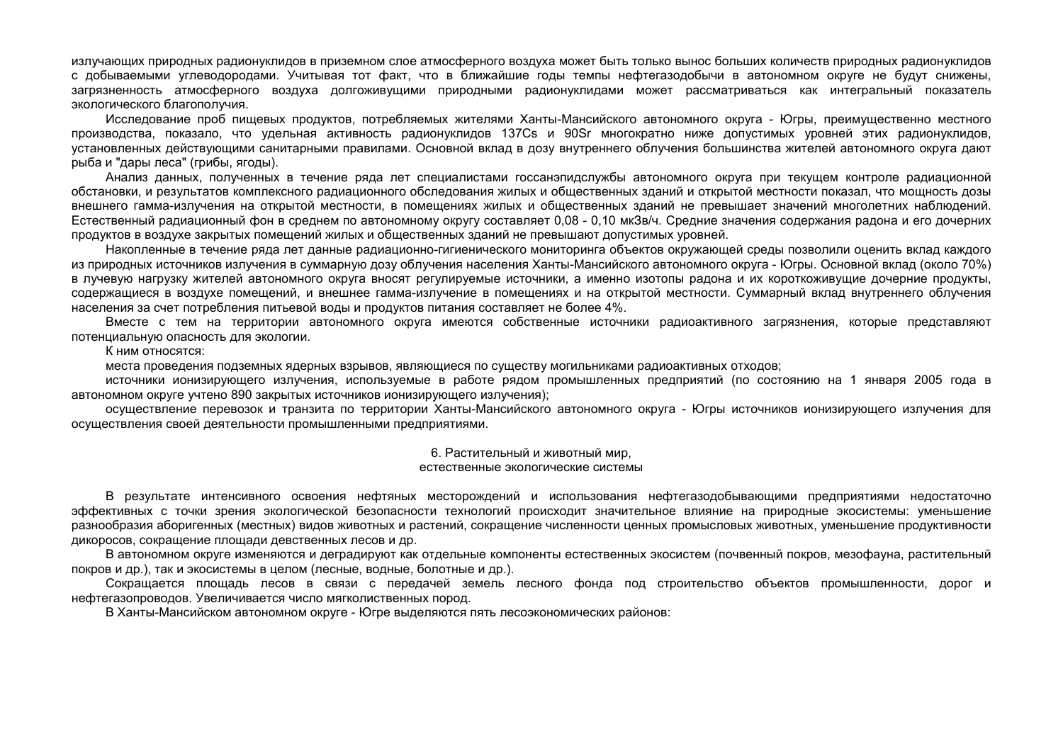излучающих природных радионуклидов в приземном слое атмосферного воздуха может быть только вынос больших количеств природных радионуклидов с добываемыми углеводородами. Учитывая тот факт, что в ближайшие годы темпы нефтегазодобычи в автономном округе не будут снижены, загрязненность атмосферного воздуха долгоживущими природными радионуклидами может рассматриваться как интегральный показатель экологического благополучия.

Исследование проб пищевых продуктов, потребляемых жителями Ханты-Мансийского автономного округа - Югры, преимущественно местного производства, показало, что удельная активность радионуклидов 137Cs и 90Sr многократно ниже допустимых уровней этих радионуклидов, установленных действующими санитарными правилами. Основной вклад в дозу внутреннего облучения большинства жителей автономного округа дают рыба и "дары леса" (грибы, ягоды).

Анализ данных, полученных в течение ряда лет специалистами госсанэпидслужбы автономного округа при текущем контроле радиационной обстановки, и результатов комплексного радиационного обследования жилых и общественных зданий и открытой местности показал, что мощность дозы внешнего гамма-излучения на открытой местности, в помещениях жилых и общественных зданий не превышает значений многолетних наблюдений. Естественный радиационный фон в среднем по автономному округу составляет 0,08 - 0,10 мкЗв/ч. Средние значения содержания радона и его дочерних продуктов в воздухе закрытых помещений жилых и общественных зданий не превышают допустимых уровней.

Накопленные в течение ряда лет данные радиационно-гигиенического мониторинга объектов окружающей среды позволили оценить вклад каждого из природных источников излучения в суммарную дозу облучения населения Ханты-Мансийского автономного округа - Югры. Основной вклад (около 70%) в лучевую нагрузку жителей автономного округа вносят регулируемые источники, а именно изотопы радона и их короткоживущие дочерние продукты, содержащиеся в воздухе помещений, и внешнее гамма-излучение в помещениях и на открытой местности. Суммарный вклад внутреннего облучения населения за счет потребления питьевой воды и продуктов питания составляет не более 4%.

Вместе с тем на территории автономного округа имеются собственные источники радиоактивного загрязнения, которые представляют потенциальную опасность для экологии.

К ним относятся:

места проведения подземных ядерных взрывов, являющиеся по существу могильниками радиоактивных отходов;

источники ионизирующего излучения, используемые в работе рядом промышленных предприятий (по состоянию на 1 января 2005 года в автономном округе учтено 890 закрытых источников ионизирующего излучения);

осуществление перевозок и транзита по территории Ханты-Мансийского автономного округа - Югры источников ионизирующего излучения для осуществления своей деятельности промышленными предприятиями.

## 6. Растительный и животный мир, естественные экологические системы

В результате интенсивного освоения нефтяных месторождений и использования нефтегазодобывающими предприятиями недостаточно эффективных с точки зрения экологической безопасности технологий происходит значительное влияние на природные экосистемы: уменьшение разнообразия аборигенных (местных) видов животных и растений, сокращение численности ценных промысловых животных, уменьшение продуктивности дикоросов, сокращение площади девственных лесов и др.

В автономном округе изменяются и деградируют как отдельные компоненты естественных экосистем (почвенный покров, мезофауна, растительный покров и др.), так и экосистемы в целом (лесные, водные, болотные и др.).

Сокращается площадь лесов в связи с передачей земель лесного фонда под строительство объектов промышленности, дорог и нефтегазопроводов. Увеличивается число мягколиственных пород.

В Ханты-Мансийском автономном округе - Югре выделяются пять лесоэкономических районов: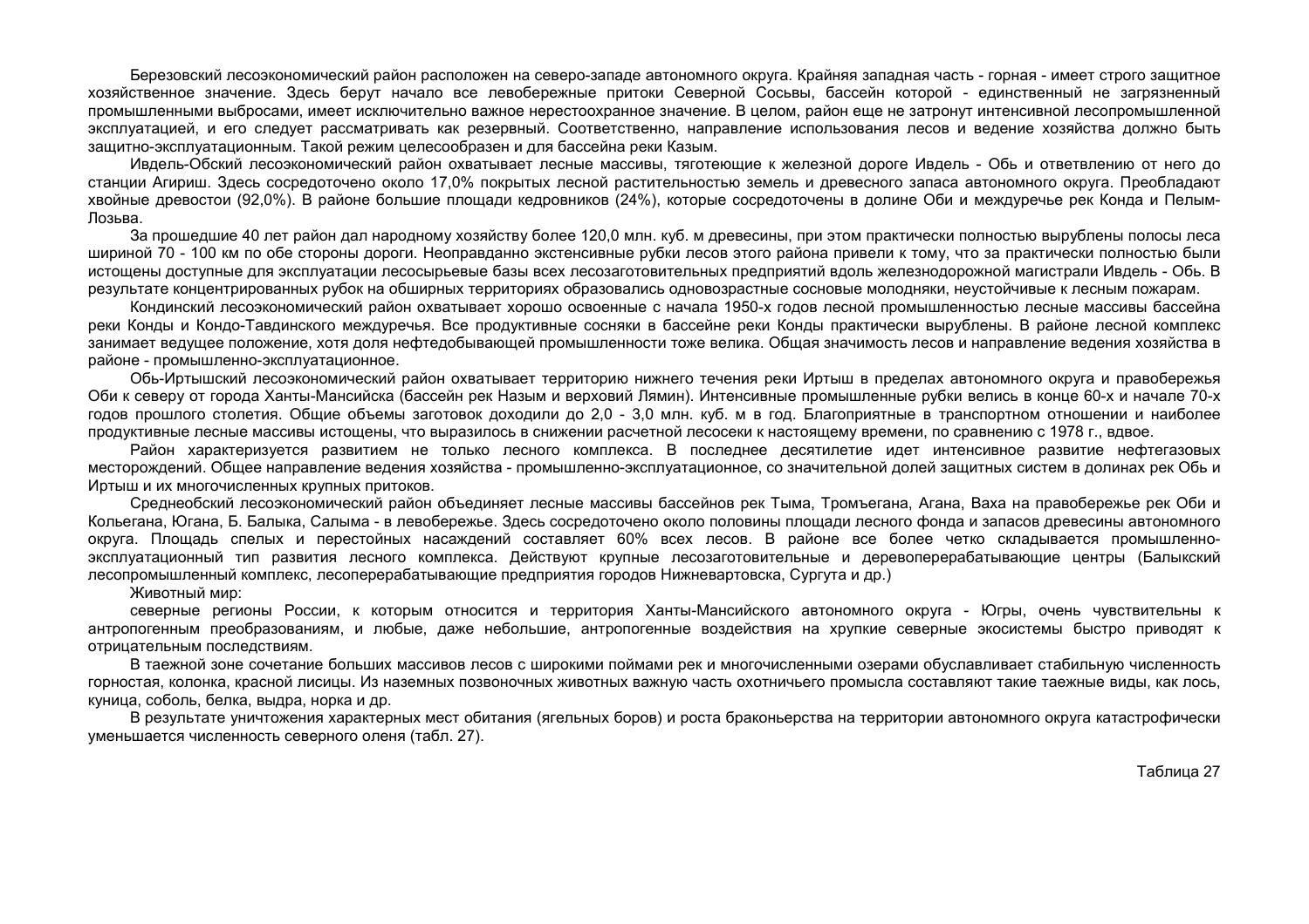Березовский лесоэкономический район расположен на северо-западе автономного округа. Крайняя западная часть - горная - имеет строго защитное хозяйственное значение. Здесь берут начало все левобережные притоки Северной Сосьвы, бассейн которой - единственный не загрязненный промышленными выбросами, имеет исключительно важное нерестоохранное значение. В целом, район еще не затронут интенсивной лесопромышленной эксплуатацией, и его следует рассматривать как резервный. Соответственно, направление использования лесов и ведение хозяйства должно быть защитно-эксплуатационным. Такой режим целесообразен и для бассейна реки Казым.

Ивдель-Обский лесоэкономический район охватывает лесные массивы, тяготеющие к железной дороге Ивдель - Обь и ответвлению от него до станции Агириш. Здесь сосредоточено около 17,0% покрытых лесной растительностью земель и древесного запаса автономного округа. Преобладают хвойные древостои (92,0%). В районе большие площади кедровников (24%), которые сосредоточены в долине Оби и междуречье рек Конда и Пелым-Лозьва.

За прошедшие 40 лет район дал народному хозяйству более 120,0 млн. куб. м древесины, при этом практически полностью вырублены полосы леса шириной 70 - 100 км по обе стороны дороги. Неоправданно экстенсивные рубки лесов этого района привели к тому, что за практически полностью были истощены доступные для эксплуатации лесосырьевые базы всех лесозаготовительных предприятий вдоль железнодорожной магистрали Ивдель - Обь. В результате концентрированных рубок на обширных территориях образовались одновозрастные сосновые молодняки, неустойчивые к лесным пожарам.

Кондинский лесоэкономический район охватывает хорошо освоенные с начала 1950-х годов лесной промышленностью лесные массивы бассейна реки Конды и Кондо-Тавдинского междуречья. Все продуктивные сосняки в бассейне реки Конды практически вырублены. В районе лесной комплекс занимает ведущее положение, хотя доля нефтедобывающей промышленности тоже велика. Общая значимость лесов и направление ведения хозяйства в районе - промышленно-эксплуатационное.

Обь-Иртышский лесоэкономический район охватывает территорию нижнего течения реки Иртыш в пределах автономного округа и правобережья Оби к северу от города Ханты-Мансийска (бассейн рек Назым и верховий Лямин). Интенсивные промышленные рубки велись в конце 60-х и начале 70-х годов прошлого столетия. Общие объемы заготовок доходили до 2,0 - 3,0 млн. куб. м в год. Благоприятные в транспортном отношении и наиболее продуктивные лесные массивы истощены, что выразилось в снижении расчетной лесосеки к настоящему времени, по сравнению с 1978 г., вдвое.

Район характеризуется развитием не только лесного комплекса. В последнее десятилетие идет интенсивное развитие нефтегазовых месторождений. Общее направление ведения хозяйства - промышленно-эксплуатационное, со значительной долей защитных систем в долинах рек Обь и Иртыш и их многочисленных крупных притоков.

Среднеобский лесоэкономический район объединяет лесные массивы бассейнов рек Тыма, Тромъегана, Агана, Ваха на правобережье рек Оби и Кольегана, Югана, Б. Балыка, Салыма - в левобережье. Здесь сосредоточено около половины площади лесного фонда и запасов древесины автономного округа. Площадь спелых и перестойных насаждений составляет 60% всех лесов. В районе все более четко складывается промышленно-эксплуатационный тип развития лесного комплекса. Действуют крупные лесозаготовительные и деревоперерабатывающие центры (Балыкский лесопромышленный комплекс, лесоперерабатывающие предприятия городов Нижневартовска, Сургута и др.)

Животный мир:

северные регионы России, к которым относится и территория Ханты-Мансийского автономного округа - Югры, очень чувствительны к антропогенным преобразованиям, и любые, даже небольшие, антропогенные воздействия на хрупкие северные экосистемы быстро приводят к отрицательным последствиям.

В таежной зоне сочетание больших массивов лесов с широкими поймами рек и многочисленными озерами обуславливает стабильную численность горностая, колонка, красной лисицы. Из наземных позвоночных животных важную часть охотничьего промысла составляют такие таежные виды, как лось, куница, соболь, белка, выдра, норка и др.

В результате уничтожения характерных мест обитания (ягельных боров) и роста браконьерства на территории автономного округа катастрофически уменьшается численность северного оленя (табл. 27).

Таблица 27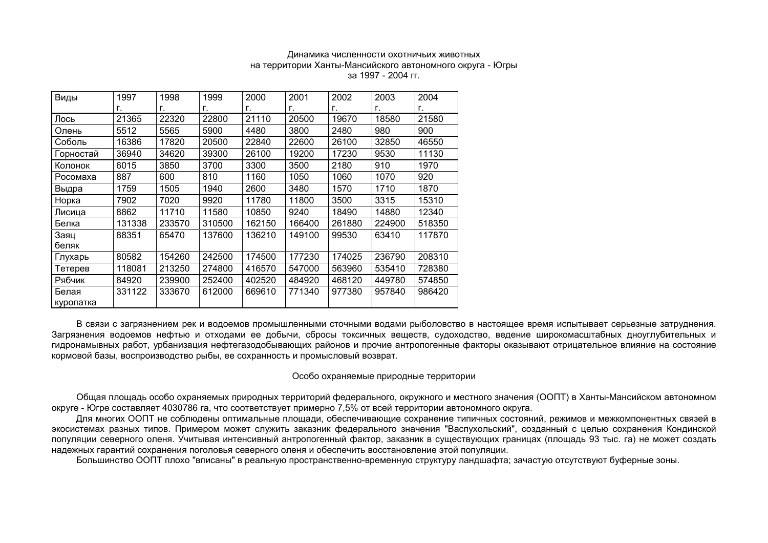Динамика численности охотничьих животных
на территории Ханты-Мансийского автономного округа - Югры
за 1997 - 2004 гг.

| Виды | 1997 г. | 1998 г. | 1999 г. | 2000 г. | 2001 г. | 2002 г. | 2003 г. | 2004 г. |
|---|---|---|---|---|---|---|---|---|
| Лось | 21365 | 22320 | 22800 | 21110 | 20500 | 19670 | 18580 | 21580 |
| Олень | 5512 | 5565 | 5900 | 4480 | 3800 | 2480 | 980 | 900 |
| Соболь | 16386 | 17820 | 20500 | 22840 | 22600 | 26100 | 32850 | 46550 |
| Горностай | 36940 | 34620 | 39300 | 26100 | 19200 | 17230 | 9530 | 11130 |
| Колонок | 6015 | 3850 | 3700 | 3300 | 3500 | 2180 | 910 | 1970 |
| Росомаха | 887 | 600 | 810 | 1160 | 1050 | 1060 | 1070 | 920 |
| Выдра | 1759 | 1505 | 1940 | 2600 | 3480 | 1570 | 1710 | 1870 |
| Норка | 7902 | 7020 | 9920 | 11780 | 11800 | 3500 | 3315 | 15310 |
| Лисица | 8862 | 11710 | 11580 | 10850 | 9240 | 18490 | 14880 | 12340 |
| Белка | 131338 | 233570 | 310500 | 162150 | 166400 | 261880 | 224900 | 518350 |
| Заяц беляк | 88351 | 65470 | 137600 | 136210 | 149100 | 99530 | 63410 | 117870 |
| Глухарь | 80582 | 154260 | 242500 | 174500 | 177230 | 174025 | 236790 | 208310 |
| Тетерев | 118081 | 213250 | 274800 | 416570 | 547000 | 563960 | 535410 | 728380 |
| Рябчик | 84920 | 239900 | 252400 | 402520 | 484920 | 468120 | 449780 | 574850 |
| Белая куропатка | 331122 | 333670 | 612000 | 669610 | 771340 | 977380 | 957840 | 986420 |

В связи с загрязнением рек и водоемов промышленными сточными водами рыболовство в настоящее время испытывает серьезные затруднения. Загрязнения водоемов нефтью и отходами ее добычи, сбросы токсичных веществ, судоходство, ведение широкомасштабных дноуглубительных и гидронамывных работ, урбанизация нефтегазодобывающих районов и прочие антропогенные факторы оказывают отрицательное влияние на состояние кормовой базы, воспроизводство рыбы, ее сохранность и промысловый возврат.

## Особо охраняемые природные территории

Общая площадь особо охраняемых природных территорий федерального, окружного и местного значения (ООПТ) в Ханты-Мансийском автономном округе - Югре составляет 4030786 га, что соответствует примерно 7,5% от всей территории автономного округа.

Для многих ООПТ не соблюдены оптимальные площади, обеспечивающие сохранение типичных состояний, режимов и межкомпонентных связей в экосистемах разных типов. Примером может служить заказник федерального значения "Васпухольский", созданный с целью сохранения Кондинской популяции северного оленя. Учитывая интенсивный антропогенный фактор, заказник в существующих границах (площадь 93 тыс. га) не может создать надежных гарантий сохранения поголовья северного оленя и обеспечить восстановление этой популяции.

Большинство ООПТ плохо "вписаны" в реальную пространственно-временную структуру ландшафта; зачастую отсутствуют буферные зоны.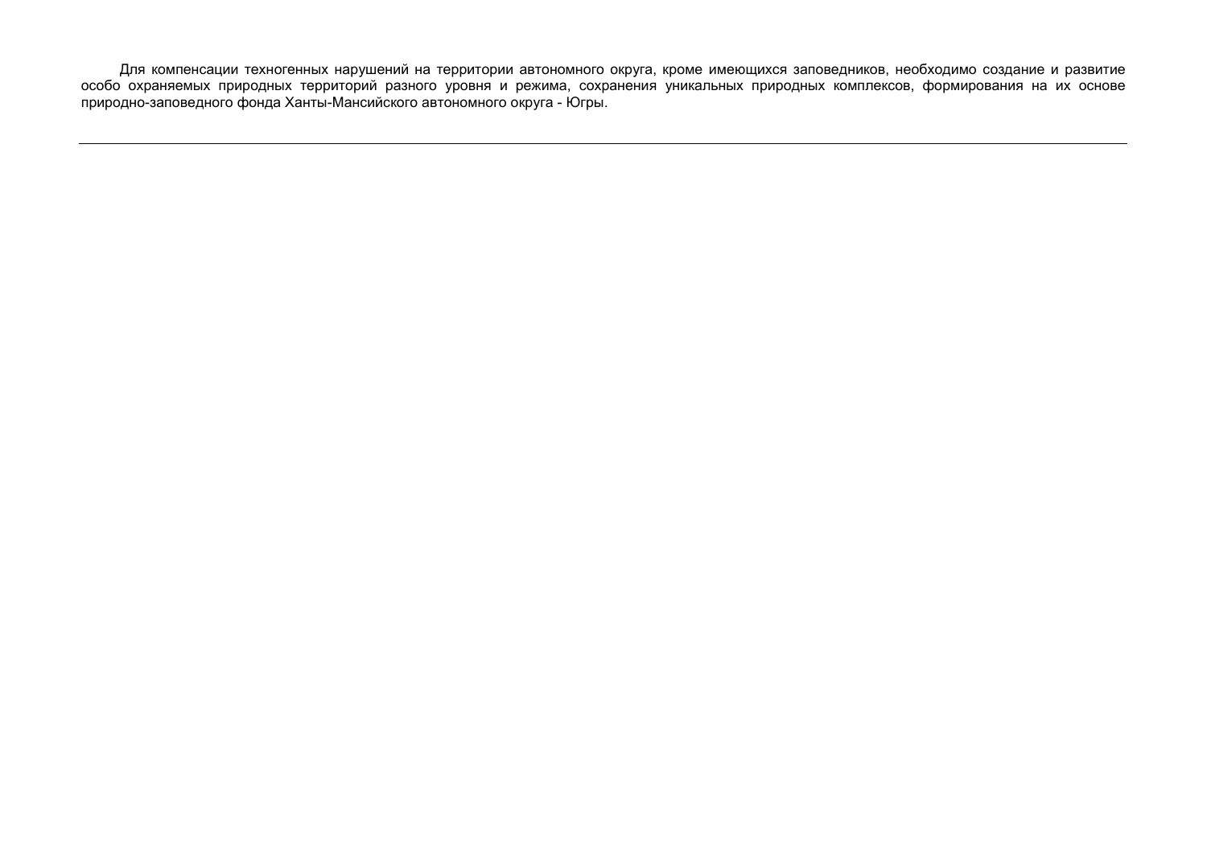Для компенсации техногенных нарушений на территории автономного округа, кроме имеющихся заповедников, необходимо создание и развитие особо охраняемых природных территорий разного уровня и режима, сохранения уникальных природных комплексов, формирования на их основе природно-заповедного фонда Ханты-Мансийского автономного округа - Югры.